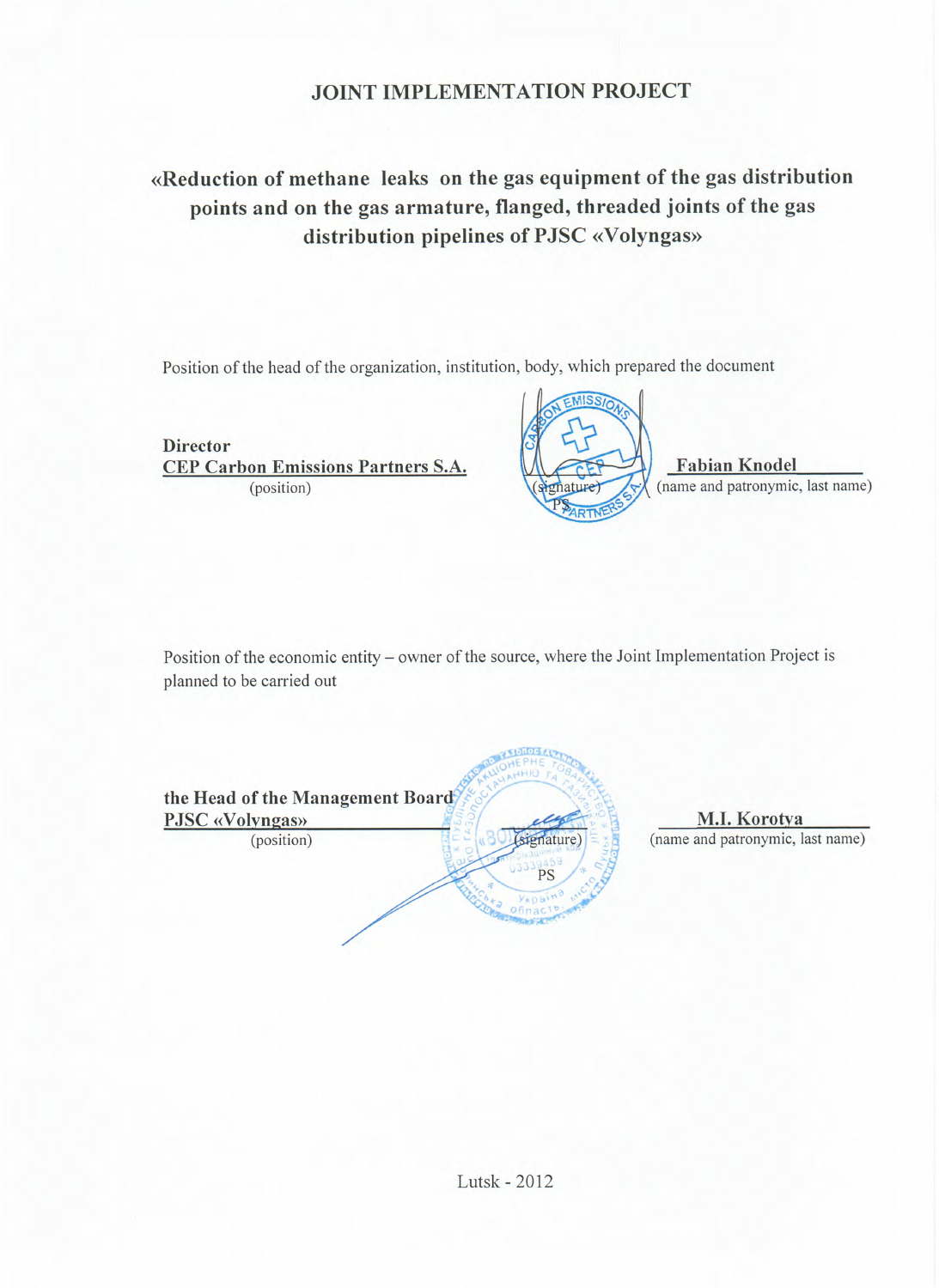# JOINT IMPLEMENTATION PROJECT

## «Reduction of methane leaks on the gas equipment of the gas distribution points and on the gas armature, flanged, threaded joints of the gas distribution pipelines of PJSC «Volyngas»

Position of the head of the organization, institution, body, which prepared the document

**Director**
**CEP Carbon Emissions Partners S.A.**
(position)

(signature)
PS

**Fabian Knodel**
(name and patronymic, last name)

Position of the economic entity – owner of the source, where the Joint Implementation Project is planned to be carried out

**the Head of the Management Board**
**PJSC «Volyngas»**
(position)

(signature)
PS

**M.I. Korotya**
(name and patronymic, last name)

Lutsk - 2012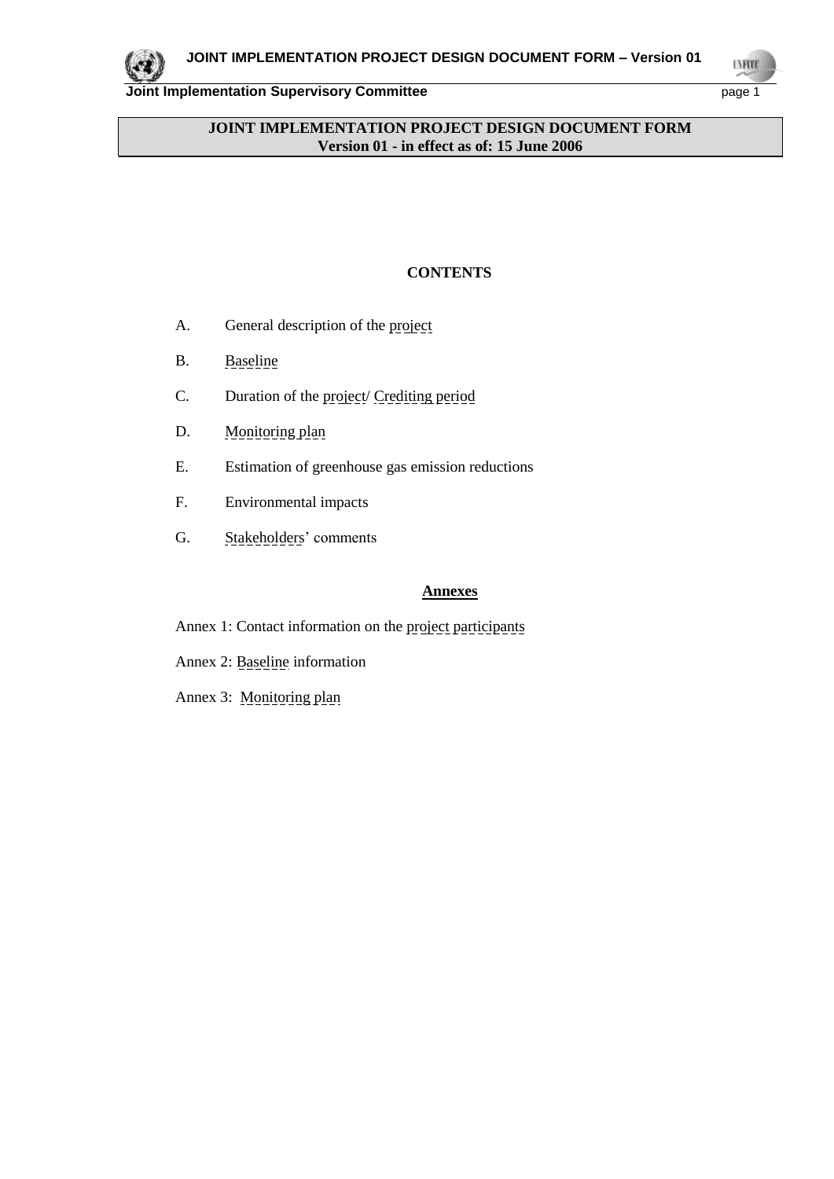**JOINT IMPLEMENTATION PROJECT DESIGN DOCUMENT FORM**
**Version 01 - in effect as of: 15 June 2006**

**CONTENTS**

A. General description of the project

B. Baseline

C. Duration of the project/ Crediting period

D. Monitoring plan

E. Estimation of greenhouse gas emission reductions

F. Environmental impacts

G. Stakeholders' comments

**Annexes**

Annex 1: Contact information on the project participants

Annex 2: Baseline information

Annex 3: Monitoring plan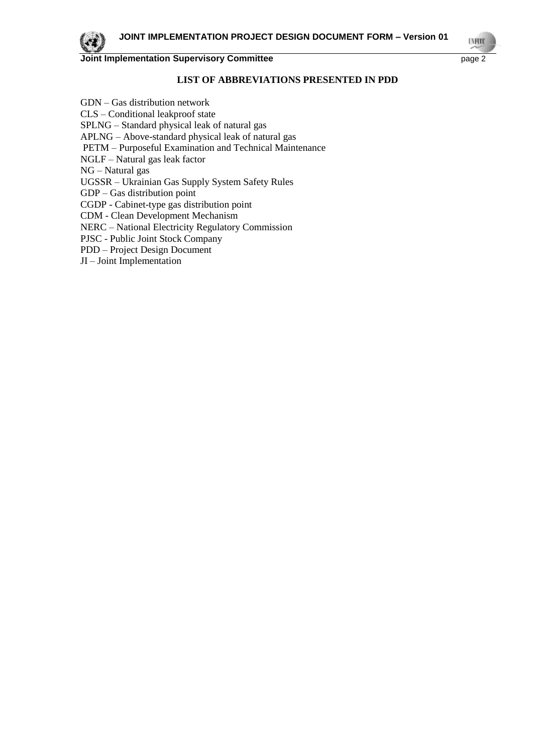## LIST OF ABBREVIATIONS PRESENTED IN PDD

GDN – Gas distribution network
CLS – Conditional leakproof state
SPLNG – Standard physical leak of natural gas
APLNG – Above-standard physical leak of natural gas
PETM – Purposeful Examination and Technical Maintenance
NGLF – Natural gas leak factor
NG – Natural gas
UGSSR – Ukrainian Gas Supply System Safety Rules
GDP – Gas distribution point
CGDP - Cabinet-type gas distribution point
CDM - Clean Development Mechanism
NERC – National Electricity Regulatory Commission
PJSC - Public Joint Stock Company
PDD – Project Design Document
JI – Joint Implementation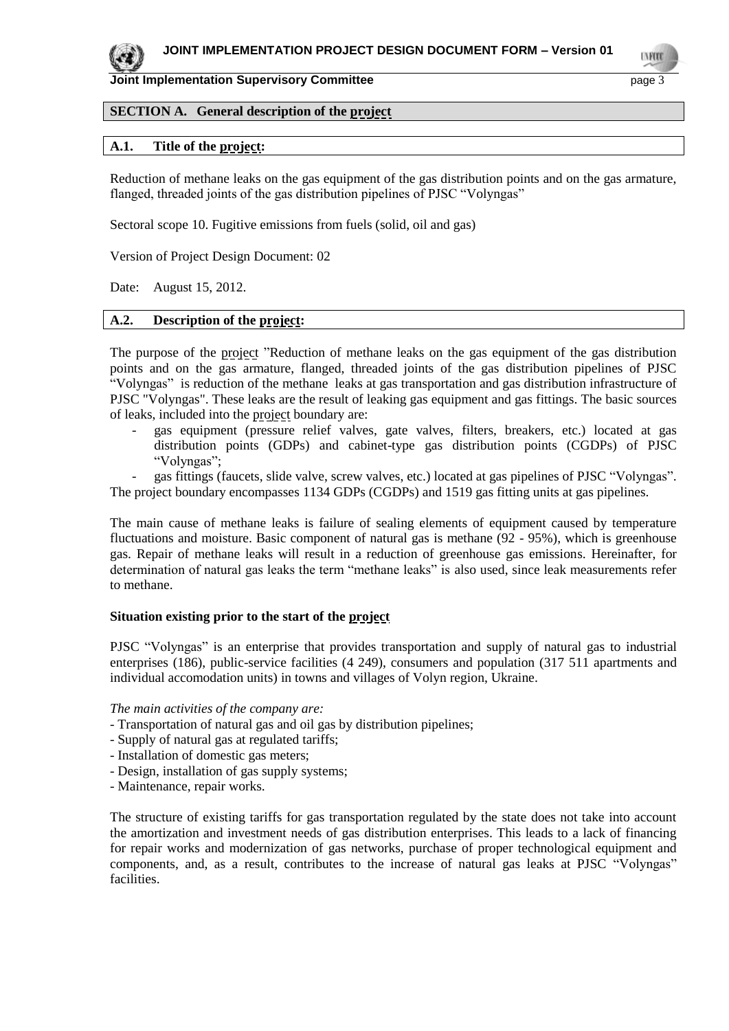## SECTION A. General description of the project

### A.1. Title of the project:

Reduction of methane leaks on the gas equipment of the gas distribution points and on the gas armature, flanged, threaded joints of the gas distribution pipelines of PJSC "Volyngas"

Sectoral scope 10. Fugitive emissions from fuels (solid, oil and gas)

Version of Project Design Document: 02

Date: August 15, 2012.

### A.2. Description of the project:

The purpose of the project "Reduction of methane leaks on the gas equipment of the gas distribution points and on the gas armature, flanged, threaded joints of the gas distribution pipelines of PJSC "Volyngas" is reduction of the methane leaks at gas transportation and gas distribution infrastructure of PJSC "Volyngas". These leaks are the result of leaking gas equipment and gas fittings. The basic sources of leaks, included into the project boundary are:

- gas equipment (pressure relief valves, gate valves, filters, breakers, etc.) located at gas distribution points (GDPs) and cabinet-type gas distribution points (CGDPs) of PJSC "Volyngas";
- gas fittings (faucets, slide valve, screw valves, etc.) located at gas pipelines of PJSC "Volyngas".

The project boundary encompasses 1134 GDPs (CGDPs) and 1519 gas fitting units at gas pipelines.

The main cause of methane leaks is failure of sealing elements of equipment caused by temperature fluctuations and moisture. Basic component of natural gas is methane (92 - 95%), which is greenhouse gas. Repair of methane leaks will result in a reduction of greenhouse gas emissions. Hereinafter, for determination of natural gas leaks the term "methane leaks" is also used, since leak measurements refer to methane.

**Situation existing prior to the start of the project**

PJSC "Volyngas" is an enterprise that provides transportation and supply of natural gas to industrial enterprises (186), public-service facilities (4 249), consumers and population (317 511 apartments and individual accomodation units) in towns and villages of Volyn region, Ukraine.

*The main activities of the company are:*

- Transportation of natural gas and oil gas by distribution pipelines;
- Supply of natural gas at regulated tariffs;
- Installation of domestic gas meters;
- Design, installation of gas supply systems;
- Maintenance, repair works.

The structure of existing tariffs for gas transportation regulated by the state does not take into account the amortization and investment needs of gas distribution enterprises. This leads to a lack of financing for repair works and modernization of gas networks, purchase of proper technological equipment and components, and, as a result, contributes to the increase of natural gas leaks at PJSC "Volyngas" facilities.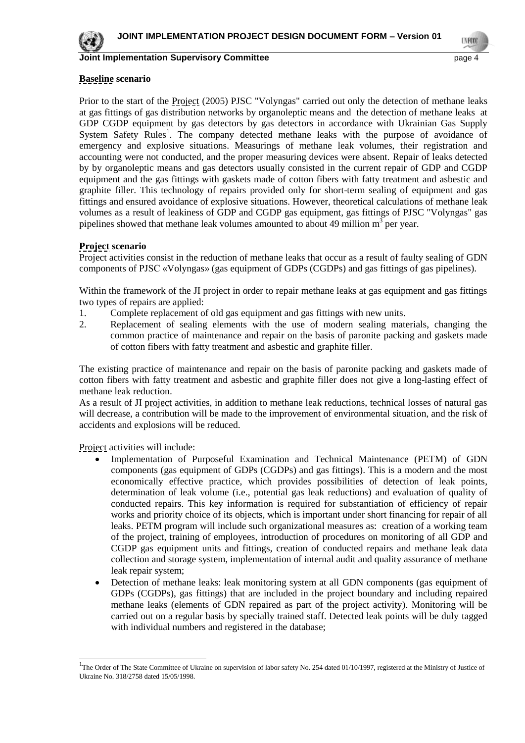**Baseline scenario**

Prior to the start of the Project (2005) PJSC "Volyngas" carried out only the detection of methane leaks at gas fittings of gas distribution networks by organoleptic means and the detection of methane leaks at GDP CGDP equipment by gas detectors by gas detectors in accordance with Ukrainian Gas Supply System Safety Rules[1]. The company detected methane leaks with the purpose of avoidance of emergency and explosive situations. Measurings of methane leak volumes, their registration and accounting were not conducted, and the proper measuring devices were absent. Repair of leaks detected by by organoleptic means and gas detectors usually consisted in the current repair of GDP and CGDP equipment and the gas fittings with gaskets made of cotton fibers with fatty treatment and asbestic and graphite filler. This technology of repairs provided only for short-term sealing of equipment and gas fittings and ensured avoidance of explosive situations. However, theoretical calculations of methane leak volumes as a result of leakiness of GDP and CGDP gas equipment, gas fittings of PJSC "Volyngas" gas pipelines showed that methane leak volumes amounted to about 49 million $m^3$ per year.

**Project scenario**

Project activities consist in the reduction of methane leaks that occur as a result of faulty sealing of GDN components of PJSC «Volyngas» (gas equipment of GDPs (CGDPs) and gas fittings of gas pipelines).

Within the framework of the JI project in order to repair methane leaks at gas equipment and gas fittings two types of repairs are applied:

1. Complete replacement of old gas equipment and gas fittings with new units.
2. Replacement of sealing elements with the use of modern sealing materials, changing the common practice of maintenance and repair on the basis of paronite packing and gaskets made of cotton fibers with fatty treatment and asbestic and graphite filler.

The existing practice of maintenance and repair on the basis of paronite packing and gaskets made of cotton fibers with fatty treatment and asbestic and graphite filler does not give a long-lasting effect of methane leak reduction.

As a result of JI project activities, in addition to methane leak reductions, technical losses of natural gas will decrease, a contribution will be made to the improvement of environmental situation, and the risk of accidents and explosions will be reduced.

Project activities will include:

- Implementation of Purposeful Examination and Technical Maintenance (PETM) of GDN components (gas equipment of GDPs (CGDPs) and gas fittings). This is a modern and the most economically effective practice, which provides possibilities of detection of leak points, determination of leak volume (i.e., potential gas leak reductions) and evaluation of quality of conducted repairs. This key information is required for substantiation of efficiency of repair works and priority choice of its objects, which is important under short financing for repair of all leaks. PETM program will include such organizational measures as: creation of a working team of the project, training of employees, introduction of procedures on monitoring of all GDP and CGDP gas equipment units and fittings, creation of conducted repairs and methane leak data collection and storage system, implementation of internal audit and quality assurance of methane leak repair system;
- Detection of methane leaks: leak monitoring system at all GDN components (gas equipment of GDPs (CGDPs), gas fittings) that are included in the project boundary and including repaired methane leaks (elements of GDN repaired as part of the project activity). Monitoring will be carried out on a regular basis by specially trained staff. Detected leak points will be duly tagged with individual numbers and registered in the database;

[1] The Order of The State Committee of Ukraine on supervision of labor safety No. 254 dated 01/10/1997, registered at the Ministry of Justice of Ukraine No. 318/2758 dated 15/05/1998.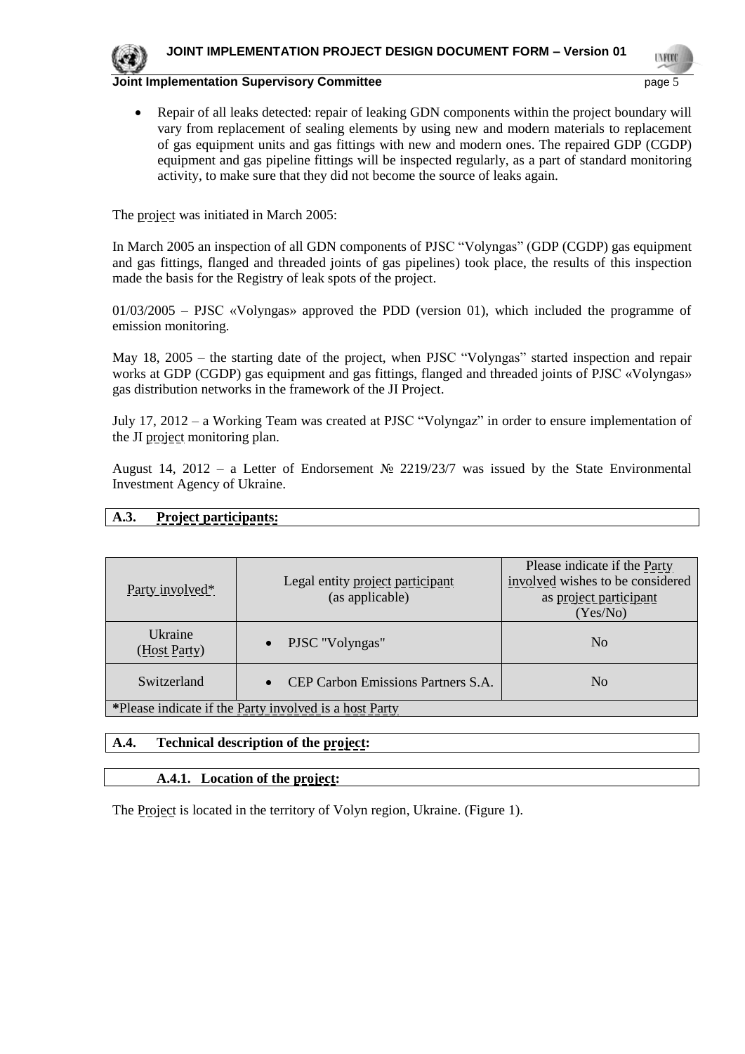- Repair of all leaks detected: repair of leaking GDN components within the project boundary will vary from replacement of sealing elements by using new and modern materials to replacement of gas equipment units and gas fittings with new and modern ones. The repaired GDP (CGDP) equipment and gas pipeline fittings will be inspected regularly, as a part of standard monitoring activity, to make sure that they did not become the source of leaks again.

The project was initiated in March 2005:

In March 2005 an inspection of all GDN components of PJSC "Volyngas" (GDP (CGDP) gas equipment and gas fittings, flanged and threaded joints of gas pipelines) took place, the results of this inspection made the basis for the Registry of leak spots of the project.

01/03/2005 – PJSC «Volyngas» approved the PDD (version 01), which included the programme of emission monitoring.

May 18, 2005 – the starting date of the project, when PJSC "Volyngas" started inspection and repair works at GDP (CGDP) gas equipment and gas fittings, flanged and threaded joints of PJSC «Volyngas» gas distribution networks in the framework of the JI Project.

July 17, 2012 – a Working Team was created at PJSC "Volyngaz" in order to ensure implementation of the JI project monitoring plan.

August 14, 2012 – a Letter of Endorsement № 2219/23/7 was issued by the State Environmental Investment Agency of Ukraine.

## A.3. Project participants:

| Party involved* | Legal entity project participant (as applicable) | Please indicate if the Party involved wishes to be considered as project participant (Yes/No) |
|---|---|---|
| Ukraine (Host Party) | • PJSC "Volyngas" | No |
| Switzerland | • CEP Carbon Emissions Partners S.A. | No |

*Please indicate if the Party involved is a host Party

## A.4. Technical description of the project:

### A.4.1. Location of the project:

The Project is located in the territory of Volyn region, Ukraine. (Figure 1).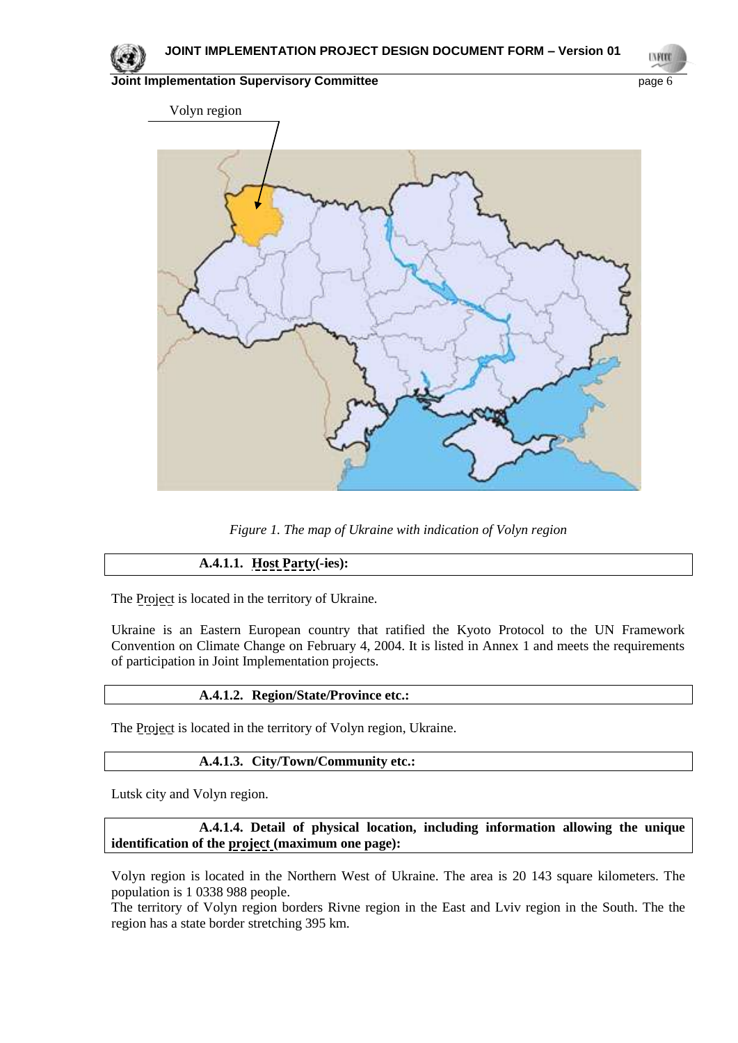Volyn region

*Figure 1. The map of Ukraine with indication of Volyn region*

#### A.4.1.1. Host Party(-ies):

The Project is located in the territory of Ukraine.

Ukraine is an Eastern European country that ratified the Kyoto Protocol to the UN Framework Convention on Climate Change on February 4, 2004. It is listed in Annex 1 and meets the requirements of participation in Joint Implementation projects.

#### A.4.1.2. Region/State/Province etc.:

The Project is located in the territory of Volyn region, Ukraine.

#### A.4.1.3. City/Town/Community etc.:

Lutsk city and Volyn region.

#### A.4.1.4. Detail of physical location, including information allowing the unique identification of the project (maximum one page):

Volyn region is located in the Northern West of Ukraine. The area is 20 143 square kilometers. The population is 1 0338 988 people.
The territory of Volyn region borders Rivne region in the East and Lviv region in the South. The the region has a state border stretching 395 km.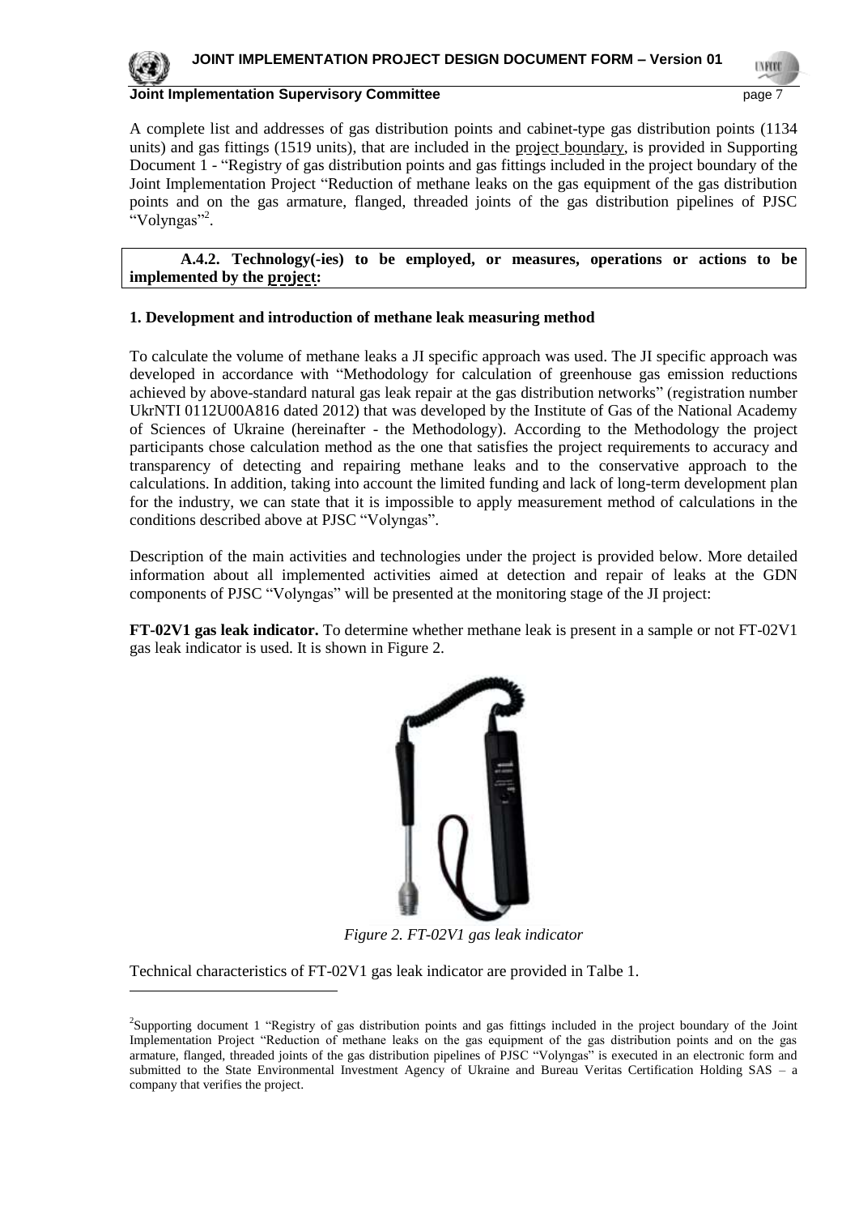A complete list and addresses of gas distribution points and cabinet-type gas distribution points (1134 units) and gas fittings (1519 units), that are included in the project boundary, is provided in Supporting Document 1 - "Registry of gas distribution points and gas fittings included in the project boundary of the Joint Implementation Project "Reduction of methane leaks on the gas equipment of the gas distribution points and on the gas armature, flanged, threaded joints of the gas distribution pipelines of PJSC "Volyngas"[2].

**A.4.2. Technology(-ies) to be employed, or measures, operations or actions to be implemented by the project:**

**1. Development and introduction of methane leak measuring method**

To calculate the volume of methane leaks a JI specific approach was used. The JI specific approach was developed in accordance with "Methodology for calculation of greenhouse gas emission reductions achieved by above-standard natural gas leak repair at the gas distribution networks" (registration number UkrNTI 0112U00A816 dated 2012) that was developed by the Institute of Gas of the National Academy of Sciences of Ukraine (hereinafter - the Methodology). According to the Methodology the project participants chose calculation method as the one that satisfies the project requirements to accuracy and transparency of detecting and repairing methane leaks and to the conservative approach to the calculations. In addition, taking into account the limited funding and lack of long-term development plan for the industry, we can state that it is impossible to apply measurement method of calculations in the conditions described above at PJSC "Volyngas".

Description of the main activities and technologies under the project is provided below. More detailed information about all implemented activities aimed at detection and repair of leaks at the GDN components of PJSC "Volyngas" will be presented at the monitoring stage of the JI project:

**FT-02V1 gas leak indicator.** To determine whether methane leak is present in a sample or not FT-02V1 gas leak indicator is used. It is shown in Figure 2.

*Figure 2. FT-02V1 gas leak indicator*

Technical characteristics of FT-02V1 gas leak indicator are provided in Talbe 1.

[2]Supporting document 1 "Registry of gas distribution points and gas fittings included in the project boundary of the Joint Implementation Project "Reduction of methane leaks on the gas equipment of the gas distribution points and on the gas armature, flanged, threaded joints of the gas distribution pipelines of PJSC "Volyngas" is executed in an electronic form and submitted to the State Environmental Investment Agency of Ukraine and Bureau Veritas Certification Holding SAS – a company that verifies the project.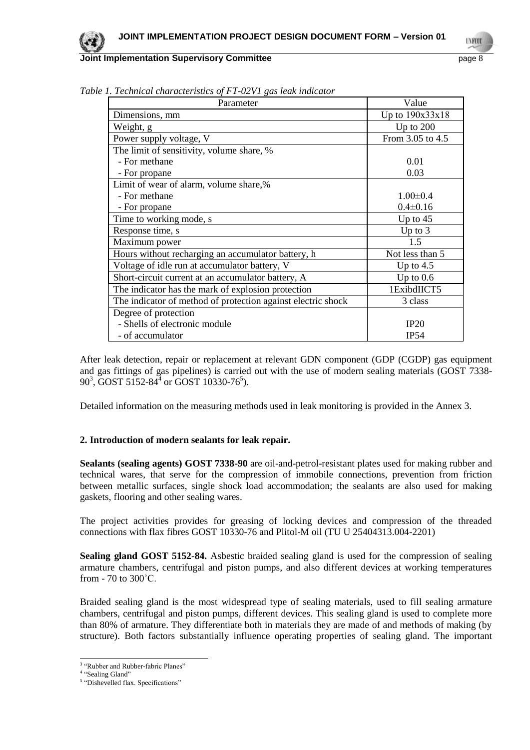*Table 1. Technical characteristics of FT-02V1 gas leak indicator*

| Parameter | Value |
|---|---|
| Dimensions, mm | Up to 190x33x18 |
| Weight, g | Up to 200 |
| Power supply voltage, V | From 3.05 to 4.5 |
| The limit of sensitivity, volume share, %<br>- For methane<br>- For propane | <br>0.01<br>0.03 |
| Limit of wear of alarm, volume share,%<br>- For methane<br>- For propane | <br>1.00±0.4<br>0.4±0.16 |
| Time to working mode, s | Up to 45 |
| Response time, s | Up to 3 |
| Maximum power | 1.5 |
| Hours without recharging an accumulator battery, h | Not less than 5 |
| Voltage of idle run at accumulator battery, V | Up to 4.5 |
| Short-circuit current at an accumulator battery, A | Up to 0.6 |
| The indicator has the mark of explosion protection | 1ExibdIICT5 |
| The indicator of method of protection against electric shock | 3 class |
| Degree of protection<br>- Shells of electronic module<br>- of accumulator | <br>IP20<br>IP54 |

After leak detection, repair or replacement at relevant GDN component (GDP (CGDP) gas equipment and gas fittings of gas pipelines) is carried out with the use of modern sealing materials (GOST 7338-90[3], GOST 5152-84[4] or GOST 10330-76[5]).

Detailed information on the measuring methods used in leak monitoring is provided in the Annex 3.

**2. Introduction of modern sealants for leak repair.**

**Sealants (sealing agents) GOST 7338-90** are oil-and-petrol-resistant plates used for making rubber and technical wares, that serve for the compression of immobile connections, prevention from friction between metallic surfaces, single shock load accommodation; the sealants are also used for making gaskets, flooring and other sealing wares.

The project activities provides for greasing of locking devices and compression of the threaded connections with flax fibres GOST 10330-76 and Plitol-M oil (TU U 25404313.004-2201)

**Sealing gland GOST 5152-84.** Asbestic braided sealing gland is used for the compression of sealing armature chambers, centrifugal and piston pumps, and also different devices at working temperatures from - 70 to 300˚C.

Braided sealing gland is the most widespread type of sealing materials, used to fill sealing armature chambers, centrifugal and piston pumps, different devices. This sealing gland is used to complete more than 80% of armature. They differentiate both in materials they are made of and methods of making (by structure). Both factors substantially influence operating properties of sealing gland. The important

[3] "Rubber and Rubber-fabric Planes"

[4] "Sealing Gland"

[5] "Dishevelled flax. Specifications"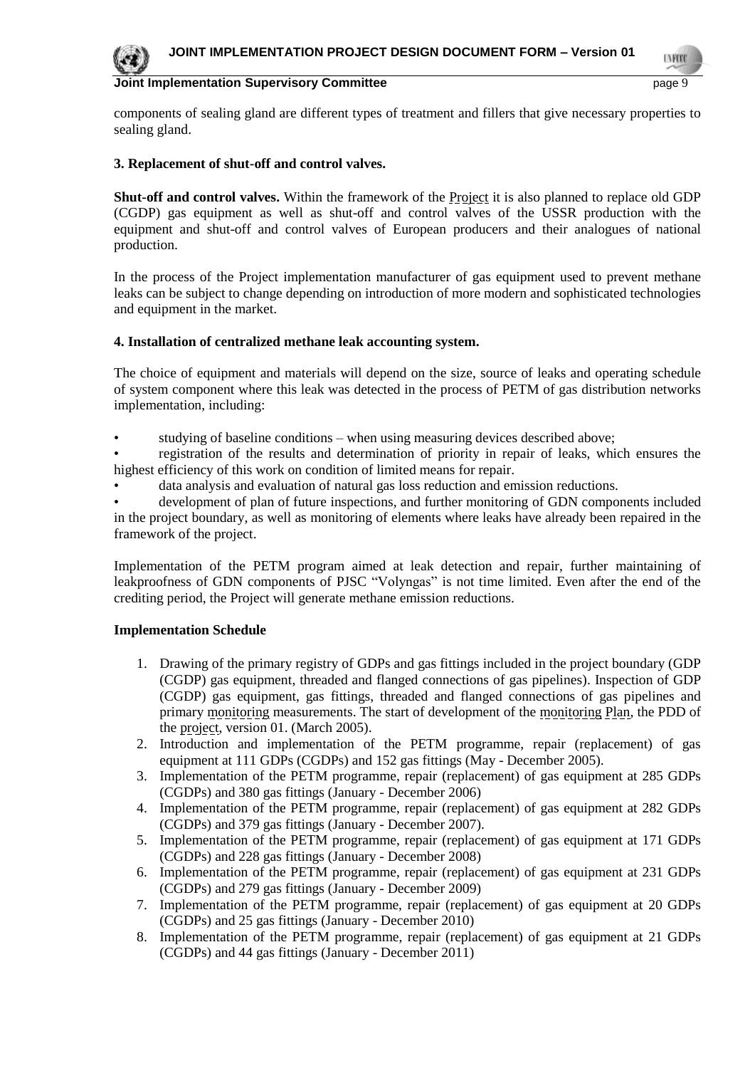components of sealing gland are different types of treatment and fillers that give necessary properties to sealing gland.

**3. Replacement of shut-off and control valves.**

**Shut-off and control valves.** Within the framework of the Project it is also planned to replace old GDP (CGDP) gas equipment as well as shut-off and control valves of the USSR production with the equipment and shut-off and control valves of European producers and their analogues of national production.

In the process of the Project implementation manufacturer of gas equipment used to prevent methane leaks can be subject to change depending on introduction of more modern and sophisticated technologies and equipment in the market.

**4. Installation of centralized methane leak accounting system.**

The choice of equipment and materials will depend on the size, source of leaks and operating schedule of system component where this leak was detected in the process of PETM of gas distribution networks implementation, including:

- studying of baseline conditions – when using measuring devices described above;
- registration of the results and determination of priority in repair of leaks, which ensures the highest efficiency of this work on condition of limited means for repair.
- data analysis and evaluation of natural gas loss reduction and emission reductions.
- development of plan of future inspections, and further monitoring of GDN components included in the project boundary, as well as monitoring of elements where leaks have already been repaired in the framework of the project.

Implementation of the PETM program aimed at leak detection and repair, further maintaining of leakproofness of GDN components of PJSC "Volyngas" is not time limited. Even after the end of the crediting period, the Project will generate methane emission reductions.

**Implementation Schedule**

1. Drawing of the primary registry of GDPs and gas fittings included in the project boundary (GDP (CGDP) gas equipment, threaded and flanged connections of gas pipelines). Inspection of GDP (CGDP) gas equipment, gas fittings, threaded and flanged connections of gas pipelines and primary monitoring measurements. The start of development of the monitoring Plan, the PDD of the project, version 01. (March 2005).
2. Introduction and implementation of the PETM programme, repair (replacement) of gas equipment at 111 GDPs (CGDPs) and 152 gas fittings (May - December 2005).
3. Implementation of the PETM programme, repair (replacement) of gas equipment at 285 GDPs (CGDPs) and 380 gas fittings (January - December 2006)
4. Implementation of the PETM programme, repair (replacement) of gas equipment at 282 GDPs (CGDPs) and 379 gas fittings (January - December 2007).
5. Implementation of the PETM programme, repair (replacement) of gas equipment at 171 GDPs (CGDPs) and 228 gas fittings (January - December 2008)
6. Implementation of the PETM programme, repair (replacement) of gas equipment at 231 GDPs (CGDPs) and 279 gas fittings (January - December 2009)
7. Implementation of the PETM programme, repair (replacement) of gas equipment at 20 GDPs (CGDPs) and 25 gas fittings (January - December 2010)
8. Implementation of the PETM programme, repair (replacement) of gas equipment at 21 GDPs (CGDPs) and 44 gas fittings (January - December 2011)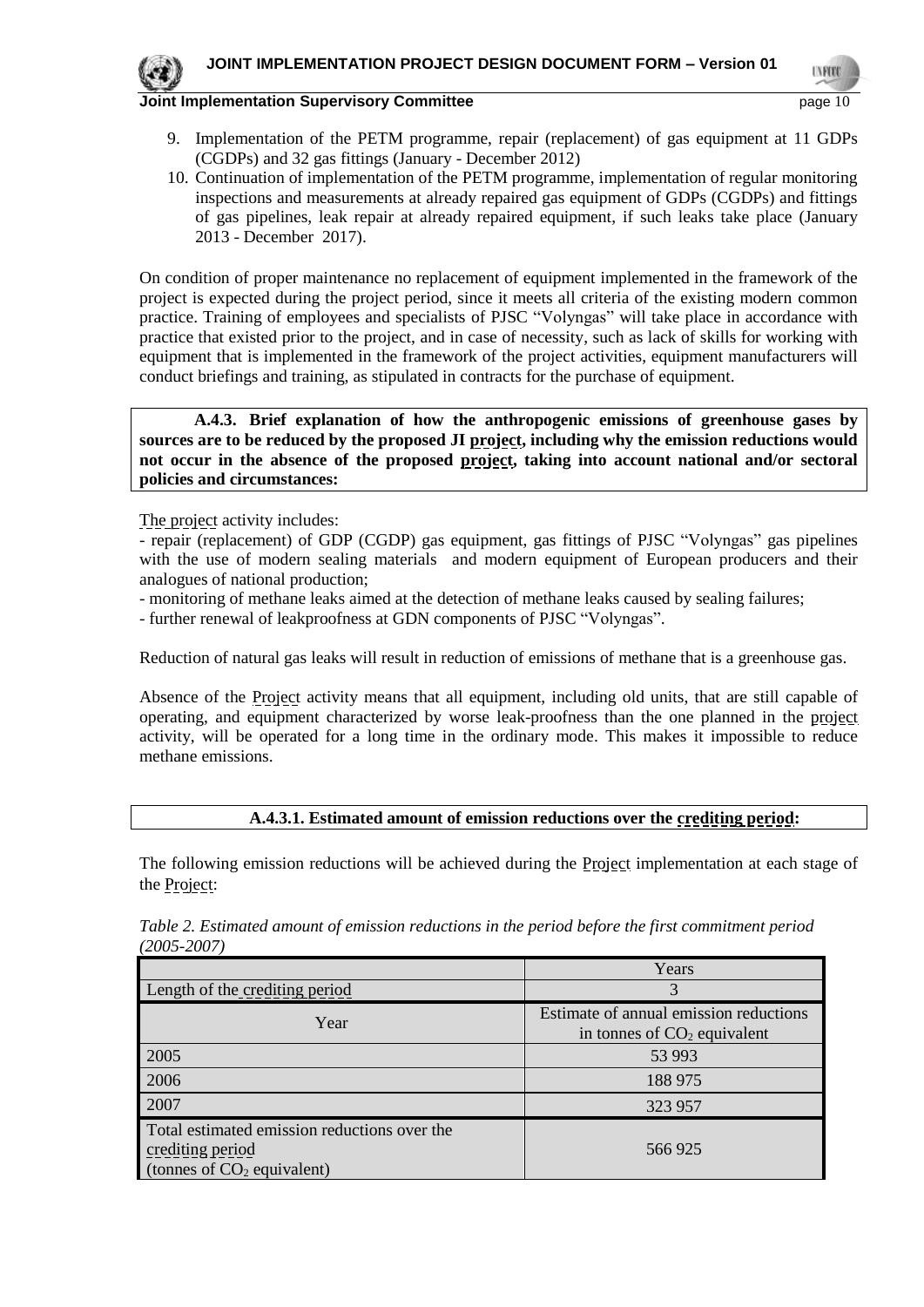9. Implementation of the PETM programme, repair (replacement) of gas equipment at 11 GDPs (CGDPs) and 32 gas fittings (January - December 2012)
10. Continuation of implementation of the PETM programme, implementation of regular monitoring inspections and measurements at already repaired gas equipment of GDPs (CGDPs) and fittings of gas pipelines, leak repair at already repaired equipment, if such leaks take place (January 2013 - December 2017).

On condition of proper maintenance no replacement of equipment implemented in the framework of the project is expected during the project period, since it meets all criteria of the existing modern common practice. Training of employees and specialists of PJSC "Volyngas" will take place in accordance with practice that existed prior to the project, and in case of necessity, such as lack of skills for working with equipment that is implemented in the framework of the project activities, equipment manufacturers will conduct briefings and training, as stipulated in contracts for the purchase of equipment.

**A.4.3. Brief explanation of how the anthropogenic emissions of greenhouse gases by sources are to be reduced by the proposed JI project, including why the emission reductions would not occur in the absence of the proposed project, taking into account national and/or sectoral policies and circumstances:**

The project activity includes:

- repair (replacement) of GDP (CGDP) gas equipment, gas fittings of PJSC "Volyngas" gas pipelines with the use of modern sealing materials and modern equipment of European producers and their analogues of national production;
- monitoring of methane leaks aimed at the detection of methane leaks caused by sealing failures;
- further renewal of leakproofness at GDN components of PJSC "Volyngas".

Reduction of natural gas leaks will result in reduction of emissions of methane that is a greenhouse gas.

Absence of the Project activity means that all equipment, including old units, that are still capable of operating, and equipment characterized by worse leak-proofness than the one planned in the project activity, will be operated for a long time in the ordinary mode. This makes it impossible to reduce methane emissions.

**A.4.3.1. Estimated amount of emission reductions over the crediting period:**

The following emission reductions will be achieved during the Project implementation at each stage of the Project:

*Table 2. Estimated amount of emission reductions in the period before the first commitment period (2005-2007)*

| | Years |
|---|---|
| Length of the crediting period | 3 |
| Year | Estimate of annual emission reductions in tonnes of $CO_2$ equivalent |
| 2005 | 53 993 |
| 2006 | 188 975 |
| 2007 | 323 957 |
| Total estimated emission reductions over the crediting period (tonnes of $CO_2$ equivalent) | 566 925 |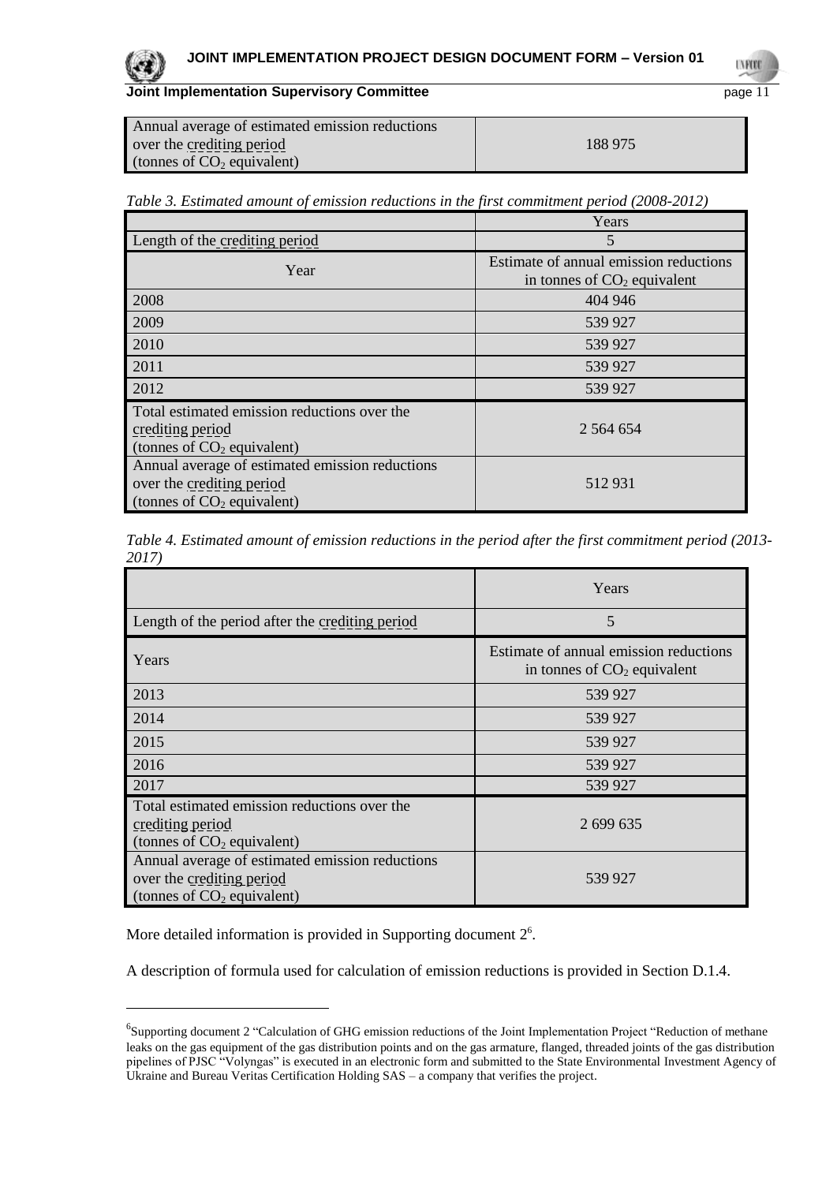| Annual average of estimated emission reductions over the crediting period (tonnes of $CO_2$ equivalent) | 188 975 |
|---|---|

*Table 3. Estimated amount of emission reductions in the first commitment period (2008-2012)*

| | Years |
|---|---|
| Length of the crediting period | 5 |
| Year | Estimate of annual emission reductions in tonnes of $CO_2$ equivalent |
| 2008 | 404 946 |
| 2009 | 539 927 |
| 2010 | 539 927 |
| 2011 | 539 927 |
| 2012 | 539 927 |
| Total estimated emission reductions over the crediting period (tonnes of $CO_2$ equivalent) | 2 564 654 |
| Annual average of estimated emission reductions over the crediting period (tonnes of $CO_2$ equivalent) | 512 931 |

*Table 4. Estimated amount of emission reductions in the period after the first commitment period (2013-2017)*

| | Years |
|---|---|
| Length of the period after the crediting period | 5 |
| Years | Estimate of annual emission reductions in tonnes of $CO_2$ equivalent |
| 2013 | 539 927 |
| 2014 | 539 927 |
| 2015 | 539 927 |
| 2016 | 539 927 |
| 2017 | 539 927 |
| Total estimated emission reductions over the crediting period (tonnes of $CO_2$ equivalent) | 2 699 635 |
| Annual average of estimated emission reductions over the crediting period (tonnes of $CO_2$ equivalent) | 539 927 |

More detailed information is provided in Supporting document 2[6].

A description of formula used for calculation of emission reductions is provided in Section D.1.4.

[6] Supporting document 2 "Calculation of GHG emission reductions of the Joint Implementation Project "Reduction of methane leaks on the gas equipment of the gas distribution points and on the gas armature, flanged, threaded joints of the gas distribution pipelines of PJSC "Volyngas" is executed in an electronic form and submitted to the State Environmental Investment Agency of Ukraine and Bureau Veritas Certification Holding SAS – a company that verifies the project.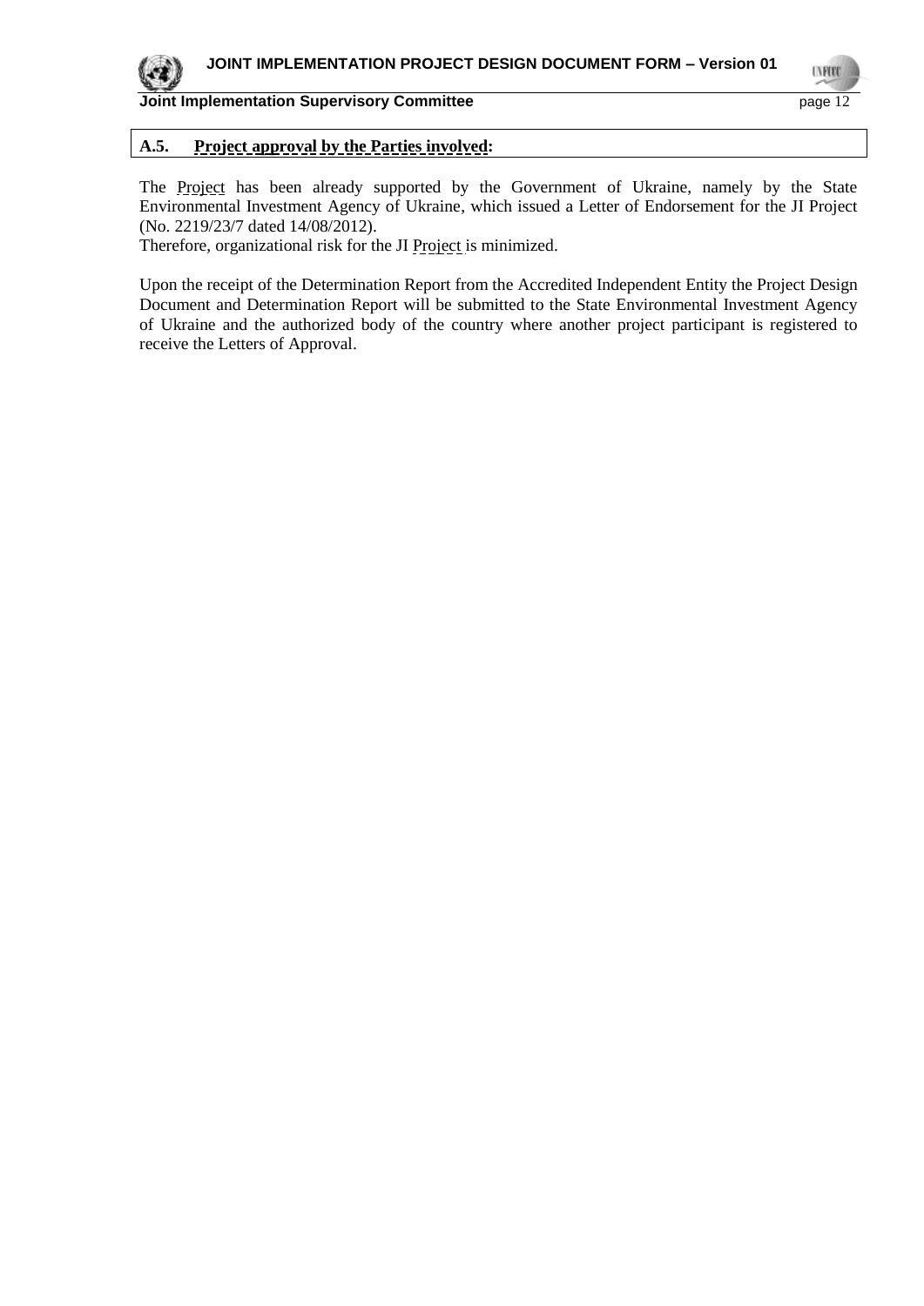## A.5. Project approval by the Parties involved:

The Project has been already supported by the Government of Ukraine, namely by the State Environmental Investment Agency of Ukraine, which issued a Letter of Endorsement for the JI Project (No. 2219/23/7 dated 14/08/2012).
Therefore, organizational risk for the JI Project is minimized.

Upon the receipt of the Determination Report from the Accredited Independent Entity the Project Design Document and Determination Report will be submitted to the State Environmental Investment Agency of Ukraine and the authorized body of the country where another project participant is registered to receive the Letters of Approval.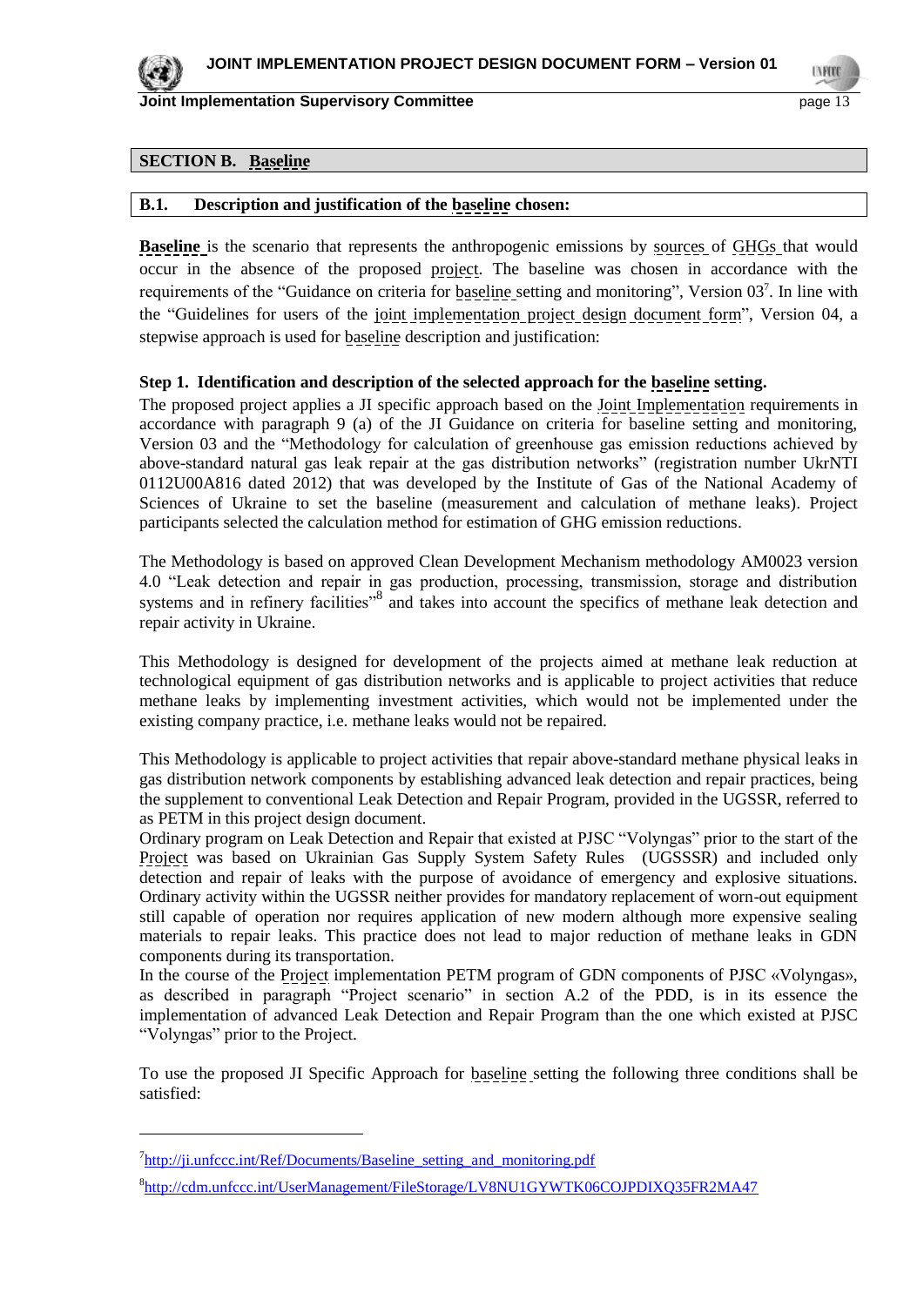## SECTION B. Baseline

### B.1. Description and justification of the baseline chosen:

**Baseline** is the scenario that represents the anthropogenic emissions by sources of GHGs that would occur in the absence of the proposed project. The baseline was chosen in accordance with the requirements of the "Guidance on criteria for baseline setting and monitoring", Version 03[7]. In line with the "Guidelines for users of the joint implementation project design document form", Version 04, a stepwise approach is used for baseline description and justification:

**Step 1. Identification and description of the selected approach for the baseline setting.**

The proposed project applies a JI specific approach based on the Joint Implementation requirements in accordance with paragraph 9 (a) of the JI Guidance on criteria for baseline setting and monitoring, Version 03 and the "Methodology for calculation of greenhouse gas emission reductions achieved by above-standard natural gas leak repair at the gas distribution networks" (registration number UkrNTI 0112U00A816 dated 2012) that was developed by the Institute of Gas of the National Academy of Sciences of Ukraine to set the baseline (measurement and calculation of methane leaks). Project participants selected the calculation method for estimation of GHG emission reductions.

The Methodology is based on approved Clean Development Mechanism methodology AM0023 version 4.0 "Leak detection and repair in gas production, processing, transmission, storage and distribution systems and in refinery facilities"[8] and takes into account the specifics of methane leak detection and repair activity in Ukraine.

This Methodology is designed for development of the projects aimed at methane leak reduction at technological equipment of gas distribution networks and is applicable to project activities that reduce methane leaks by implementing investment activities, which would not be implemented under the existing company practice, i.e. methane leaks would not be repaired.

This Methodology is applicable to project activities that repair above-standard methane physical leaks in gas distribution network components by establishing advanced leak detection and repair practices, being the supplement to conventional Leak Detection and Repair Program, provided in the UGSSR, referred to as PETM in this project design document.

Ordinary program on Leak Detection and Repair that existed at PJSC "Volyngas" prior to the start of the Project was based on Ukrainian Gas Supply System Safety Rules (UGSSSR) and included only detection and repair of leaks with the purpose of avoidance of emergency and explosive situations. Ordinary activity within the UGSSR neither provides for mandatory replacement of worn-out equipment still capable of operation nor requires application of new modern although more expensive sealing materials to repair leaks. This practice does not lead to major reduction of methane leaks in GDN components during its transportation.

In the course of the Project implementation PETM program of GDN components of PJSC «Volyngas», as described in paragraph "Project scenario" in section A.2 of the PDD, is in its essence the implementation of advanced Leak Detection and Repair Program than the one which existed at PJSC "Volyngas" prior to the Project.

To use the proposed JI Specific Approach for baseline setting the following three conditions shall be satisfied:

---

[7] http://ji.unfccc.int/Ref/Documents/Baseline_setting_and_monitoring.pdf

[8] http://cdm.unfccc.int/UserManagement/FileStorage/LV8NU1GYWTK06COJPDIXQ35FR2MA47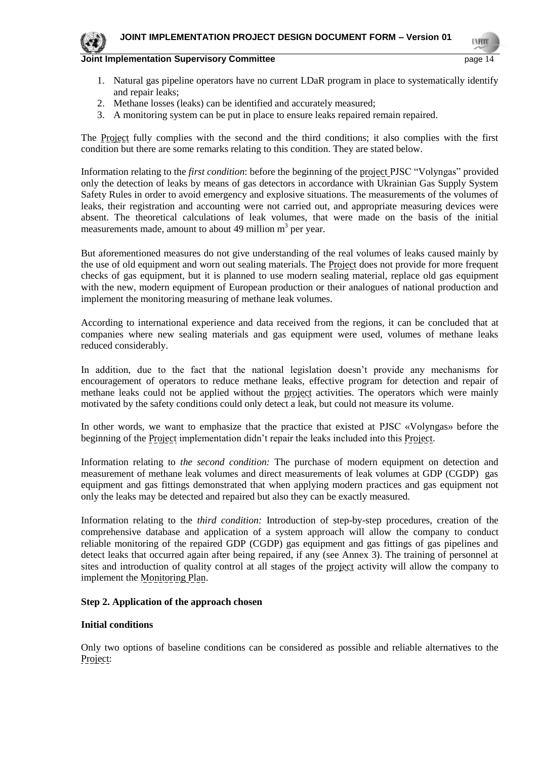1. Natural gas pipeline operators have no current LDaR program in place to systematically identify and repair leaks;
2. Methane losses (leaks) can be identified and accurately measured;
3. A monitoring system can be put in place to ensure leaks repaired remain repaired.

The Project fully complies with the second and the third conditions; it also complies with the first condition but there are some remarks relating to this condition. They are stated below.

Information relating to the *first condition*: before the beginning of the project PJSC "Volyngas" provided only the detection of leaks by means of gas detectors in accordance with Ukrainian Gas Supply System Safety Rules in order to avoid emergency and explosive situations. The measurements of the volumes of leaks, their registration and accounting were not carried out, and appropriate measuring devices were absent. The theoretical calculations of leak volumes, that were made on the basis of the initial measurements made, amount to about 49 million $m^3$ per year.

But aforementioned measures do not give understanding of the real volumes of leaks caused mainly by the use of old equipment and worn out sealing materials. The Project does not provide for more frequent checks of gas equipment, but it is planned to use modern sealing material, replace old gas equipment with the new, modern equipment of European production or their analogues of national production and implement the monitoring measuring of methane leak volumes.

According to international experience and data received from the regions, it can be concluded that at companies where new sealing materials and gas equipment were used, volumes of methane leaks reduced considerably.

In addition, due to the fact that the national legislation doesn't provide any mechanisms for encouragement of operators to reduce methane leaks, effective program for detection and repair of methane leaks could not be applied without the project activities. The operators which were mainly motivated by the safety conditions could only detect a leak, but could not measure its volume.

In other words, we want to emphasize that the practice that existed at PJSC «Volyngas» before the beginning of the Project implementation didn't repair the leaks included into this Project.

Information relating to *the second condition:* The purchase of modern equipment on detection and measurement of methane leak volumes and direct measurements of leak volumes at GDP (CGDP) gas equipment and gas fittings demonstrated that when applying modern practices and gas equipment not only the leaks may be detected and repaired but also they can be exactly measured.

Information relating to the *third condition:* Introduction of step-by-step procedures, creation of the comprehensive database and application of a system approach will allow the company to conduct reliable monitoring of the repaired GDP (CGDP) gas equipment and gas fittings of gas pipelines and detect leaks that occurred again after being repaired, if any (see Annex 3). The training of personnel at sites and introduction of quality control at all stages of the project activity will allow the company to implement the Monitoring Plan.

**Step 2. Application of the approach chosen**

**Initial conditions**

Only two options of baseline conditions can be considered as possible and reliable alternatives to the Project: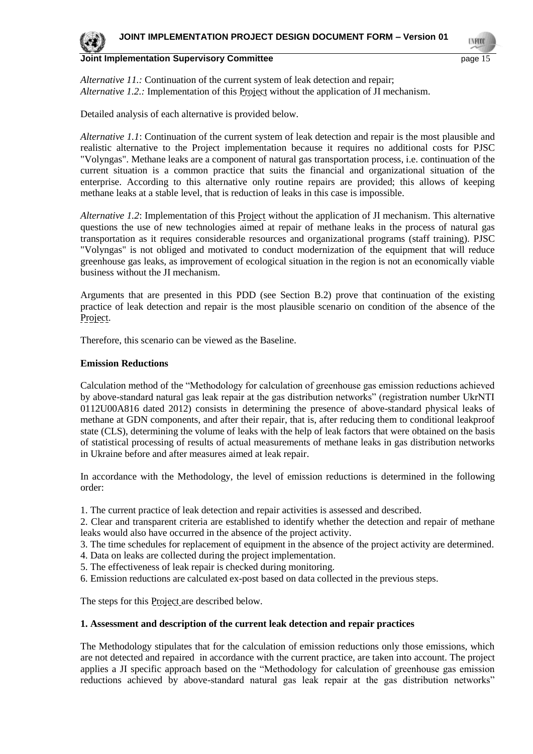*Alternative 11.:* Continuation of the current system of leak detection and repair;
*Alternative 1.2.:* Implementation of this Project without the application of JI mechanism.

Detailed analysis of each alternative is provided below.

*Alternative 1.1*: Continuation of the current system of leak detection and repair is the most plausible and realistic alternative to the Project implementation because it requires no additional costs for PJSC "Volyngas". Methane leaks are a component of natural gas transportation process, i.e. continuation of the current situation is a common practice that suits the financial and organizational situation of the enterprise. According to this alternative only routine repairs are provided; this allows of keeping methane leaks at a stable level, that is reduction of leaks in this case is impossible.

*Alternative 1.2*: Implementation of this Project without the application of JI mechanism. This alternative questions the use of new technologies aimed at repair of methane leaks in the process of natural gas transportation as it requires considerable resources and organizational programs (staff training). PJSC "Volyngas" is not obliged and motivated to conduct modernization of the equipment that will reduce greenhouse gas leaks, as improvement of ecological situation in the region is not an economically viable business without the JI mechanism.

Arguments that are presented in this PDD (see Section B.2) prove that continuation of the existing practice of leak detection and repair is the most plausible scenario on condition of the absence of the Project.

Therefore, this scenario can be viewed as the Baseline.

**Emission Reductions**

Calculation method of the "Methodology for calculation of greenhouse gas emission reductions achieved by above-standard natural gas leak repair at the gas distribution networks" (registration number UkrNTI 0112U00A816 dated 2012) consists in determining the presence of above-standard physical leaks of methane at GDN components, and after their repair, that is, after reducing them to conditional leakproof state (CLS), determining the volume of leaks with the help of leak factors that were obtained on the basis of statistical processing of results of actual measurements of methane leaks in gas distribution networks in Ukraine before and after measures aimed at leak repair.

In accordance with the Methodology, the level of emission reductions is determined in the following order:

1. The current practice of leak detection and repair activities is assessed and described.
2. Clear and transparent criteria are established to identify whether the detection and repair of methane leaks would also have occurred in the absence of the project activity.
3. The time schedules for replacement of equipment in the absence of the project activity are determined.
4. Data on leaks are collected during the project implementation.
5. The effectiveness of leak repair is checked during monitoring.
6. Emission reductions are calculated ex-post based on data collected in the previous steps.

The steps for this Project are described below.

**1. Assessment and description of the current leak detection and repair practices**

The Methodology stipulates that for the calculation of emission reductions only those emissions, which are not detected and repaired in accordance with the current practice, are taken into account. The project applies a JI specific approach based on the "Methodology for calculation of greenhouse gas emission reductions achieved by above-standard natural gas leak repair at the gas distribution networks"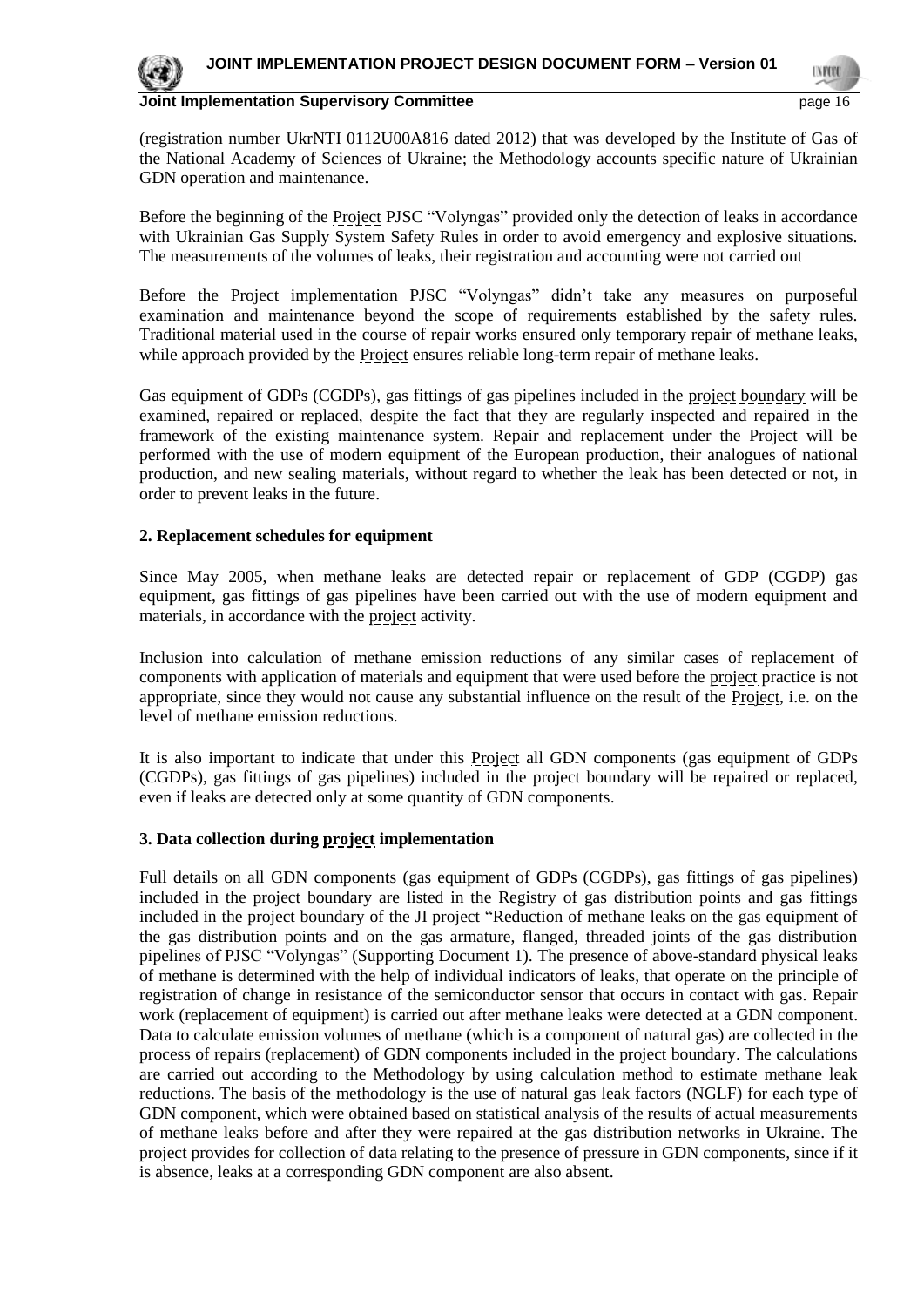(registration number UkrNTI 0112U00A816 dated 2012) that was developed by the Institute of Gas of the National Academy of Sciences of Ukraine; the Methodology accounts specific nature of Ukrainian GDN operation and maintenance.

Before the beginning of the Project PJSC "Volyngas" provided only the detection of leaks in accordance with Ukrainian Gas Supply System Safety Rules in order to avoid emergency and explosive situations. The measurements of the volumes of leaks, their registration and accounting were not carried out

Before the Project implementation PJSC "Volyngas" didn't take any measures on purposeful examination and maintenance beyond the scope of requirements established by the safety rules. Traditional material used in the course of repair works ensured only temporary repair of methane leaks, while approach provided by the Project ensures reliable long-term repair of methane leaks.

Gas equipment of GDPs (CGDPs), gas fittings of gas pipelines included in the project boundary will be examined, repaired or replaced, despite the fact that they are regularly inspected and repaired in the framework of the existing maintenance system. Repair and replacement under the Project will be performed with the use of modern equipment of the European production, their analogues of national production, and new sealing materials, without regard to whether the leak has been detected or not, in order to prevent leaks in the future.

**2. Replacement schedules for equipment**

Since May 2005, when methane leaks are detected repair or replacement of GDP (CGDP) gas equipment, gas fittings of gas pipelines have been carried out with the use of modern equipment and materials, in accordance with the project activity.

Inclusion into calculation of methane emission reductions of any similar cases of replacement of components with application of materials and equipment that were used before the project practice is not appropriate, since they would not cause any substantial influence on the result of the Project, i.e. on the level of methane emission reductions.

It is also important to indicate that under this Project all GDN components (gas equipment of GDPs (CGDPs), gas fittings of gas pipelines) included in the project boundary will be repaired or replaced, even if leaks are detected only at some quantity of GDN components.

**3. Data collection during project implementation**

Full details on all GDN components (gas equipment of GDPs (CGDPs), gas fittings of gas pipelines) included in the project boundary are listed in the Registry of gas distribution points and gas fittings included in the project boundary of the JI project "Reduction of methane leaks on the gas equipment of the gas distribution points and on the gas armature, flanged, threaded joints of the gas distribution pipelines of PJSC "Volyngas" (Supporting Document 1). The presence of above-standard physical leaks of methane is determined with the help of individual indicators of leaks, that operate on the principle of registration of change in resistance of the semiconductor sensor that occurs in contact with gas. Repair work (replacement of equipment) is carried out after methane leaks were detected at a GDN component. Data to calculate emission volumes of methane (which is a component of natural gas) are collected in the process of repairs (replacement) of GDN components included in the project boundary. The calculations are carried out according to the Methodology by using calculation method to estimate methane leak reductions. The basis of the methodology is the use of natural gas leak factors (NGLF) for each type of GDN component, which were obtained based on statistical analysis of the results of actual measurements of methane leaks before and after they were repaired at the gas distribution networks in Ukraine. The project provides for collection of data relating to the presence of pressure in GDN components, since if it is absence, leaks at a corresponding GDN component are also absent.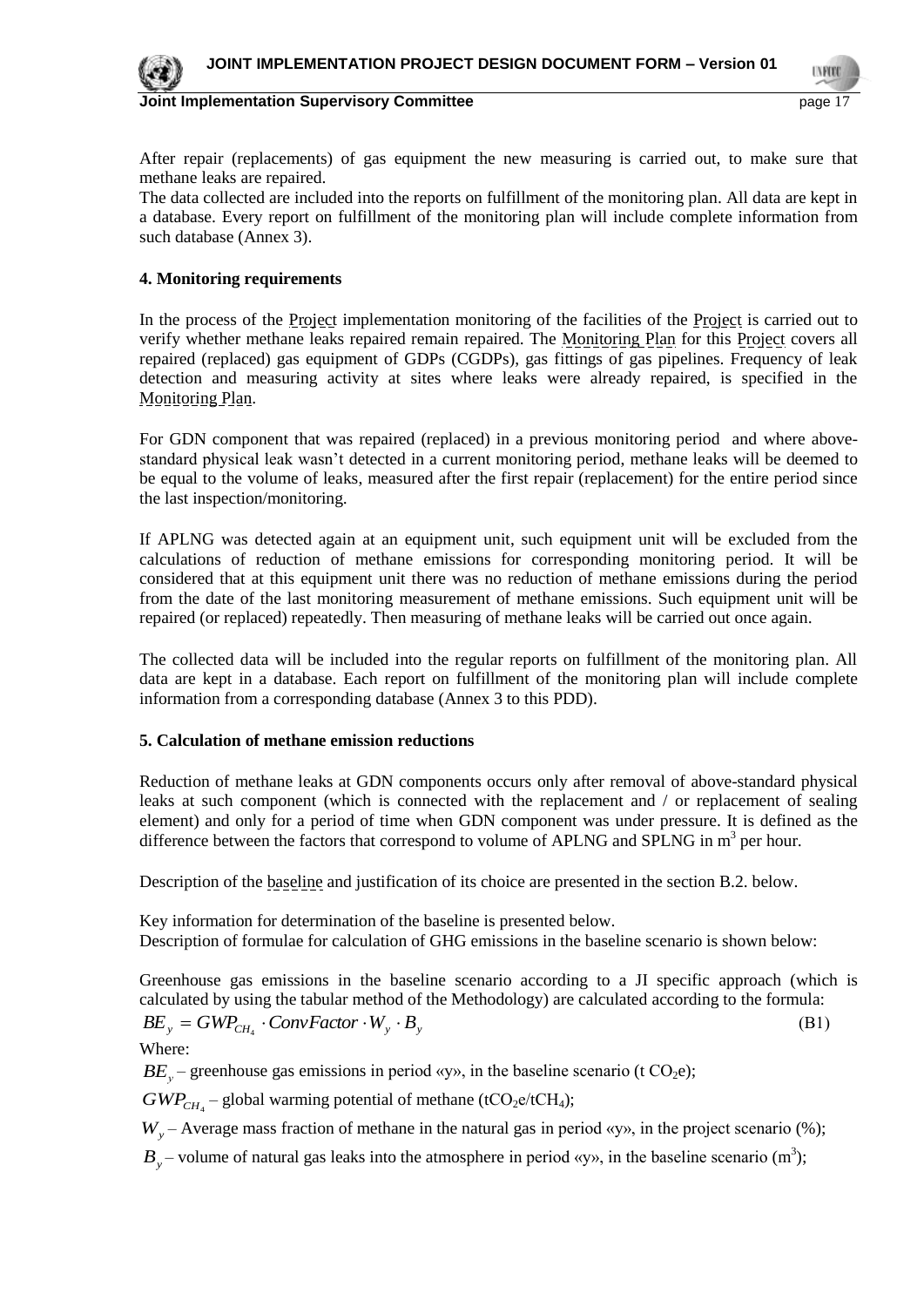After repair (replacements) of gas equipment the new measuring is carried out, to make sure that methane leaks are repaired.
The data collected are included into the reports on fulfillment of the monitoring plan. All data are kept in a database. Every report on fulfillment of the monitoring plan will include complete information from such database (Annex 3).

**4. Monitoring requirements**

In the process of the Project implementation monitoring of the facilities of the Project is carried out to verify whether methane leaks repaired remain repaired. The Monitoring Plan for this Project covers all repaired (replaced) gas equipment of GDPs (CGDPs), gas fittings of gas pipelines. Frequency of leak detection and measuring activity at sites where leaks were already repaired, is specified in the Monitoring Plan.

For GDN component that was repaired (replaced) in a previous monitoring period and where above-standard physical leak wasn't detected in a current monitoring period, methane leaks will be deemed to be equal to the volume of leaks, measured after the first repair (replacement) for the entire period since the last inspection/monitoring.

If APLNG was detected again at an equipment unit, such equipment unit will be excluded from the calculations of reduction of methane emissions for corresponding monitoring period. It will be considered that at this equipment unit there was no reduction of methane emissions during the period from the date of the last monitoring measurement of methane emissions. Such equipment unit will be repaired (or replaced) repeatedly. Then measuring of methane leaks will be carried out once again.

The collected data will be included into the regular reports on fulfillment of the monitoring plan. All data are kept in a database. Each report on fulfillment of the monitoring plan will include complete information from a corresponding database (Annex 3 to this PDD).

**5. Calculation of methane emission reductions**

Reduction of methane leaks at GDN components occurs only after removal of above-standard physical leaks at such component (which is connected with the replacement and / or replacement of sealing element) and only for a period of time when GDN component was under pressure. It is defined as the difference between the factors that correspond to volume of APLNG and SPLNG in m$^3$ per hour.

Description of the baseline and justification of its choice are presented in the section B.2. below.

Key information for determination of the baseline is presented below.
Description of formulae for calculation of GHG emissions in the baseline scenario is shown below:

Greenhouse gas emissions in the baseline scenario according to a JI specific approach (which is calculated by using the tabular method of the Methodology) are calculated according to the formula:

$$BE_y = GWP_{CH_4} \cdot ConvFactor \cdot W_y \cdot B_y \qquad \text{(B1)}$$

Where:

$BE_y$ – greenhouse gas emissions in period «y», in the baseline scenario (t $CO_2$e);

$GWP_{CH_4}$ – global warming potential of methane (t$CO_2$e/t$CH_4$);

$W_y$ – Average mass fraction of methane in the natural gas in period «y», in the project scenario (%);

$B_y$ – volume of natural gas leaks into the atmosphere in period «y», in the baseline scenario (m$^3$);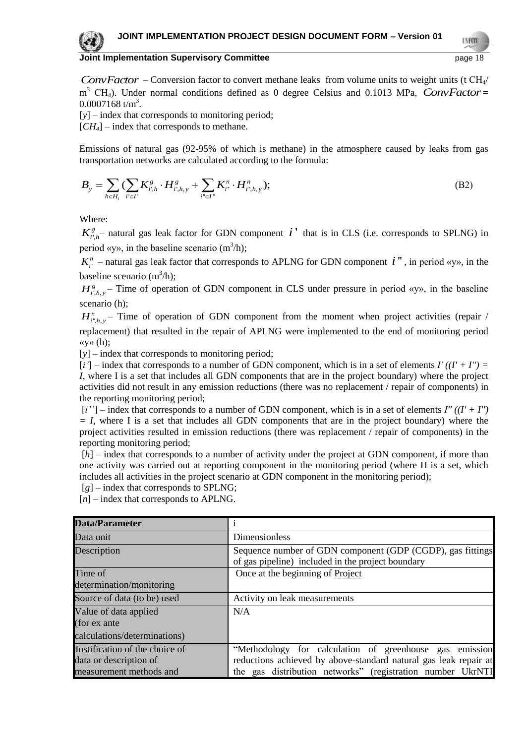$ConvFactor$ – Conversion factor to convert methane leaks from volume units to weight units (t $CH_4$/ $m^3$ $CH_4$). Under normal conditions defined as 0 degree Celsius and 0.1013 MPa, $ConvFactor$ = 0.0007168 t/$m^3$.

[$y$] – index that corresponds to monitoring period;

[$CH_4$] – index that corresponds to methane.

Emissions of natural gas (92-95% of which is methane) in the atmosphere caused by leaks from gas transportation networks are calculated according to the formula:

$$B_y = \sum_{h \in H_i} \left( \sum_{i' \in I'} K^g_{i',h} \cdot H^g_{i',h,y} + \sum_{i'' \in I''} K^n_{i''} \cdot H^n_{i'',h,y} \right); \qquad \text{(B2)}$$

Where:

$K^g_{i',h}$ – natural gas leak factor for GDN component $i'$ that is in CLS (i.e. corresponds to SPLNG) in period «y», in the baseline scenario ($m^3$/h);

$K^n_{i''}$ – natural gas leak factor that corresponds to APLNG for GDN component $i''$, in period «y», in the baseline scenario ($m^3$/h);

$H^g_{i',h,y}$ – Time of operation of GDN component in CLS under pressure in period «y», in the baseline scenario (h);

$H^n_{i'',h,y}$ – Time of operation of GDN component from the moment when project activities (repair / replacement) that resulted in the repair of APLNG were implemented to the end of monitoring period «y» (h);

[$y$] – index that corresponds to monitoring period;

[$i'$] – index that corresponds to a number of GDN component, which is in a set of elements $I'$ $((I' + I'') = I$, where I is a set that includes all GDN components that are in the project boundary) where the project activities did not result in any emission reductions (there was no replacement / repair of components) in the reporting monitoring period;

[$i''$] – index that corresponds to a number of GDN component, which is in a set of elements $I''$ $((I' + I'') = I$, where I is a set that includes all GDN components that are in the project boundary) where the project activities resulted in emission reductions (there was replacement / repair of components) in the reporting monitoring period;

[$h$] – index that corresponds to a number of activity under the project at GDN component, if more than one activity was carried out at reporting component in the monitoring period (where H is a set, which includes all activities in the project scenario at GDN component in the monitoring period);

[$g$] – index that corresponds to SPLNG;

[$n$] – index that corresponds to APLNG.

| Data/Parameter | i |
|---|---|
| Data unit | Dimensionless |
| Description | Sequence number of GDN component (GDP (CGDP), gas fittings of gas pipeline) included in the project boundary |
| Time of determination/monitoring | Once at the beginning of Project |
| Source of data (to be) used | Activity on leak measurements |
| Value of data applied (for ex ante calculations/determinations) | N/A |
| Justification of the choice of data or description of measurement methods and | "Methodology for calculation of greenhouse gas emission reductions achieved by above-standard natural gas leak repair at the gas distribution networks" (registration number UkrNTI |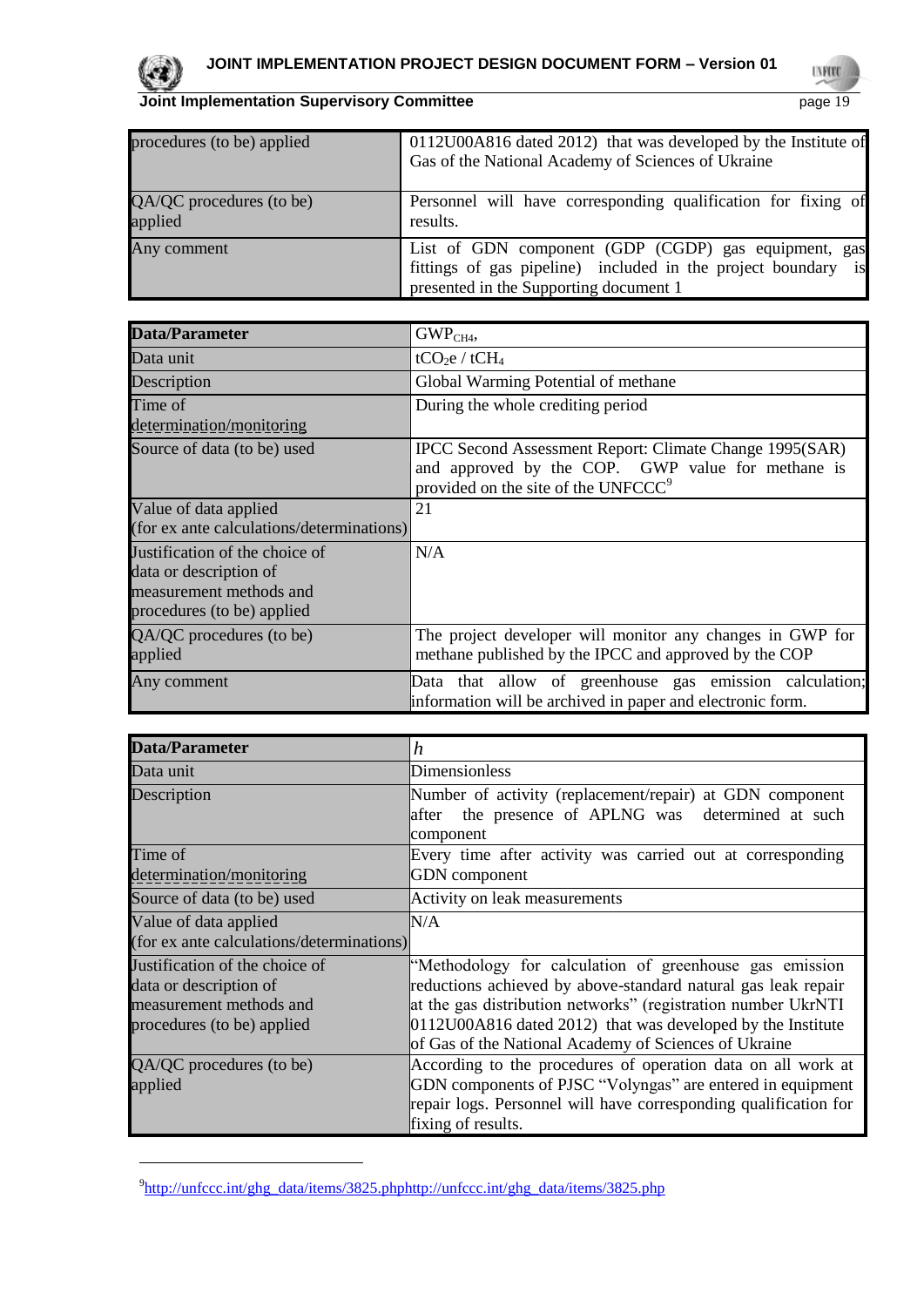| | |
|---|---|
| procedures (to be) applied | 0112U00A816 dated 2012) that was developed by the Institute of Gas of the National Academy of Sciences of Ukraine |
| QA/QC procedures (to be) applied | Personnel will have corresponding qualification for fixing of results. |
| Any comment | List of GDN component (GDP (CGDP) gas equipment, gas fittings of gas pipeline) included in the project boundary is presented in the Supporting document 1 |

| Data/Parameter | $GWP_{CH4}$, |
|---|---|
| Data unit | $tCO_2e$ / $tCH_4$ |
| Description | Global Warming Potential of methane |
| Time of determination/monitoring | During the whole crediting period |
| Source of data (to be) used | IPCC Second Assessment Report: Climate Change 1995(SAR) and approved by the COP. GWP value for methane is provided on the site of the UNFCCC[9] |
| Value of data applied (for ex ante calculations/determinations) | 21 |
| Justification of the choice of data or description of measurement methods and procedures (to be) applied | N/A |
| QA/QC procedures (to be) applied | The project developer will monitor any changes in GWP for methane published by the IPCC and approved by the COP |
| Any comment | Data that allow of greenhouse gas emission calculation; information will be archived in paper and electronic form. |

| Data/Parameter | $h$ |
|---|---|
| Data unit | Dimensionless |
| Description | Number of activity (replacement/repair) at GDN component after the presence of APLNG was determined at such component |
| Time of determination/monitoring | Every time after activity was carried out at corresponding GDN component |
| Source of data (to be) used | Activity on leak measurements |
| Value of data applied (for ex ante calculations/determinations) | N/A |
| Justification of the choice of data or description of measurement methods and procedures (to be) applied | "Methodology for calculation of greenhouse gas emission reductions achieved by above-standard natural gas leak repair at the gas distribution networks" (registration number UkrNTI 0112U00A816 dated 2012) that was developed by the Institute of Gas of the National Academy of Sciences of Ukraine |
| QA/QC procedures (to be) applied | According to the procedures of operation data on all work at GDN components of PJSC "Volyngas" are entered in equipment repair logs. Personnel will have corresponding qualification for fixing of results. |

[9] http://unfccc.int/ghg_data/items/3825.phphttp://unfccc.int/ghg_data/items/3825.php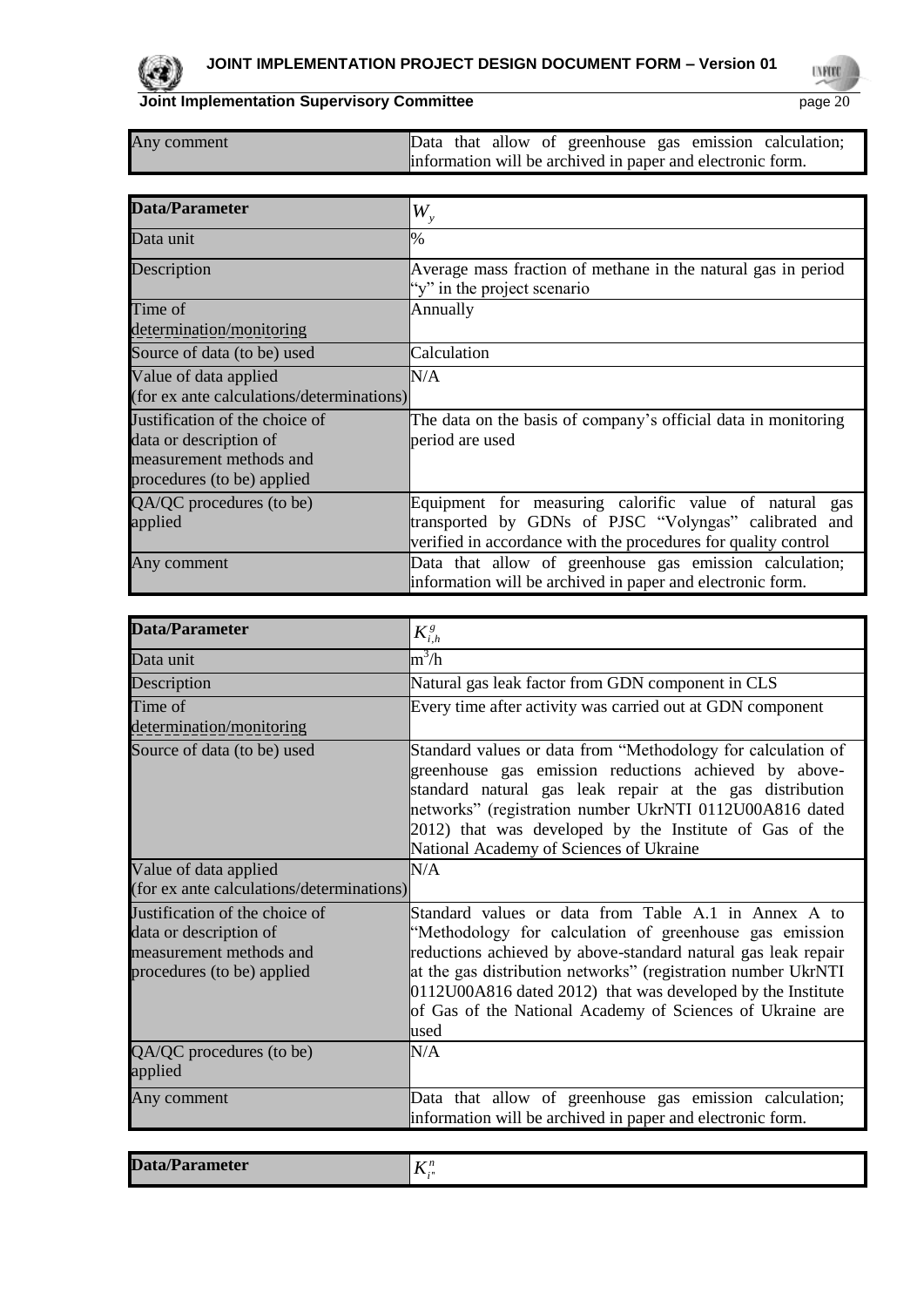| Any comment | Data that allow of greenhouse gas emission calculation; information will be archived in paper and electronic form. |
|---|---|

| Data/Parameter | $W_y$ |
|---|---|
| Data unit | % |
| Description | Average mass fraction of methane in the natural gas in period "y" in the project scenario |
| Time of determination/monitoring | Annually |
| Source of data (to be) used | Calculation |
| Value of data applied (for ex ante calculations/determinations) | N/A |
| Justification of the choice of data or description of measurement methods and procedures (to be) applied | The data on the basis of company's official data in monitoring period are used |
| QA/QC procedures (to be) applied | Equipment for measuring calorific value of natural gas transported by GDNs of PJSC "Volyngas" calibrated and verified in accordance with the procedures for quality control |
| Any comment | Data that allow of greenhouse gas emission calculation; information will be archived in paper and electronic form. |

| Data/Parameter | $K^g_{i,h}$ |
|---|---|
| Data unit | $m^3/h$ |
| Description | Natural gas leak factor from GDN component in CLS |
| Time of determination/monitoring | Every time after activity was carried out at GDN component |
| Source of data (to be) used | Standard values or data from "Methodology for calculation of greenhouse gas emission reductions achieved by above-standard natural gas leak repair at the gas distribution networks" (registration number UkrNTI 0112U00A816 dated 2012) that was developed by the Institute of Gas of the National Academy of Sciences of Ukraine |
| Value of data applied (for ex ante calculations/determinations) | N/A |
| Justification of the choice of data or description of measurement methods and procedures (to be) applied | Standard values or data from Table A.1 in Annex A to "Methodology for calculation of greenhouse gas emission reductions achieved by above-standard natural gas leak repair at the gas distribution networks" (registration number UkrNTI 0112U00A816 dated 2012) that was developed by the Institute of Gas of the National Academy of Sciences of Ukraine are used |
| QA/QC procedures (to be) applied | N/A |
| Any comment | Data that allow of greenhouse gas emission calculation; information will be archived in paper and electronic form. |

| Data/Parameter | $K^n_{i''}$ |
|---|---|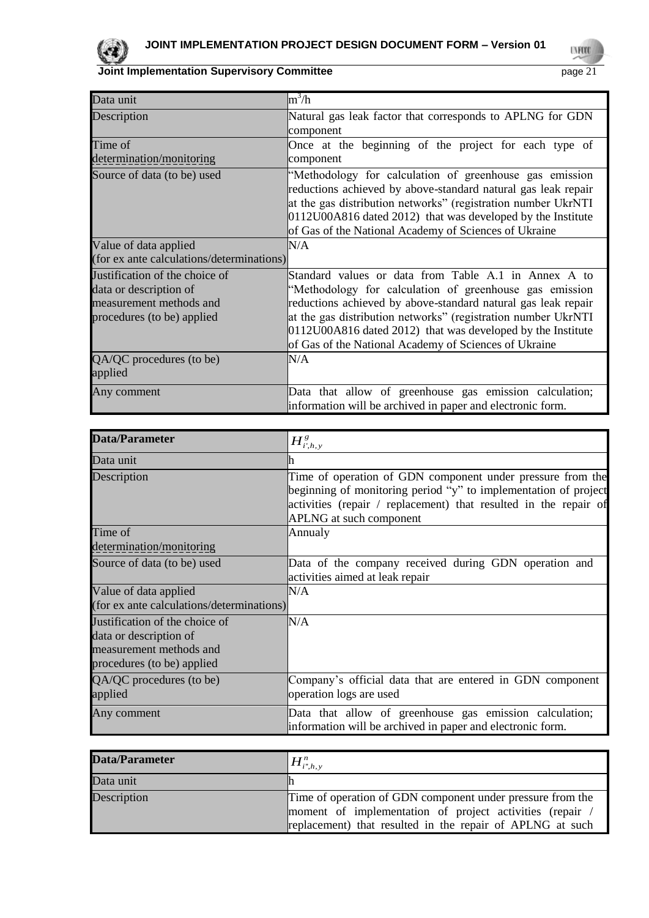| | |
|---|---|
| Data unit | $m^3/h$ |
| Description | Natural gas leak factor that corresponds to APLNG for GDN component |
| Time of determination/monitoring | Once at the beginning of the project for each type of component |
| Source of data (to be) used | "Methodology for calculation of greenhouse gas emission reductions achieved by above-standard natural gas leak repair at the gas distribution networks" (registration number UkrNTI 0112U00A816 dated 2012) that was developed by the Institute of Gas of the National Academy of Sciences of Ukraine |
| Value of data applied (for ex ante calculations/determinations) | N/A |
| Justification of the choice of data or description of measurement methods and procedures (to be) applied | Standard values or data from Table A.1 in Annex A to "Methodology for calculation of greenhouse gas emission reductions achieved by above-standard natural gas leak repair at the gas distribution networks" (registration number UkrNTI 0112U00A816 dated 2012) that was developed by the Institute of Gas of the National Academy of Sciences of Ukraine |
| QA/QC procedures (to be) applied | N/A |
| Any comment | Data that allow of greenhouse gas emission calculation; information will be archived in paper and electronic form. |

| **Data/Parameter** | $H^{g}_{i',h,y}$ |
|---|---|
| Data unit | h |
| Description | Time of operation of GDN component under pressure from the beginning of monitoring period "y" to implementation of project activities (repair / replacement) that resulted in the repair of APLNG at such component |
| Time of determination/monitoring | Annualy |
| Source of data (to be) used | Data of the company received during GDN operation and activities aimed at leak repair |
| Value of data applied (for ex ante calculations/determinations) | N/A |
| Justification of the choice of data or description of measurement methods and procedures (to be) applied | N/A |
| QA/QC procedures (to be) applied | Company's official data that are entered in GDN component operation logs are used |
| Any comment | Data that allow of greenhouse gas emission calculation; information will be archived in paper and electronic form. |

| **Data/Parameter** | $H^{n}_{i'',h,y}$ |
|---|---|
| Data unit | h |
| Description | Time of operation of GDN component under pressure from the moment of implementation of project activities (repair / replacement) that resulted in the repair of APLNG at such |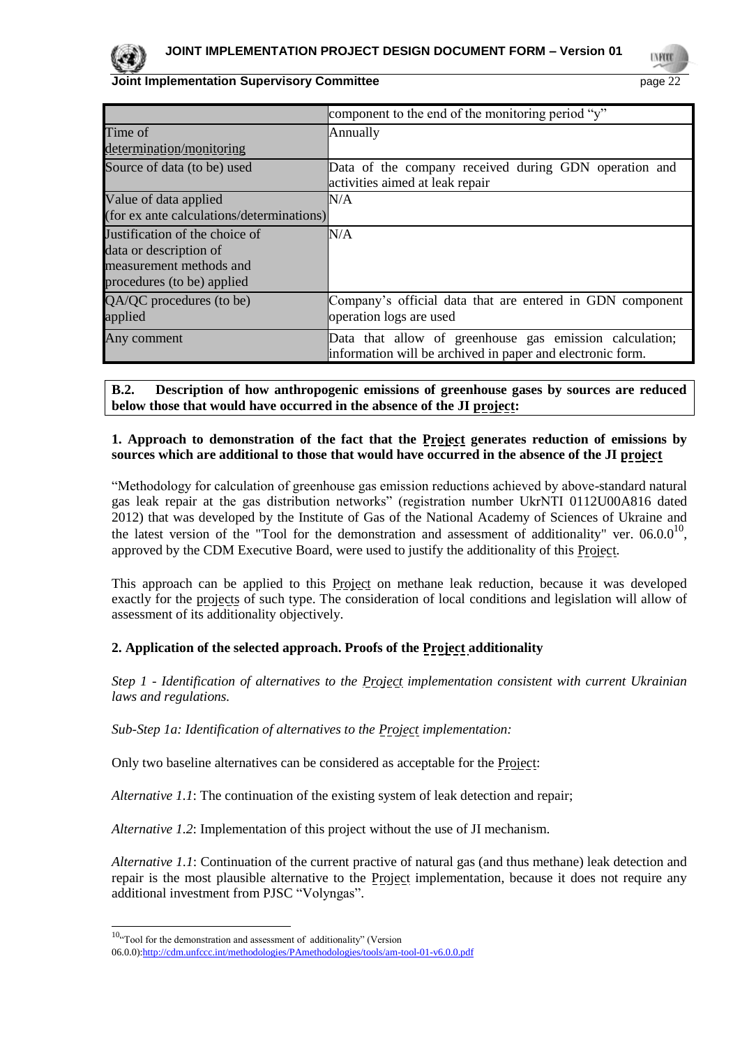|  | component to the end of the monitoring period "y" |
|---|---|
| Time of determination/monitoring | Annually |
| Source of data (to be) used | Data of the company received during GDN operation and activities aimed at leak repair |
| Value of data applied (for ex ante calculations/determinations) | N/A |
| Justification of the choice of data or description of measurement methods and procedures (to be) applied | N/A |
| QA/QC procedures (to be) applied | Company's official data that are entered in GDN component operation logs are used |
| Any comment | Data that allow of greenhouse gas emission calculation; information will be archived in paper and electronic form. |

**B.2. Description of how anthropogenic emissions of greenhouse gases by sources are reduced below those that would have occurred in the absence of the JI project:**

**1. Approach to demonstration of the fact that the Project generates reduction of emissions by sources which are additional to those that would have occurred in the absence of the JI project**

"Methodology for calculation of greenhouse gas emission reductions achieved by above-standard natural gas leak repair at the gas distribution networks" (registration number UkrNTI 0112U00A816 dated 2012) that was developed by the Institute of Gas of the National Academy of Sciences of Ukraine and the latest version of the "Tool for the demonstration and assessment of additionality" ver. 06.0.0[10], approved by the CDM Executive Board, were used to justify the additionality of this Project.

This approach can be applied to this Project on methane leak reduction, because it was developed exactly for the projects of such type. The consideration of local conditions and legislation will allow of assessment of its additionality objectively.

**2. Application of the selected approach. Proofs of the Project additionality**

*Step 1 - Identification of alternatives to the Project implementation consistent with current Ukrainian laws and regulations.*

*Sub-Step 1a: Identification of alternatives to the Project implementation:*

Only two baseline alternatives can be considered as acceptable for the Project:

*Alternative 1.1*: The continuation of the existing system of leak detection and repair;

*Alternative 1.2*: Implementation of this project without the use of JI mechanism.

*Alternative 1.1*: Continuation of the current practive of natural gas (and thus methane) leak detection and repair is the most plausible alternative to the Project implementation, because it does not require any additional investment from PJSC "Volyngas".

---

[10] "Tool for the demonstration and assessment of additionality" (Version 06.0.0):http://cdm.unfccc.int/methodologies/PAmethodologies/tools/am-tool-01-v6.0.0.pdf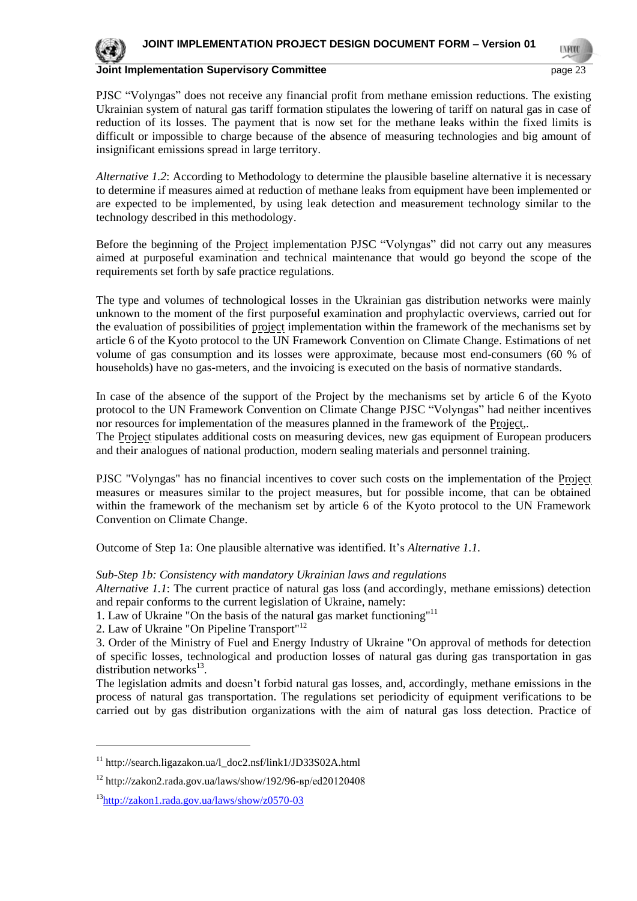PJSC "Volyngas" does not receive any financial profit from methane emission reductions. The existing Ukrainian system of natural gas tariff formation stipulates the lowering of tariff on natural gas in case of reduction of its losses. The payment that is now set for the methane leaks within the fixed limits is difficult or impossible to charge because of the absence of measuring technologies and big amount of insignificant emissions spread in large territory.

*Alternative 1.2*: According to Methodology to determine the plausible baseline alternative it is necessary to determine if measures aimed at reduction of methane leaks from equipment have been implemented or are expected to be implemented, by using leak detection and measurement technology similar to the technology described in this methodology.

Before the beginning of the Project implementation PJSC "Volyngas" did not carry out any measures aimed at purposeful examination and technical maintenance that would go beyond the scope of the requirements set forth by safe practice regulations.

The type and volumes of technological losses in the Ukrainian gas distribution networks were mainly unknown to the moment of the first purposeful examination and prophylactic overviews, carried out for the evaluation of possibilities of project implementation within the framework of the mechanisms set by article 6 of the Kyoto protocol to the UN Framework Convention on Climate Change. Estimations of net volume of gas consumption and its losses were approximate, because most end-consumers (60 % of households) have no gas-meters, and the invoicing is executed on the basis of normative standards.

In case of the absence of the support of the Project by the mechanisms set by article 6 of the Kyoto protocol to the UN Framework Convention on Climate Change PJSC "Volyngas" had neither incentives nor resources for implementation of the measures planned in the framework of the Project,.
The Project stipulates additional costs on measuring devices, new gas equipment of European producers and their analogues of national production, modern sealing materials and personnel training.

PJSC "Volyngas" has no financial incentives to cover such costs on the implementation of the Project measures or measures similar to the project measures, but for possible income, that can be obtained within the framework of the mechanism set by article 6 of the Kyoto protocol to the UN Framework Convention on Climate Change.

Outcome of Step 1a: One plausible alternative was identified. It's *Alternative 1.1.*

*Sub-Step 1b: Consistency with mandatory Ukrainian laws and regulations*
*Alternative 1.1*: The current practice of natural gas loss (and accordingly, methane emissions) detection and repair conforms to the current legislation of Ukraine, namely:
1. Law of Ukraine "On the basis of the natural gas market functioning"[11]
2. Law of Ukraine "On Pipeline Transport"[12]
3. Order of the Ministry of Fuel and Energy Industry of Ukraine "On approval of methods for detection of specific losses, technological and production losses of natural gas during gas transportation in gas distribution networks[13].
The legislation admits and doesn't forbid natural gas losses, and, accordingly, methane emissions in the process of natural gas transportation. The regulations set periodicity of equipment verifications to be carried out by gas distribution organizations with the aim of natural gas loss detection. Practice of

[11] http://search.ligazakon.ua/l_doc2.nsf/link1/JD33S02A.html

[12] http://zakon2.rada.gov.ua/laws/show/192/96-вр/ed20120408

[13] http://zakon1.rada.gov.ua/laws/show/z0570-03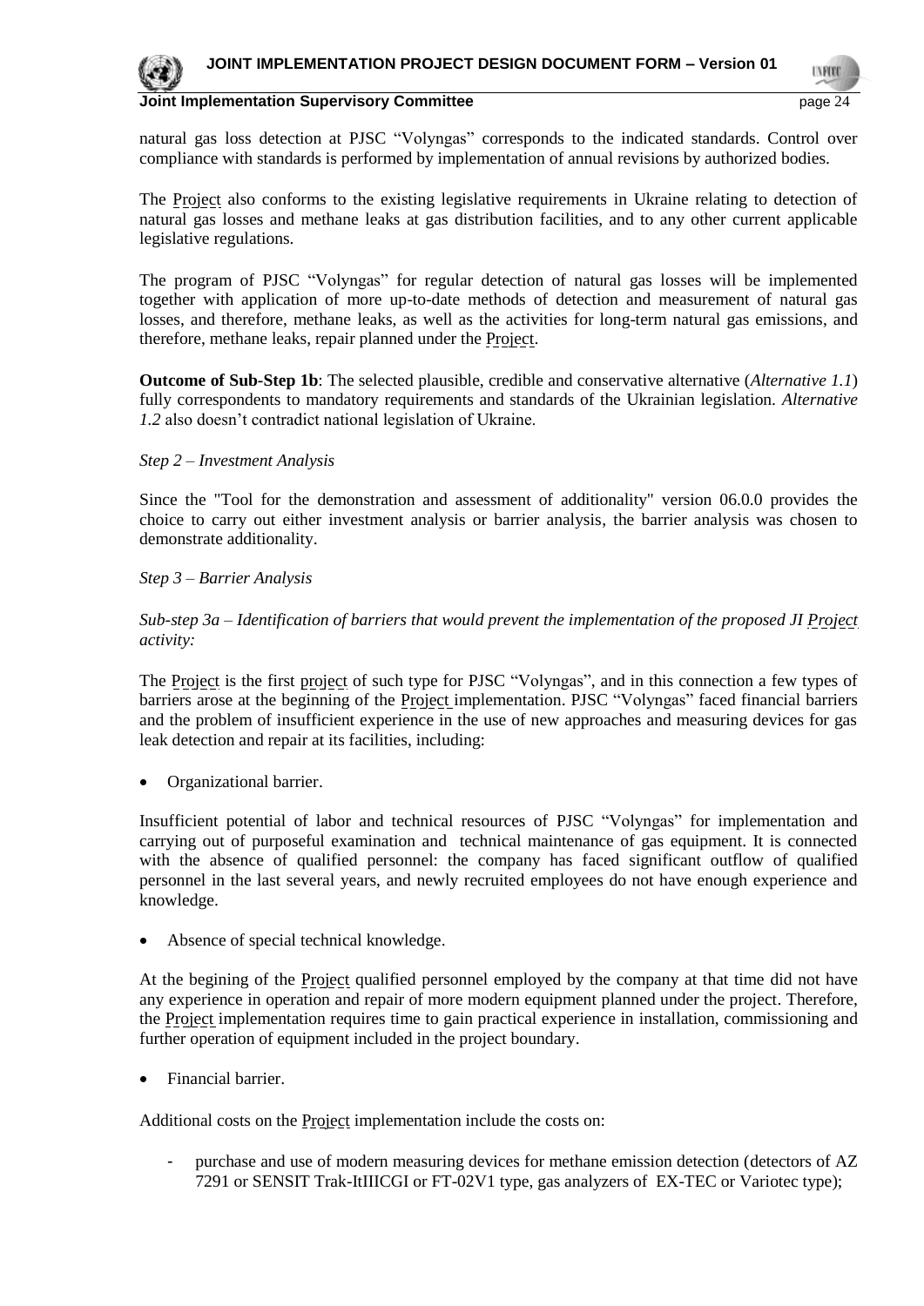natural gas loss detection at PJSC "Volyngas" corresponds to the indicated standards. Control over compliance with standards is performed by implementation of annual revisions by authorized bodies.

The Project also conforms to the existing legislative requirements in Ukraine relating to detection of natural gas losses and methane leaks at gas distribution facilities, and to any other current applicable legislative regulations.

The program of PJSC "Volyngas" for regular detection of natural gas losses will be implemented together with application of more up-to-date methods of detection and measurement of natural gas losses, and therefore, methane leaks, as well as the activities for long-term natural gas emissions, and therefore, methane leaks, repair planned under the Project.

**Outcome of Sub-Step 1b**: The selected plausible, credible and conservative alternative (*Alternative 1.1*) fully correspondents to mandatory requirements and standards of the Ukrainian legislation. *Alternative 1.2* also doesn't contradict national legislation of Ukraine.

*Step 2 – Investment Analysis*

Since the "Tool for the demonstration and assessment of additionality" version 06.0.0 provides the choice to carry out either investment analysis or barrier analysis, the barrier analysis was chosen to demonstrate additionality.

*Step 3 – Barrier Analysis*

*Sub-step 3a – Identification of barriers that would prevent the implementation of the proposed JI Project activity:*

The Project is the first project of such type for PJSC "Volyngas", and in this connection a few types of barriers arose at the beginning of the Project implementation. PJSC "Volyngas" faced financial barriers and the problem of insufficient experience in the use of new approaches and measuring devices for gas leak detection and repair at its facilities, including:

- Organizational barrier.

Insufficient potential of labor and technical resources of PJSC "Volyngas" for implementation and carrying out of purposeful examination and technical maintenance of gas equipment. It is connected with the absence of qualified personnel: the company has faced significant outflow of qualified personnel in the last several years, and newly recruited employees do not have enough experience and knowledge.

- Absence of special technical knowledge.

At the begining of the Project qualified personnel employed by the company at that time did not have any experience in operation and repair of more modern equipment planned under the project. Therefore, the Project implementation requires time to gain practical experience in installation, commissioning and further operation of equipment included in the project boundary.

- Financial barrier.

Additional costs on the Project implementation include the costs on:

- purchase and use of modern measuring devices for methane emission detection (detectors of AZ 7291 or SENSIT Trak-ItIIICGI or FT-02V1 type, gas analyzers of EX-TEC or Variotec type);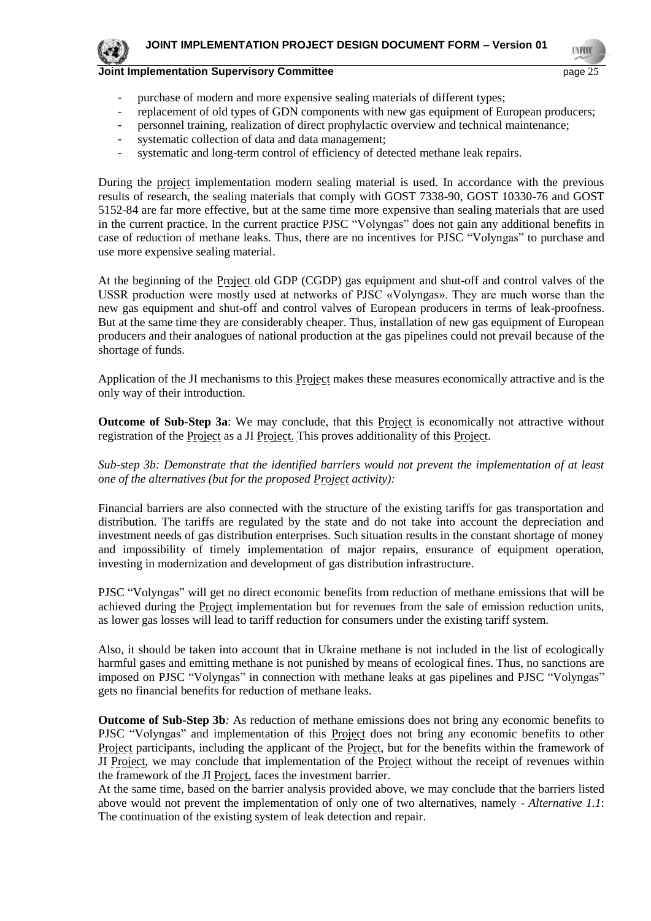- purchase of modern and more expensive sealing materials of different types;
- replacement of old types of GDN components with new gas equipment of European producers;
- personnel training, realization of direct prophylactic overview and technical maintenance;
- systematic collection of data and data management;
- systematic and long-term control of efficiency of detected methane leak repairs.

During the project implementation modern sealing material is used. In accordance with the previous results of research, the sealing materials that comply with GOST 7338-90, GOST 10330-76 and GOST 5152-84 are far more effective, but at the same time more expensive than sealing materials that are used in the current practice. In the current practice PJSC "Volyngas" does not gain any additional benefits in case of reduction of methane leaks. Thus, there are no incentives for PJSC "Volyngas" to purchase and use more expensive sealing material.

At the beginning of the Project old GDP (CGDP) gas equipment and shut-off and control valves of the USSR production were mostly used at networks of PJSC «Volyngas». They are much worse than the new gas equipment and shut-off and control valves of European producers in terms of leak-proofness. But at the same time they are considerably cheaper. Thus, installation of new gas equipment of European producers and their analogues of national production at the gas pipelines could not prevail because of the shortage of funds.

Application of the JI mechanisms to this Project makes these measures economically attractive and is the only way of their introduction.

**Outcome of Sub-Step 3a**: We may conclude, that this Project is economically not attractive without registration of the Project as a JI Project. This proves additionality of this Project.

*Sub-step 3b: Demonstrate that the identified barriers would not prevent the implementation of at least one of the alternatives (but for the proposed Project activity):*

Financial barriers are also connected with the structure of the existing tariffs for gas transportation and distribution. The tariffs are regulated by the state and do not take into account the depreciation and investment needs of gas distribution enterprises. Such situation results in the constant shortage of money and impossibility of timely implementation of major repairs, ensurance of equipment operation, investing in modernization and development of gas distribution infrastructure.

PJSC "Volyngas" will get no direct economic benefits from reduction of methane emissions that will be achieved during the Project implementation but for revenues from the sale of emission reduction units, as lower gas losses will lead to tariff reduction for consumers under the existing tariff system.

Also, it should be taken into account that in Ukraine methane is not included in the list of ecologically harmful gases and emitting methane is not punished by means of ecological fines. Thus, no sanctions are imposed on PJSC "Volyngas" in connection with methane leaks at gas pipelines and PJSC "Volyngas" gets no financial benefits for reduction of methane leaks.

**Outcome of Sub-Step 3b***:* As reduction of methane emissions does not bring any economic benefits to PJSC "Volyngas" and implementation of this Project does not bring any economic benefits to other Project participants, including the applicant of the Project, but for the benefits within the framework of JI Project, we may conclude that implementation of the Project without the receipt of revenues within the framework of the JI Project, faces the investment barrier.
At the same time, based on the barrier analysis provided above, we may conclude that the barriers listed above would not prevent the implementation of only one of two alternatives, namely - *Alternative 1.1*: The continuation of the existing system of leak detection and repair.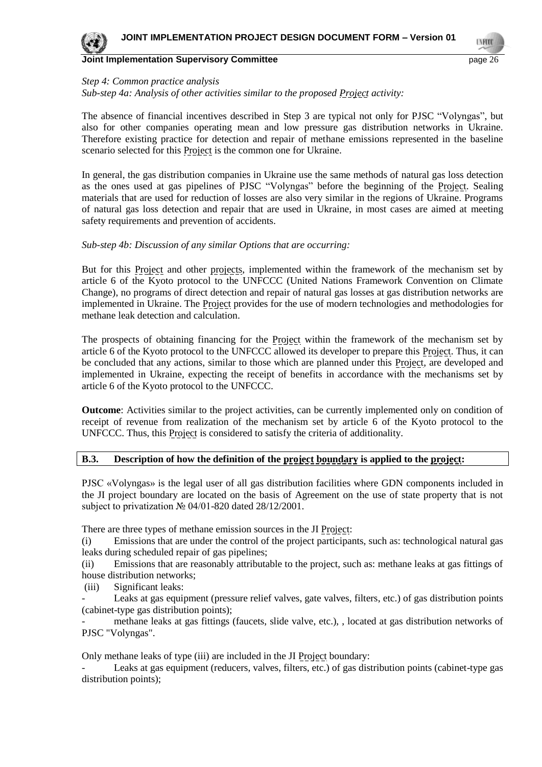*Step 4: Common practice analysis*
*Sub-step 4a: Analysis of other activities similar to the proposed Project activity:*

The absence of financial incentives described in Step 3 are typical not only for PJSC "Volyngas", but also for other companies operating mean and low pressure gas distribution networks in Ukraine. Therefore existing practice for detection and repair of methane emissions represented in the baseline scenario selected for this Project is the common one for Ukraine.

In general, the gas distribution companies in Ukraine use the same methods of natural gas loss detection as the ones used at gas pipelines of PJSC "Volyngas" before the beginning of the Project. Sealing materials that are used for reduction of losses are also very similar in the regions of Ukraine. Programs of natural gas loss detection and repair that are used in Ukraine, in most cases are aimed at meeting safety requirements and prevention of accidents.

*Sub-step 4b: Discussion of any similar Options that are occurring:*

But for this Project and other projects, implemented within the framework of the mechanism set by article 6 of the Kyoto protocol to the UNFCCC (United Nations Framework Convention on Climate Change), no programs of direct detection and repair of natural gas losses at gas distribution networks are implemented in Ukraine. The Project provides for the use of modern technologies and methodologies for methane leak detection and calculation.

The prospects of obtaining financing for the Project within the framework of the mechanism set by article 6 of the Kyoto protocol to the UNFCCC allowed its developer to prepare this Project. Thus, it can be concluded that any actions, similar to those which are planned under this Project, are developed and implemented in Ukraine, expecting the receipt of benefits in accordance with the mechanisms set by article 6 of the Kyoto protocol to the UNFCCC.

**Outcome**: Activities similar to the project activities, can be currently implemented only on condition of receipt of revenue from realization of the mechanism set by article 6 of the Kyoto protocol to the UNFCCC. Thus, this Project is considered to satisfy the criteria of additionality.

## B.3. Description of how the definition of the project boundary is applied to the project:

PJSC «Volyngas» is the legal user of all gas distribution facilities where GDN components included in the JI project boundary are located on the basis of Agreement on the use of state property that is not subject to privatization № 04/01-820 dated 28/12/2001.

There are three types of methane emission sources in the JI Project:

(i) Emissions that are under the control of the project participants, such as: technological natural gas leaks during scheduled repair of gas pipelines;

(ii) Emissions that are reasonably attributable to the project, such as: methane leaks at gas fittings of house distribution networks;

(iii) Significant leaks:

- Leaks at gas equipment (pressure relief valves, gate valves, filters, etc.) of gas distribution points (cabinet-type gas distribution points);
- methane leaks at gas fittings (faucets, slide valve, etc.), , located at gas distribution networks of PJSC "Volyngas".

Only methane leaks of type (iii) are included in the JI Project boundary:

- Leaks at gas equipment (reducers, valves, filters, etc.) of gas distribution points (cabinet-type gas distribution points);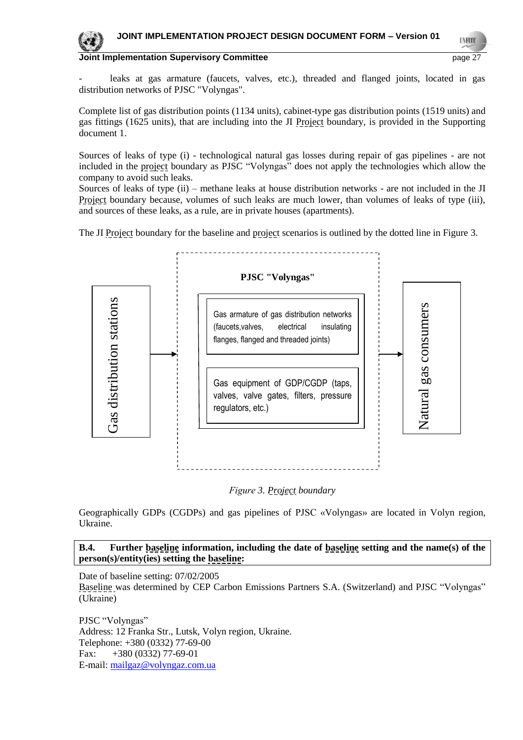- leaks at gas armature (faucets, valves, etc.), threaded and flanged joints, located in gas distribution networks of PJSC "Volyngas".

Complete list of gas distribution points (1134 units), cabinet-type gas distribution points (1519 units) and gas fittings (1625 units), that are including into the JI Project boundary, is provided in the Supporting document 1.

Sources of leaks of type (i) - technological natural gas losses during repair of gas pipelines - are not included in the project boundary as PJSC "Volyngas" does not apply the technologies which allow the company to avoid such leaks.

Sources of leaks of type (ii) – methane leaks at house distribution networks - are not included in the JI Project boundary because, volumes of such leaks are much lower, than volumes of leaks of type (iii), and sources of these leaks, as a rule, are in private houses (apartments).

The JI Project boundary for the baseline and project scenarios is outlined by the dotted line in Figure 3.

Gas distribution stations → **PJSC "Volyngas"** [Gas armature of gas distribution networks (faucets, valves, electrical insulating flanges, flanged and threaded joints); Gas equipment of GDP/CGDP (taps, valves, valve gates, filters, pressure regulators, etc.)] → Natural gas consumers

*Figure 3. Project boundary*

Geographically GDPs (CGDPs) and gas pipelines of PJSC «Volyngas» are located in Volyn region, Ukraine.

**B.4. Further baseline information, including the date of baseline setting and the name(s) of the person(s)/entity(ies) setting the baseline:**

Date of baseline setting: 07/02/2005

Baseline was determined by CEP Carbon Emissions Partners S.A. (Switzerland) and PJSC "Volyngas" (Ukraine)

PJSC "Volyngas"
Address: 12 Franka Str., Lutsk, Volyn region, Ukraine.
Telephone: +380 (0332) 77-69-00
Fax: +380 (0332) 77-69-01
E-mail: mailgaz@volyngaz.com.ua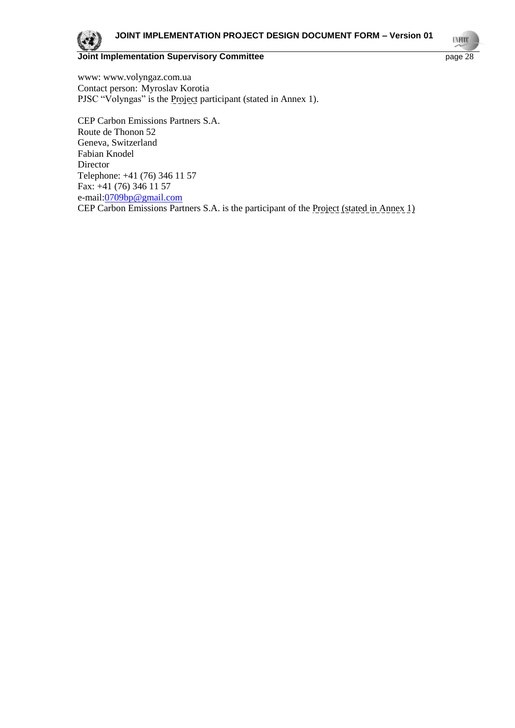www: www.volyngaz.com.ua
Contact person: Myroslav Korotia
PJSC "Volyngas" is the Project participant (stated in Annex 1).

CEP Carbon Emissions Partners S.A.
Route de Thonon 52
Geneva, Switzerland
Fabian Knodel
Director
Telephone: +41 (76) 346 11 57
Fax: +41 (76) 346 11 57
e-mail:0709bp@gmail.com
CEP Carbon Emissions Partners S.A. is the participant of the Project (stated in Annex 1)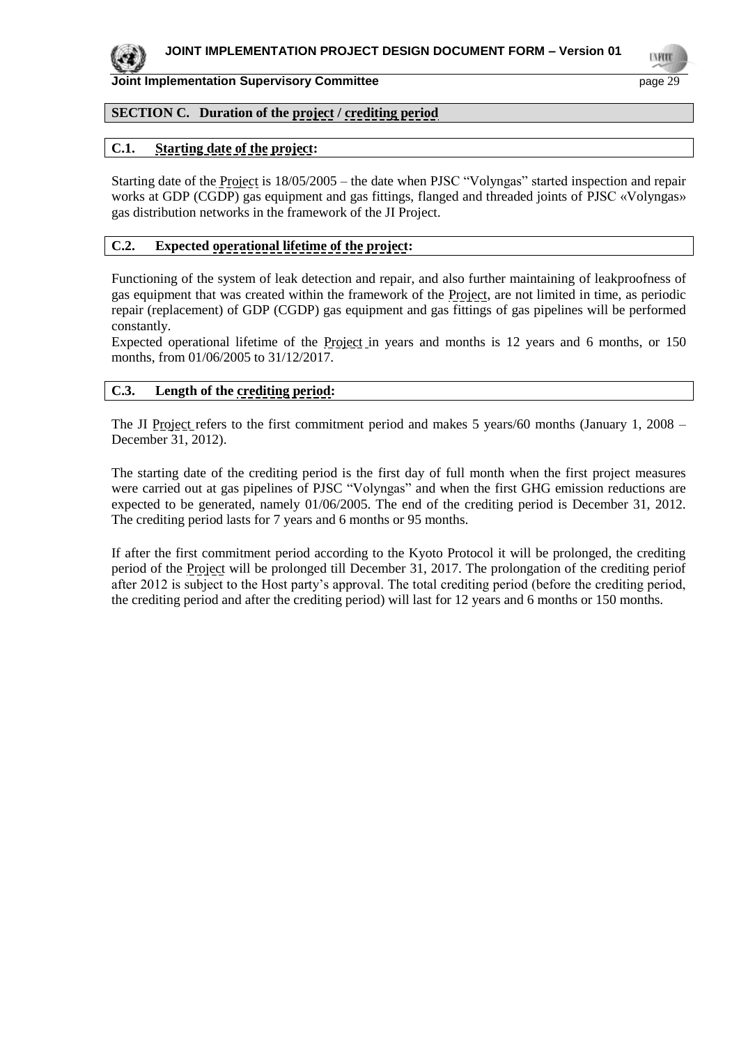## SECTION C. Duration of the project / crediting period

### C.1. Starting date of the project:

Starting date of the Project is 18/05/2005 – the date when PJSC "Volyngas" started inspection and repair works at GDP (CGDP) gas equipment and gas fittings, flanged and threaded joints of PJSC «Volyngas» gas distribution networks in the framework of the JI Project.

### C.2. Expected operational lifetime of the project:

Functioning of the system of leak detection and repair, and also further maintaining of leakproofness of gas equipment that was created within the framework of the Project, are not limited in time, as periodic repair (replacement) of GDP (CGDP) gas equipment and gas fittings of gas pipelines will be performed constantly.

Expected operational lifetime of the Project in years and months is 12 years and 6 months, or 150 months, from 01/06/2005 to 31/12/2017.

### C.3. Length of the crediting period:

The JI Project refers to the first commitment period and makes 5 years/60 months (January 1, 2008 – December 31, 2012).

The starting date of the crediting period is the first day of full month when the first project measures were carried out at gas pipelines of PJSC "Volyngas" and when the first GHG emission reductions are expected to be generated, namely 01/06/2005. The end of the crediting period is December 31, 2012. The crediting period lasts for 7 years and 6 months or 95 months.

If after the first commitment period according to the Kyoto Protocol it will be prolonged, the crediting period of the Project will be prolonged till December 31, 2017. The prolongation of the crediting periof after 2012 is subject to the Host party's approval. The total crediting period (before the crediting period, the crediting period and after the crediting period) will last for 12 years and 6 months or 150 months.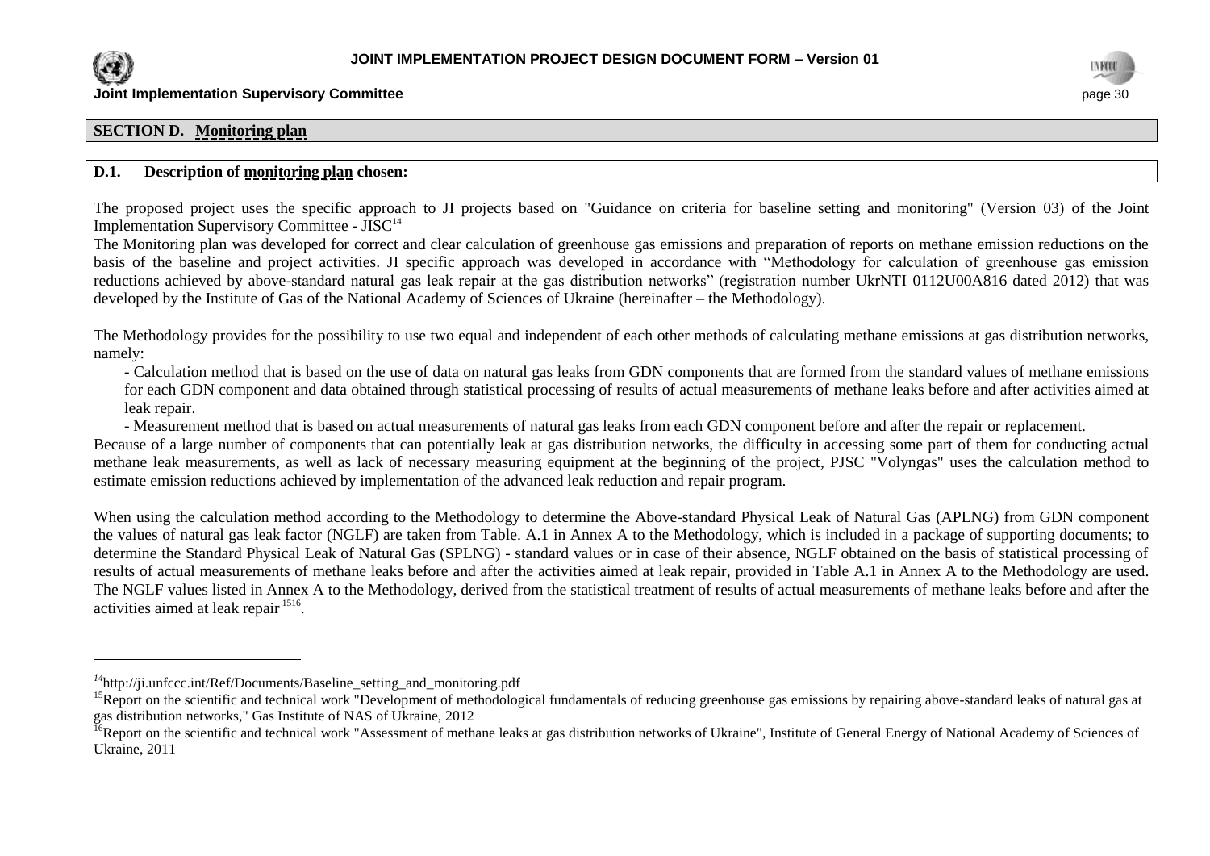## SECTION D. Monitoring plan

### D.1. Description of monitoring plan chosen:

The proposed project uses the specific approach to JI projects based on "Guidance on criteria for baseline setting and monitoring" (Version 03) of the Joint Implementation Supervisory Committee - JISC[14]

The Monitoring plan was developed for correct and clear calculation of greenhouse gas emissions and preparation of reports on methane emission reductions on the basis of the baseline and project activities. JI specific approach was developed in accordance with "Methodology for calculation of greenhouse gas emission reductions achieved by above-standard natural gas leak repair at the gas distribution networks" (registration number UkrNTI 0112U00A816 dated 2012) that was developed by the Institute of Gas of the National Academy of Sciences of Ukraine (hereinafter – the Methodology).

The Methodology provides for the possibility to use two equal and independent of each other methods of calculating methane emissions at gas distribution networks, namely:

- Calculation method that is based on the use of data on natural gas leaks from GDN components that are formed from the standard values of methane emissions for each GDN component and data obtained through statistical processing of results of actual measurements of methane leaks before and after activities aimed at leak repair.
- Measurement method that is based on actual measurements of natural gas leaks from each GDN component before and after the repair or replacement.

Because of a large number of components that can potentially leak at gas distribution networks, the difficulty in accessing some part of them for conducting actual methane leak measurements, as well as lack of necessary measuring equipment at the beginning of the project, PJSC "Volyngas" uses the calculation method to estimate emission reductions achieved by implementation of the advanced leak reduction and repair program.

When using the calculation method according to the Methodology to determine the Above-standard Physical Leak of Natural Gas (APLNG) from GDN component the values of natural gas leak factor (NGLF) are taken from Table. A.1 in Annex A to the Methodology, which is included in a package of supporting documents; to determine the Standard Physical Leak of Natural Gas (SPLNG) - standard values or in case of their absence, NGLF obtained on the basis of statistical processing of results of actual measurements of methane leaks before and after the activities aimed at leak repair, provided in Table A.1 in Annex A to the Methodology are used. The NGLF values listed in Annex A to the Methodology, derived from the statistical treatment of results of actual measurements of methane leaks before and after the activities aimed at leak repair [15][16].

---

[14] http://ji.unfccc.int/Ref/Documents/Baseline_setting_and_monitoring.pdf

[15] Report on the scientific and technical work "Development of methodological fundamentals of reducing greenhouse gas emissions by repairing above-standard leaks of natural gas at gas distribution networks," Gas Institute of NAS of Ukraine, 2012

[16] Report on the scientific and technical work "Assessment of methane leaks at gas distribution networks of Ukraine", Institute of General Energy of National Academy of Sciences of Ukraine, 2011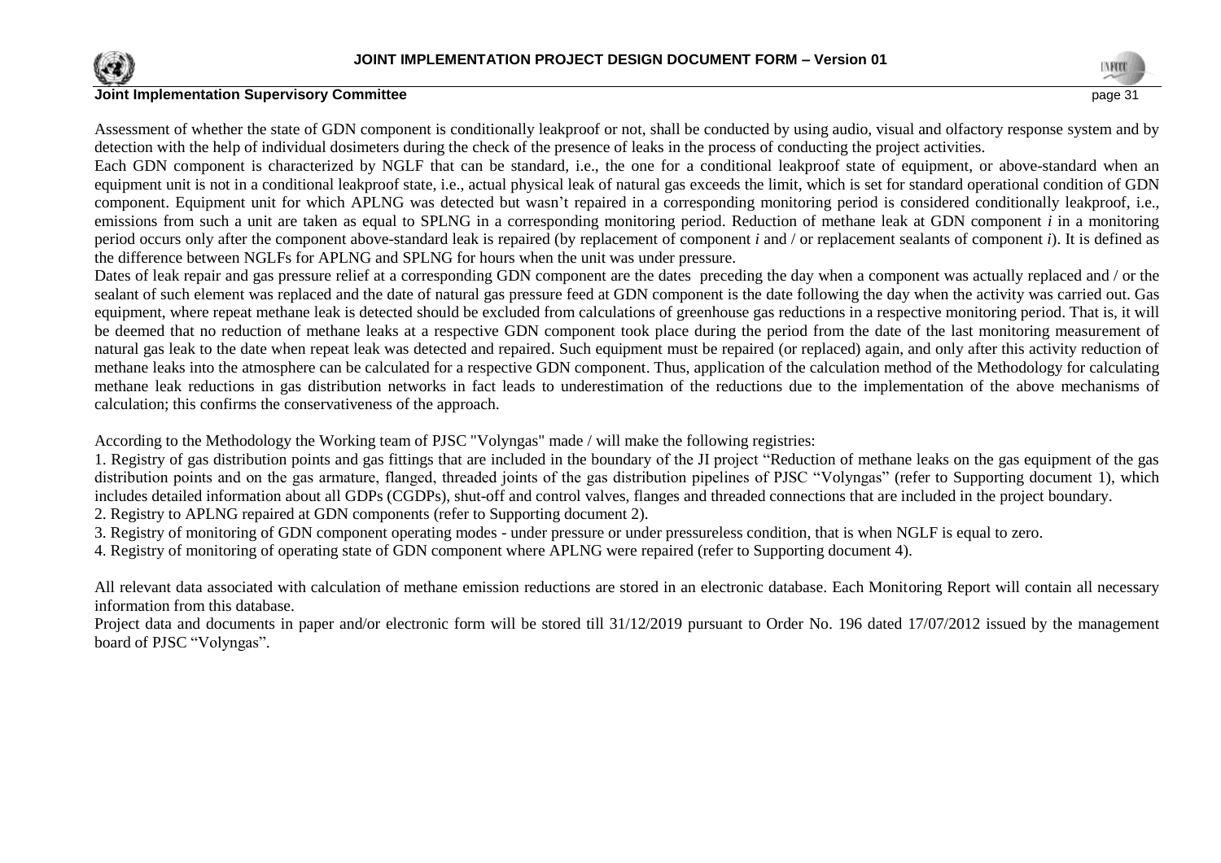Assessment of whether the state of GDN component is conditionally leakproof or not, shall be conducted by using audio, visual and olfactory response system and by detection with the help of individual dosimeters during the check of the presence of leaks in the process of conducting the project activities.

Each GDN component is characterized by NGLF that can be standard, i.e., the one for a conditional leakproof state of equipment, or above-standard when an equipment unit is not in a conditional leakproof state, i.e., actual physical leak of natural gas exceeds the limit, which is set for standard operational condition of GDN component. Equipment unit for which APLNG was detected but wasn't repaired in a corresponding monitoring period is considered conditionally leakproof, i.e., emissions from such a unit are taken as equal to SPLNG in a corresponding monitoring period. Reduction of methane leak at GDN component *i* in a monitoring period occurs only after the component above-standard leak is repaired (by replacement of component *i* and / or replacement sealants of component *i*). It is defined as the difference between NGLFs for APLNG and SPLNG for hours when the unit was under pressure.

Dates of leak repair and gas pressure relief at a corresponding GDN component are the dates preceding the day when a component was actually replaced and / or the sealant of such element was replaced and the date of natural gas pressure feed at GDN component is the date following the day when the activity was carried out. Gas equipment, where repeat methane leak is detected should be excluded from calculations of greenhouse gas reductions in a respective monitoring period. That is, it will be deemed that no reduction of methane leaks at a respective GDN component took place during the period from the date of the last monitoring measurement of natural gas leak to the date when repeat leak was detected and repaired. Such equipment must be repaired (or replaced) again, and only after this activity reduction of methane leaks into the atmosphere can be calculated for a respective GDN component. Thus, application of the calculation method of the Methodology for calculating methane leak reductions in gas distribution networks in fact leads to underestimation of the reductions due to the implementation of the above mechanisms of calculation; this confirms the conservativeness of the approach.

According to the Methodology the Working team of PJSC "Volyngas" made / will make the following registries:

1. Registry of gas distribution points and gas fittings that are included in the boundary of the JI project "Reduction of methane leaks on the gas equipment of the gas distribution points and on the gas armature, flanged, threaded joints of the gas distribution pipelines of PJSC "Volyngas" (refer to Supporting document 1), which includes detailed information about all GDPs (CGDPs), shut-off and control valves, flanges and threaded connections that are included in the project boundary.
2. Registry to APLNG repaired at GDN components (refer to Supporting document 2).
3. Registry of monitoring of GDN component operating modes - under pressure or under pressureless condition, that is when NGLF is equal to zero.
4. Registry of monitoring of operating state of GDN component where APLNG were repaired (refer to Supporting document 4).

All relevant data associated with calculation of methane emission reductions are stored in an electronic database. Each Monitoring Report will contain all necessary information from this database.

Project data and documents in paper and/or electronic form will be stored till 31/12/2019 pursuant to Order No. 196 dated 17/07/2012 issued by the management board of PJSC "Volyngas".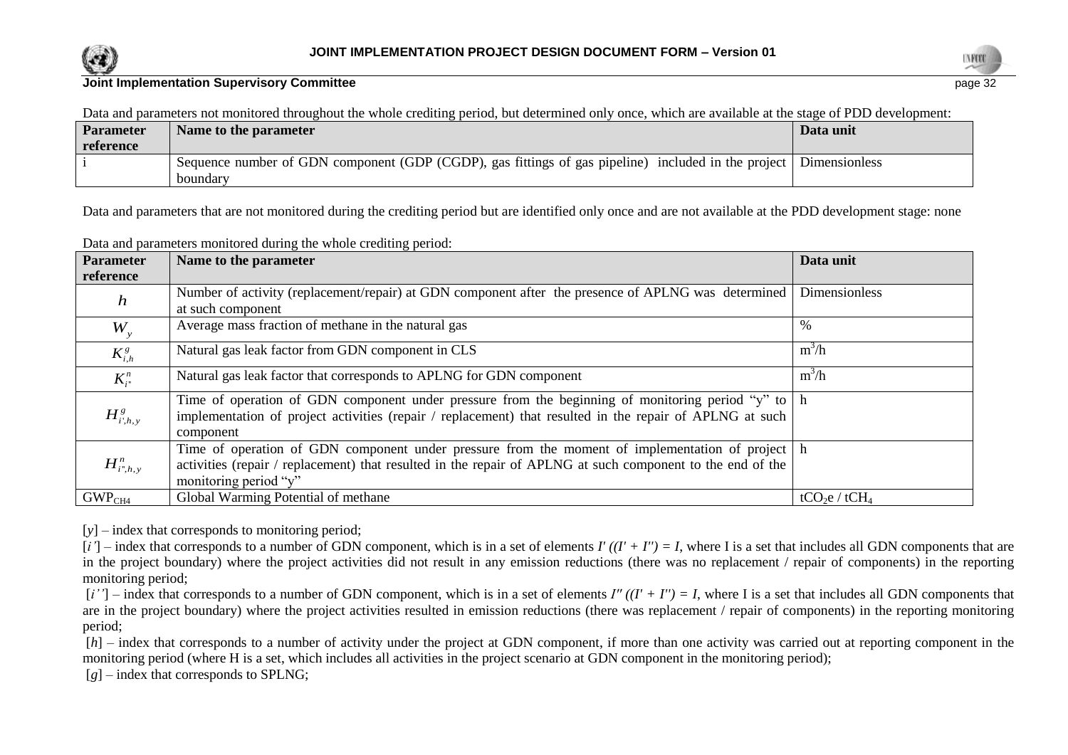Data and parameters not monitored throughout the whole crediting period, but determined only once, which are available at the stage of PDD development:

| Parameter reference | Name to the parameter | Data unit |
|---|---|---|
| i | Sequence number of GDN component (GDP (CGDP), gas fittings of gas pipeline) included in the project boundary | Dimensionless |

Data and parameters that are not monitored during the crediting period but are identified only once and are not available at the PDD development stage: none

Data and parameters monitored during the whole crediting period:

| Parameter reference | Name to the parameter | Data unit |
|---|---|---|
| $h$ | Number of activity (replacement/repair) at GDN component after the presence of APLNG was determined at such component | Dimensionless |
| $W_y$ | Average mass fraction of methane in the natural gas | % |
| $K_{i,h}^{g}$ | Natural gas leak factor from GDN component in CLS | $m^3/h$ |
| $K_{i''}^{n}$ | Natural gas leak factor that corresponds to APLNG for GDN component | $m^3/h$ |
| $H_{i',h,y}^{g}$ | Time of operation of GDN component under pressure from the beginning of monitoring period "y" to implementation of project activities (repair / replacement) that resulted in the repair of APLNG at such component | h |
| $H_{i'',h,y}^{n}$ | Time of operation of GDN component under pressure from the moment of implementation of project activities (repair / replacement) that resulted in the repair of APLNG at such component to the end of the monitoring period "y" | h |
| $GWP_{CH4}$ | Global Warming Potential of methane | $tCO_2e$ / $tCH_4$ |

[*y*] – index that corresponds to monitoring period;

[*i'*] – index that corresponds to a number of GDN component, which is in a set of elements *I' ((I' + I'') = I*, where I is a set that includes all GDN components that are in the project boundary) where the project activities did not result in any emission reductions (there was no replacement / repair of components) in the reporting monitoring period;

[*i''*] – index that corresponds to a number of GDN component, which is in a set of elements *I'' ((I' + I'') = I*, where I is a set that includes all GDN components that are in the project boundary) where the project activities resulted in emission reductions (there was replacement / repair of components) in the reporting monitoring period;

[*h*] – index that corresponds to a number of activity under the project at GDN component, if more than one activity was carried out at reporting component in the monitoring period (where H is a set, which includes all activities in the project scenario at GDN component in the monitoring period);

[*g*] – index that corresponds to SPLNG;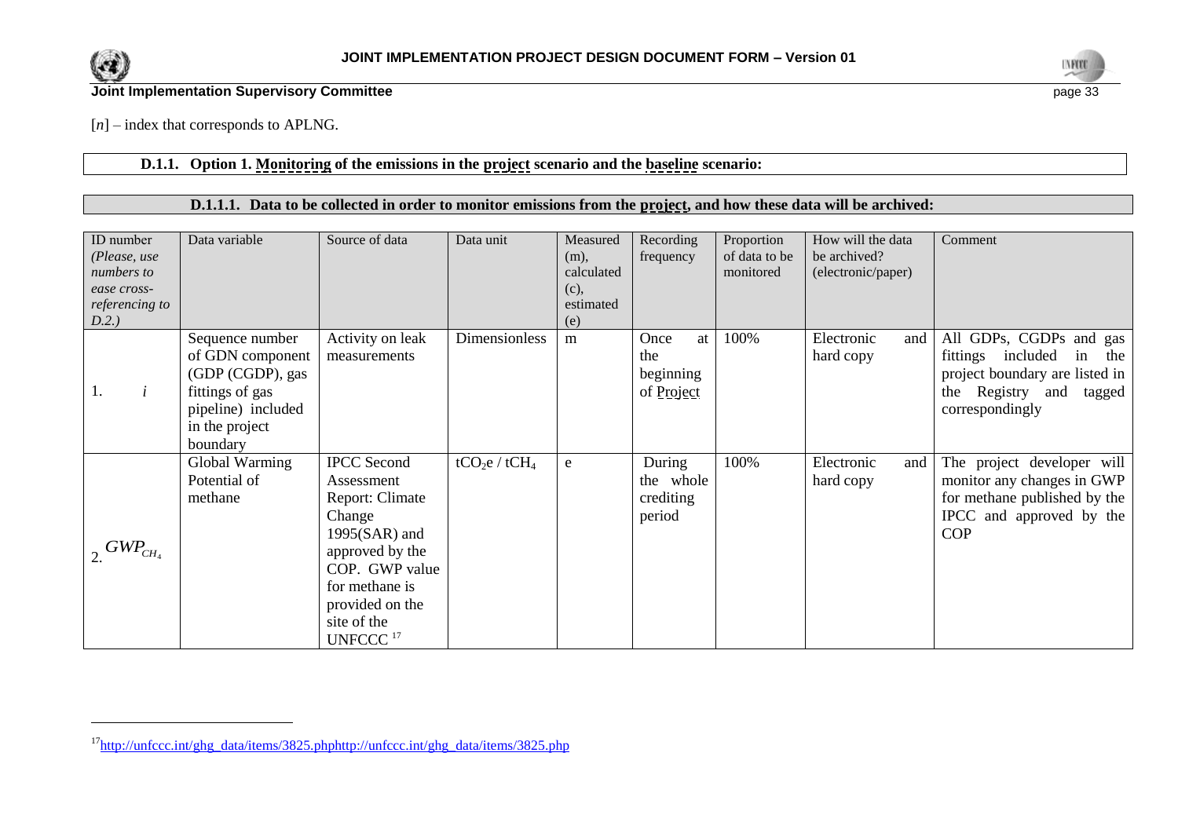[*n*] – index that corresponds to APLNG.

### D.1.1. Option 1. Monitoring of the emissions in the project scenario and the baseline scenario:

#### D.1.1.1. Data to be collected in order to monitor emissions from the project, and how these data will be archived:

| ID number (*Please, use numbers to ease cross-referencing to D.2.*) | Data variable | Source of data | Data unit | Measured (m), calculated (c), estimated (e) | Recording frequency | Proportion of data to be monitored | How will the data be archived? (electronic/paper) | Comment |
|---|---|---|---|---|---|---|---|---|
| 1. *i* | Sequence number of GDN component (GDP (CGDP), gas fittings of gas pipeline) included in the project boundary | Activity on leak measurements | Dimensionless | m | Once at the beginning of Project | 100% | Electronic and hard copy | All GDPs, CGDPs and gas fittings included in the project boundary are listed in the Registry and tagged correspondingly |
| 2. $GWP_{CH_4}$ | Global Warming Potential of methane | IPCC Second Assessment Report: Climate Change 1995(SAR) and approved by the COP. GWP value for methane is provided on the site of the UNFCCC [17] | $tCO_2e$ / $tCH_4$ | e | During the whole crediting period | 100% | Electronic and hard copy | The project developer will monitor any changes in GWP for methane published by the IPCC and approved by the COP |

[17] http://unfccc.int/ghg_data/items/3825.phphttp://unfccc.int/ghg_data/items/3825.php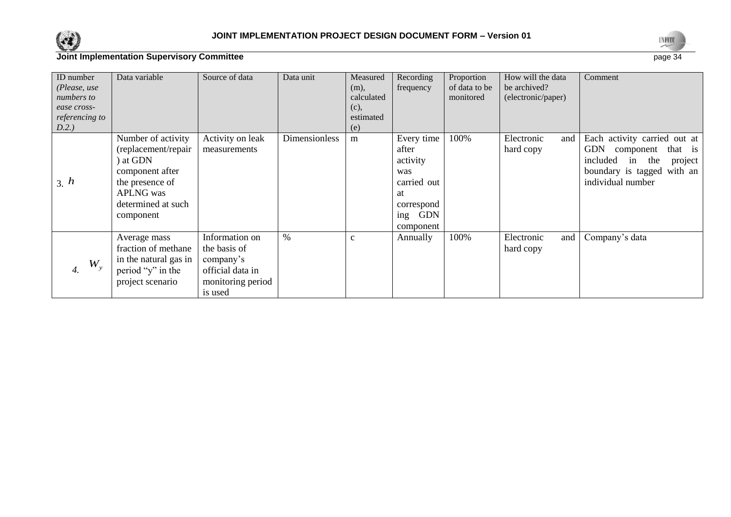| ID number *(Please, use numbers to ease cross-referencing to D.2.)* | Data variable | Source of data | Data unit | Measured (m), calculated (c), estimated (e) | Recording frequency | Proportion of data to be monitored | How will the data be archived? (electronic/paper) | Comment |
|---|---|---|---|---|---|---|---|---|
| 3. $h$ | Number of activity (replacement/repair) at GDN component after the presence of APLNG was determined at such component | Activity on leak measurements | Dimensionless | m | Every time after activity was carried out at corresponding GDN component | 100% | Electronic and hard copy | Each activity carried out at GDN component that is included in the project boundary is tagged with an individual number |
| *4.* $W_y$ | Average mass fraction of methane in the natural gas in period "y" in the project scenario | Information on the basis of company's official data in monitoring period is used | % | c | Annually | 100% | Electronic and hard copy | Company's data |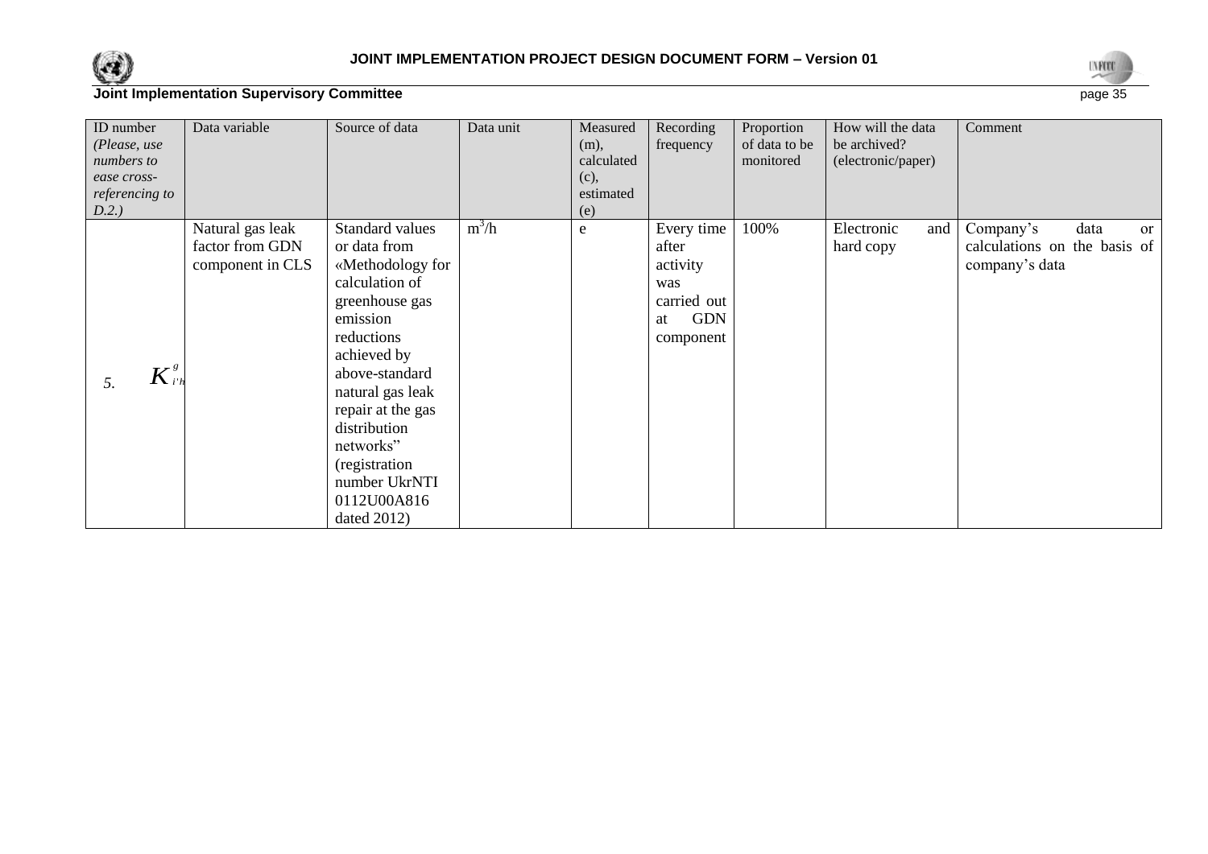| ID number *(Please, use numbers to ease cross-referencing to D.2.)* | Data variable | Source of data | Data unit | Measured (m), calculated (c), estimated (e) | Recording frequency | Proportion of data to be monitored | How will the data be archived? (electronic/paper) | Comment |
|---|---|---|---|---|---|---|---|---|
| *5.* $K^{g}_{i'h}$ | Natural gas leak factor from GDN component in CLS | Standard values or data from «Methodology for calculation of greenhouse gas emission reductions achieved by above-standard natural gas leak repair at the gas distribution networks" (registration number UkrNTI 0112U00A816 dated 2012) | $m^3/h$ | e | Every time after activity was carried out at GDN component | 100% | Electronic and hard copy | Company's data or calculations on the basis of company's data |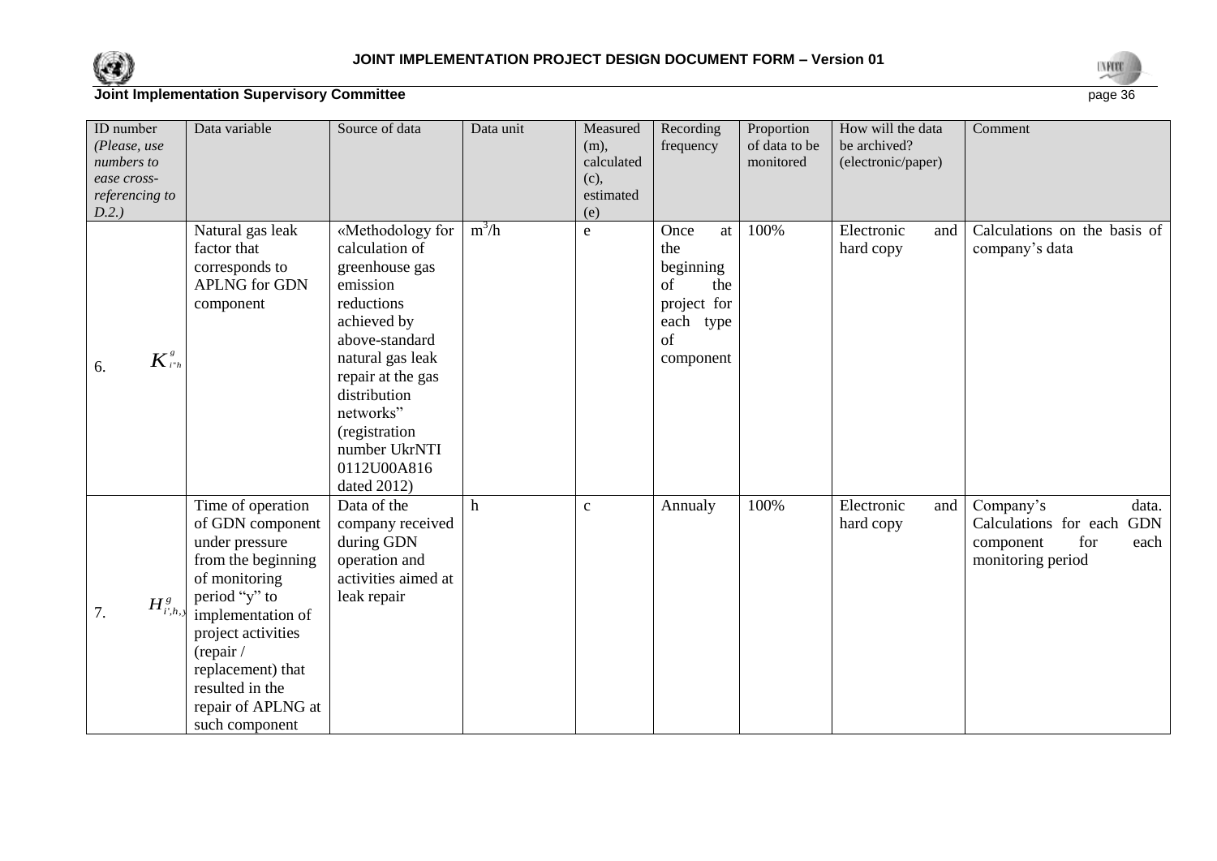| ID number (Please, use numbers to ease cross-referencing to D.2.) | Data variable | Source of data | Data unit | Measured (m), calculated (c), estimated (e) | Recording frequency | Proportion of data to be monitored | How will the data be archived? (electronic/paper) | Comment |
|---|---|---|---|---|---|---|---|---|
| 6. $K^{g}_{i^{*}h}$ | Natural gas leak factor that corresponds to APLNG for GDN component | «Methodology for calculation of greenhouse gas emission reductions achieved by above-standard natural gas leak repair at the gas distribution networks" (registration number UkrNTI 0112U00A816 dated 2012) | $m^3/h$ | e | Once at the beginning of the project for each type of component | 100% | Electronic and hard copy | Calculations on the basis of company's data |
| 7. $H^{g}_{i',h,y}$ | Time of operation of GDN component under pressure from the beginning of monitoring period "y" to implementation of project activities (repair / replacement) that resulted in the repair of APLNG at such component | Data of the company received during GDN operation and activities aimed at leak repair | h | c | Annualy | 100% | Electronic and hard copy | Company's data. Calculations for each GDN component for each monitoring period |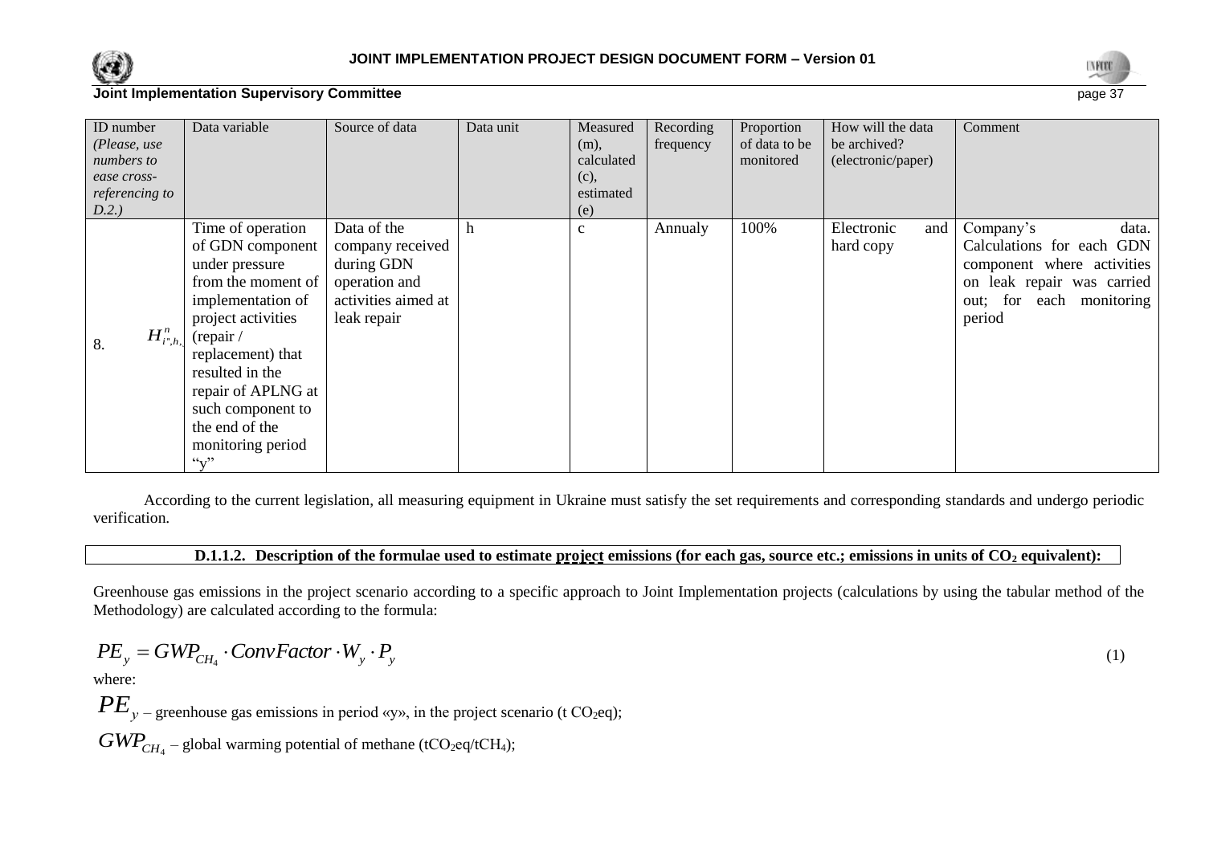| ID number *(Please, use numbers to ease cross-referencing to D.2.)* | Data variable | Source of data | Data unit | Measured (m), calculated (c), estimated (e) | Recording frequency | Proportion of data to be monitored | How will the data be archived? (electronic/paper) | Comment |
|---|---|---|---|---|---|---|---|---|
| 8. $H^{n}_{i'',h,}$ | Time of operation of GDN component under pressure from the moment of implementation of project activities (repair / replacement) that resulted in the repair of APLNG at such component to the end of the monitoring period "y" | Data of the company received during GDN operation and activities aimed at leak repair | h | c | Annualy | 100% | Electronic and hard copy | Company's data. Calculations for each GDN component where activities on leak repair was carried out; for each monitoring period |

According to the current legislation, all measuring equipment in Ukraine must satisfy the set requirements and corresponding standards and undergo periodic verification.

### D.1.1.2. Description of the formulae used to estimate project emissions (for each gas, source etc.; emissions in units of $CO_2$ equivalent):

Greenhouse gas emissions in the project scenario according to a specific approach to Joint Implementation projects (calculations by using the tabular method of the Methodology) are calculated according to the formula:

$$PE_y = GWP_{CH_4} \cdot ConvFactor \cdot W_y \cdot P_y \quad (1)$$

where:

$PE_y$ – greenhouse gas emissions in period «y», in the project scenario (t $CO_2$eq);

$GWP_{CH_4}$ – global warming potential of methane (t$CO_2$eq/t$CH_4$);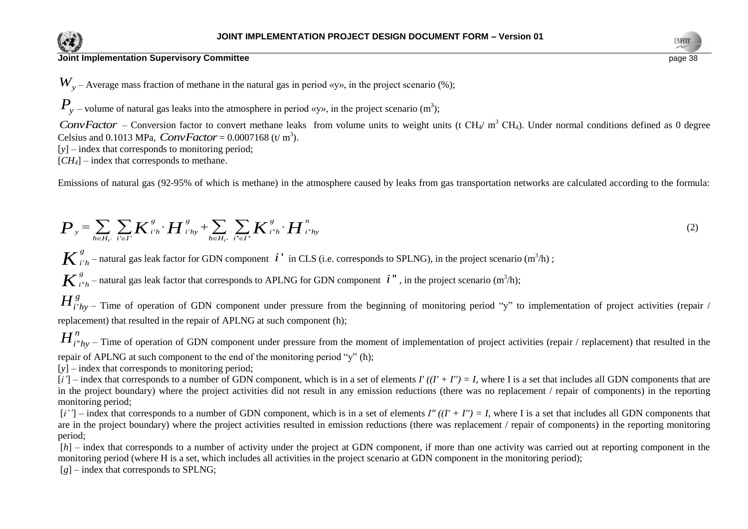$W_y$ – Average mass fraction of methane in the natural gas in period «y», in the project scenario (%);

$P_y$ – volume of natural gas leaks into the atmosphere in period «y», in the project scenario ($m^3$);

$ConvFactor$ – Conversion factor to convert methane leaks from volume units to weight units (t $CH_4$/ $m^3$ $CH_4$). Under normal conditions defined as 0 degree Celsius and 0.1013 MPa, $ConvFactor$ = 0.0007168 (t/ $m^3$).

[$y$] – index that corresponds to monitoring period;

[$CH_4$] – index that corresponds to methane.

Emissions of natural gas (92-95% of which is methane) in the atmosphere caused by leaks from gas transportation networks are calculated according to the formula:

$$P_y = \sum_{h \in H_{i'}} \sum_{i' \in I'} K^g_{i'h} \cdot H^g_{i'hy} + \sum_{h \in H_{i''}} \sum_{i'' \in I''} K^g_{i''h} \cdot H^n_{i''hy} \qquad (2)$$

$K^g_{i'h}$ – natural gas leak factor for GDN component $i'$ in CLS (i.e. corresponds to SPLNG), in the project scenario ($m^3$/h) ;

$K^g_{i''h}$ – natural gas leak factor that corresponds to APLNG for GDN component $i''$, in the project scenario ($m^3$/h);

$H^g_{i'hy}$ – Time of operation of GDN component under pressure from the beginning of monitoring period "y" to implementation of project activities (repair / replacement) that resulted in the repair of APLNG at such component (h);

$H^n_{i''hy}$ – Time of operation of GDN component under pressure from the moment of implementation of project activities (repair / replacement) that resulted in the repair of APLNG at such component to the end of the monitoring period "y" (h);

[$y$] – index that corresponds to monitoring period;

[$i'$] – index that corresponds to a number of GDN component, which is in a set of elements $I'$ ($(I' + I'') = I$, where I is a set that includes all GDN components that are in the project boundary) where the project activities did not result in any emission reductions (there was no replacement / repair of components) in the reporting monitoring period;

[$i''$] – index that corresponds to a number of GDN component, which is in a set of elements $I''$ ($(I' + I'') = I$, where I is a set that includes all GDN components that are in the project boundary) where the project activities resulted in emission reductions (there was replacement / repair of components) in the reporting monitoring period;

[$h$] – index that corresponds to a number of activity under the project at GDN component, if more than one activity was carried out at reporting component in the monitoring period (where H is a set, which includes all activities in the project scenario at GDN component in the monitoring period);

[$g$] – index that corresponds to SPLNG;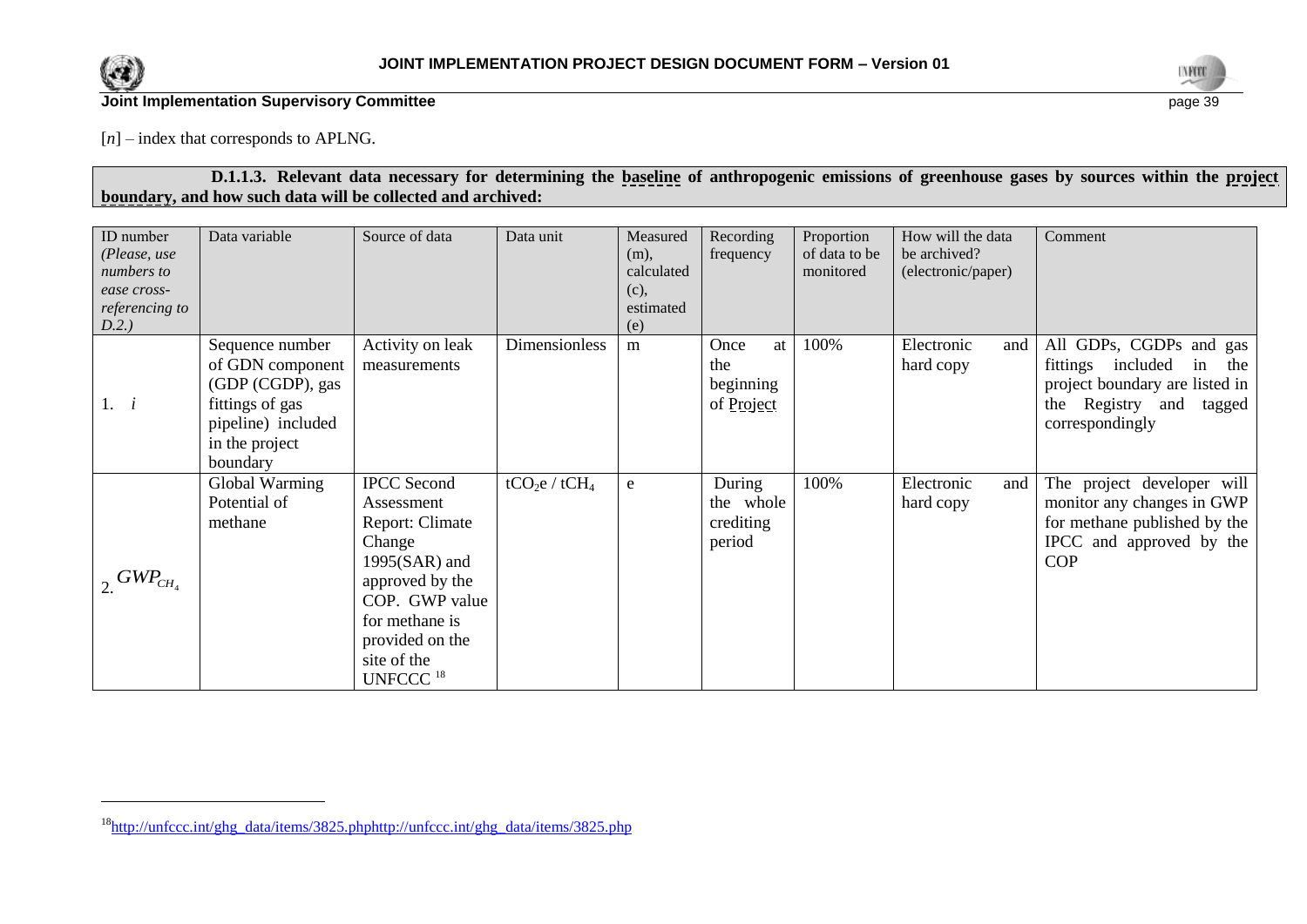[$n$] – index that corresponds to APLNG.

**D.1.1.3. Relevant data necessary for determining the baseline of anthropogenic emissions of greenhouse gases by sources within the project boundary, and how such data will be collected and archived:**

| ID number *(Please, use numbers to ease cross-referencing to D.2.)* | Data variable | Source of data | Data unit | Measured (m), calculated (c), estimated (e) | Recording frequency | Proportion of data to be monitored | How will the data be archived? (electronic/paper) | Comment |
|---|---|---|---|---|---|---|---|---|
| 1. $i$ | Sequence number of GDN component (GDP (CGDP), gas fittings of gas pipeline) included in the project boundary | Activity on leak measurements | Dimensionless | m | Once at the beginning of Project | 100% | Electronic and hard copy | All GDPs, CGDPs and gas fittings included in the project boundary are listed in the Registry and tagged correspondingly |
| 2. $GWP_{CH_4}$ | Global Warming Potential of methane | IPCC Second Assessment Report: Climate Change 1995(SAR) and approved by the COP. GWP value for methane is provided on the site of the UNFCCC [18] | $tCO_2e$ / $tCH_4$ | e | During the whole crediting period | 100% | Electronic and hard copy | The project developer will monitor any changes in GWP for methane published by the IPCC and approved by the COP |

[18] http://unfccc.int/ghg_data/items/3825.phphttp://unfccc.int/ghg_data/items/3825.php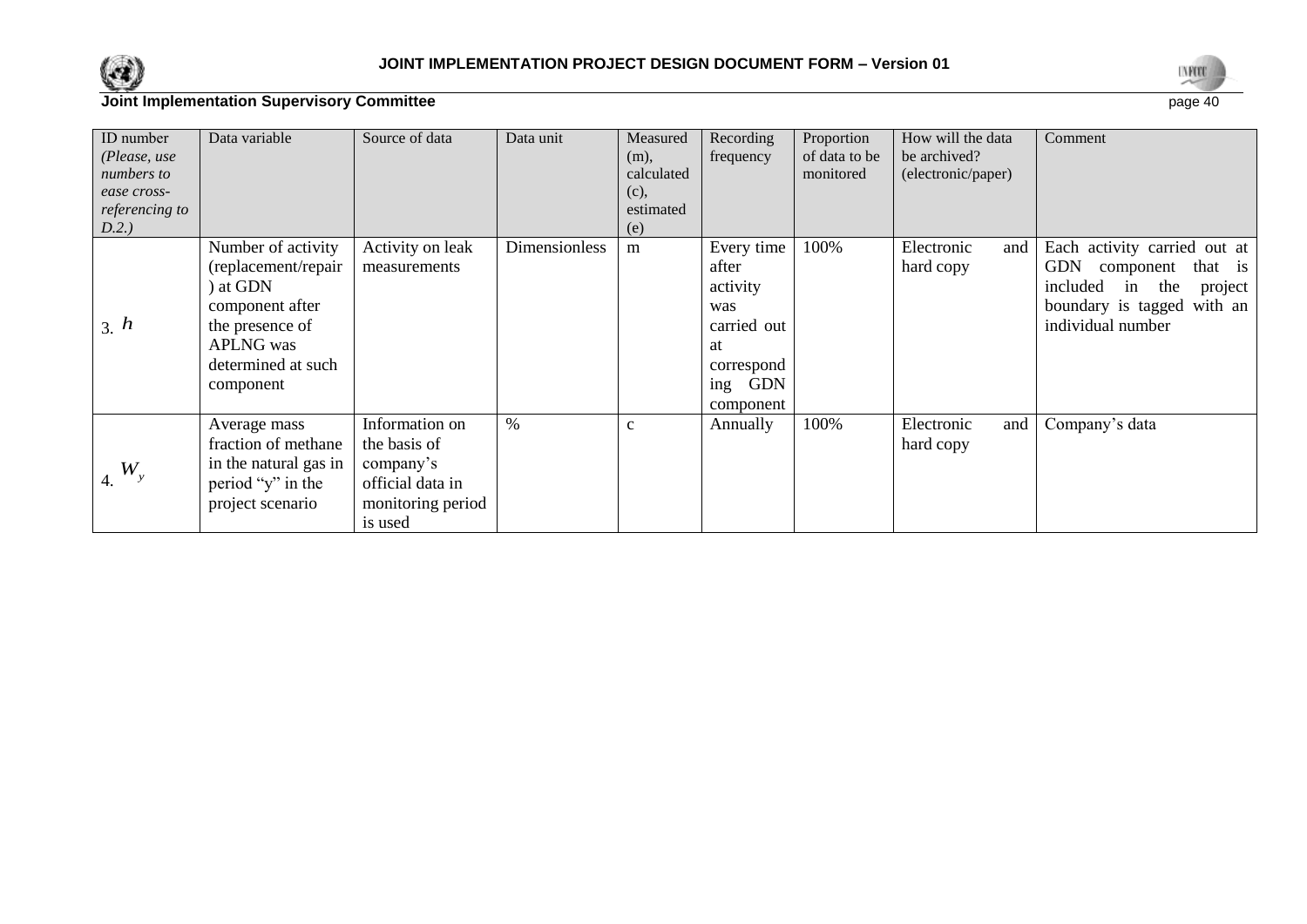| ID number *(Please, use numbers to ease cross-referencing to D.2.)* | Data variable | Source of data | Data unit | Measured (m), calculated (c), estimated (e) | Recording frequency | Proportion of data to be monitored | How will the data be archived? (electronic/paper) | Comment |
|---|---|---|---|---|---|---|---|---|
| 3. $h$ | Number of activity (replacement/repair) at GDN component after the presence of APLNG was determined at such component | Activity on leak measurements | Dimensionless | m | Every time after activity was carried out at corresponding GDN component | 100% | Electronic and hard copy | Each activity carried out at GDN component that is included in the project boundary is tagged with an individual number |
| 4. $W_y$ | Average mass fraction of methane in the natural gas in period "y" in the project scenario | Information on the basis of company's official data in monitoring period is used | % | c | Annually | 100% | Electronic and hard copy | Company's data |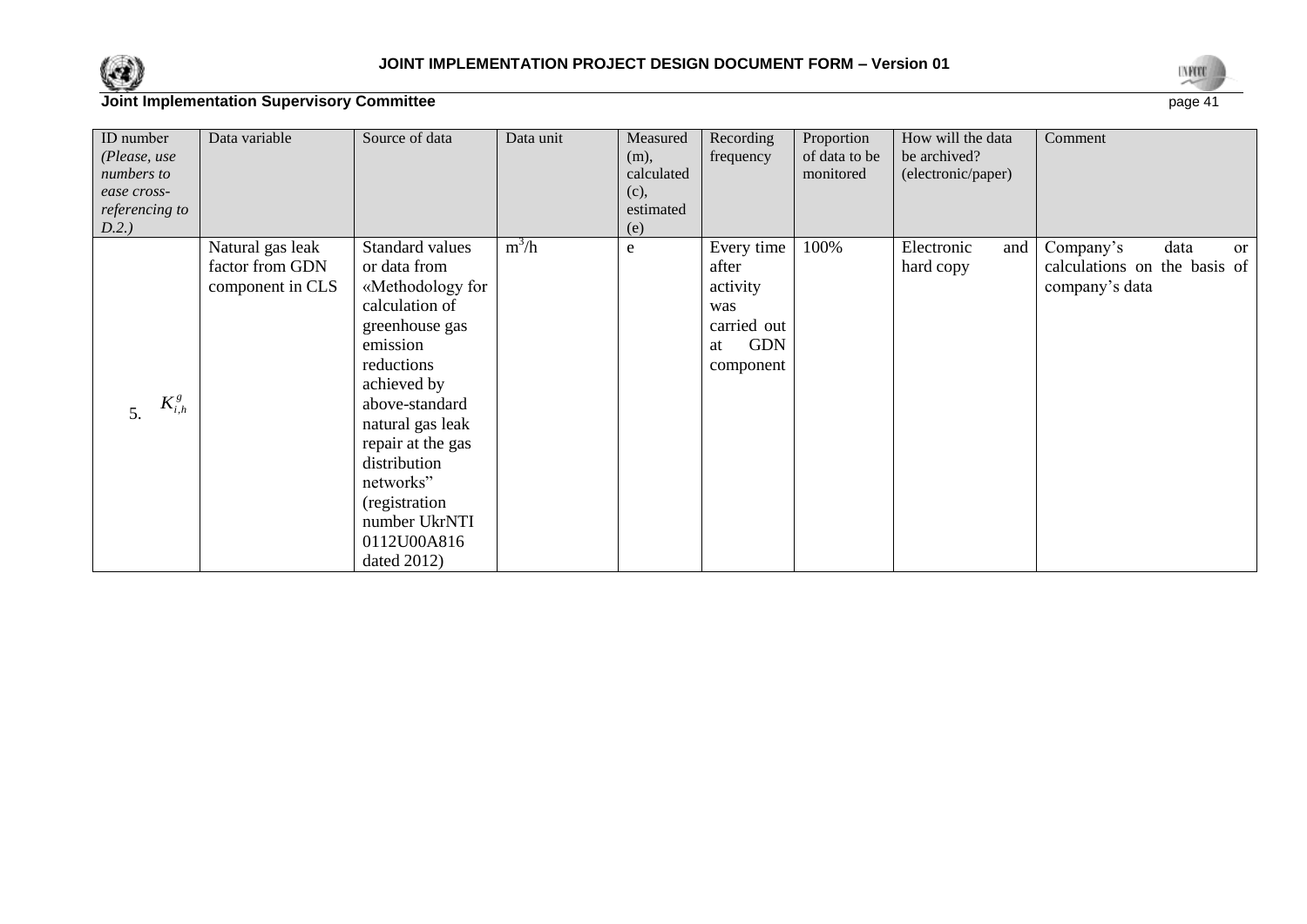| ID number *(Please, use numbers to ease cross-referencing to D.2.)* | Data variable | Source of data | Data unit | Measured (m), calculated (c), estimated (e) | Recording frequency | Proportion of data to be monitored | How will the data be archived? (electronic/paper) | Comment |
|---|---|---|---|---|---|---|---|---|
| 5. $K_{i,h}^{g}$ | Natural gas leak factor from GDN component in CLS | Standard values or data from «Methodology for calculation of greenhouse gas emission reductions achieved by above-standard natural gas leak repair at the gas distribution networks" (registration number UkrNTI 0112U00A816 dated 2012) | $m^3/h$ | e | Every time after activity was carried out at GDN component | 100% | Electronic and hard copy | Company's data or calculations on the basis of company's data |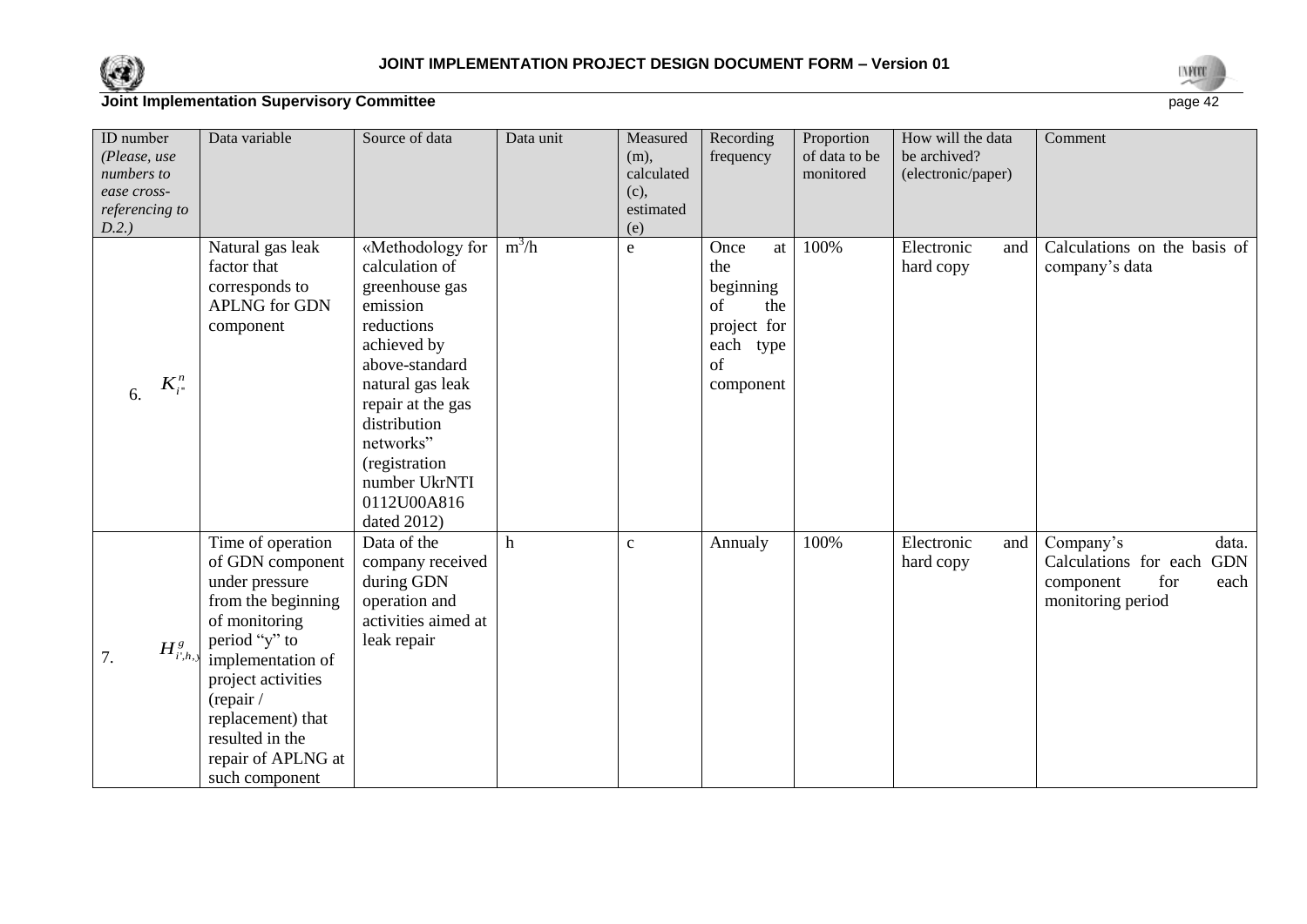| ID number *(Please, use numbers to ease cross-referencing to D.2.)* | Data variable | Source of data | Data unit | Measured (m), calculated (c), estimated (e) | Recording frequency | Proportion of data to be monitored | How will the data be archived? (electronic/paper) | Comment |
|---|---|---|---|---|---|---|---|---|
| 6. $K^n_{i''}$ | Natural gas leak factor that corresponds to APLNG for GDN component | «Methodology for calculation of greenhouse gas emission reductions achieved by above-standard natural gas leak repair at the gas distribution networks" (registration number UkrNTI 0112U00A816 dated 2012) | $m^3/h$ | e | Once at the beginning of the project for each type of component | 100% | Electronic and hard copy | Calculations on the basis of company's data |
| 7. $H^g_{i',h,y}$ | Time of operation of GDN component under pressure from the beginning of monitoring period "y" to implementation of project activities (repair / replacement) that resulted in the repair of APLNG at such component | Data of the company received during GDN operation and activities aimed at leak repair | h | c | Annualy | 100% | Electronic and hard copy | Company's data. Calculations for each GDN component for each monitoring period |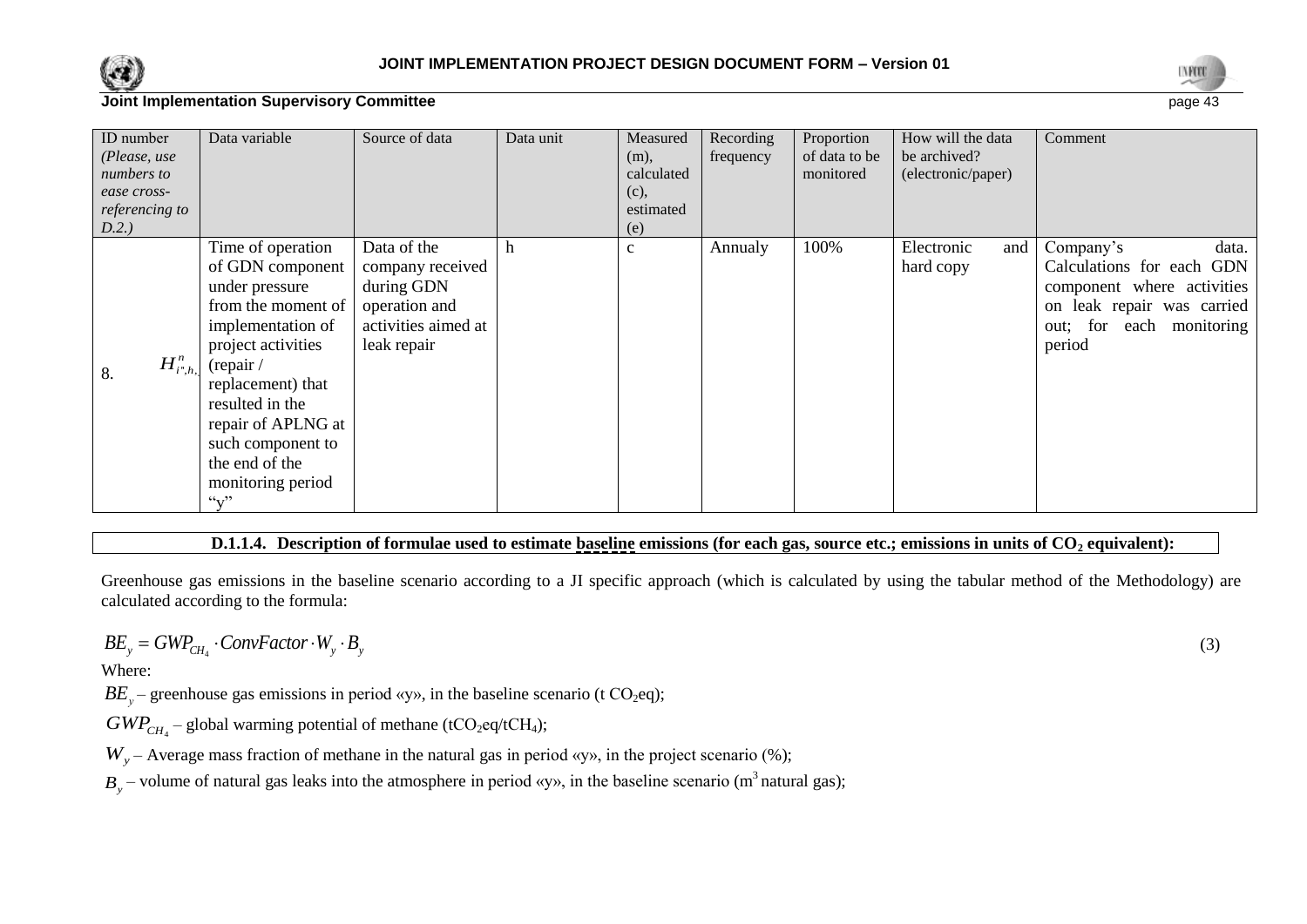| ID number *(Please, use numbers to ease cross-referencing to D.2.)* | Data variable | Source of data | Data unit | Measured (m), calculated (c), estimated (e) | Recording frequency | Proportion of data to be monitored | How will the data be archived? (electronic/paper) | Comment |
|---|---|---|---|---|---|---|---|---|
| 8. $H^{n}_{i'',h,}$ | Time of operation of GDN component under pressure from the moment of implementation of project activities (repair / replacement) that resulted in the repair of APLNG at such component to the end of the monitoring period "y" | Data of the company received during GDN operation and activities aimed at leak repair | h | c | Annualy | 100% | Electronic and hard copy | Company's data. Calculations for each GDN component where activities on leak repair was carried out; for each monitoring period |

**D.1.1.4. Description of formulae used to estimate baseline emissions (for each gas, source etc.; emissions in units of $CO_2$ equivalent):**

Greenhouse gas emissions in the baseline scenario according to a JI specific approach (which is calculated by using the tabular method of the Methodology) are calculated according to the formula:

$$BE_y = GWP_{CH_4} \cdot ConvFactor \cdot W_y \cdot B_y \tag{3}$$

Where:

$BE_y$ – greenhouse gas emissions in period «y», in the baseline scenario (t $CO_2$eq);

$GWP_{CH_4}$ – global warming potential of methane (t$CO_2$eq/t$CH_4$);

$W_y$ – Average mass fraction of methane in the natural gas in period «y», in the project scenario (%);

$B_y$ – volume of natural gas leaks into the atmosphere in period «y», in the baseline scenario ($m^3$ natural gas);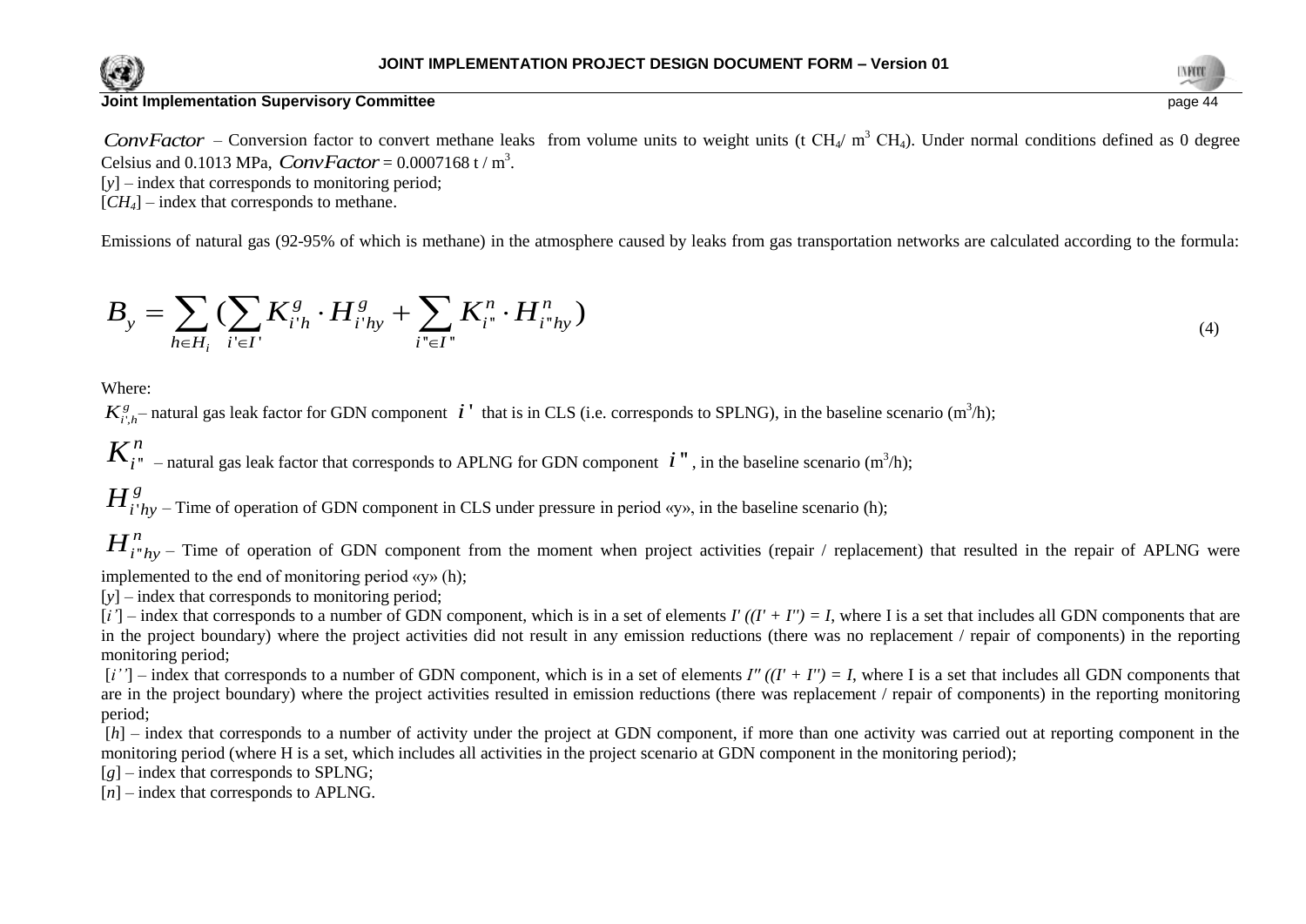$ConvFactor$ – Conversion factor to convert methane leaks from volume units to weight units (t $CH_4$/ $m^3$ $CH_4$). Under normal conditions defined as 0 degree Celsius and 0.1013 MPa, $ConvFactor$ = 0.0007168 t / $m^3$.

[$y$] – index that corresponds to monitoring period;

[$CH_4$] – index that corresponds to methane.

Emissions of natural gas (92-95% of which is methane) in the atmosphere caused by leaks from gas transportation networks are calculated according to the formula:

$$B_y = \sum_{h \in H_i} \left( \sum_{i' \in I'} K^g_{i'h} \cdot H^g_{i'hy} + \sum_{i'' \in I''} K^n_{i''} \cdot H^n_{i''hy} \right) \tag{4}$$

Where:

$K^g_{i',h}$ – natural gas leak factor for GDN component $i'$ that is in CLS (i.e. corresponds to SPLNG), in the baseline scenario ($m^3$/h);

$K^n_{i''}$ – natural gas leak factor that corresponds to APLNG for GDN component $i''$, in the baseline scenario ($m^3$/h);

$H^g_{i'hy}$ – Time of operation of GDN component in CLS under pressure in period «y», in the baseline scenario (h);

$H^n_{i''hy}$ – Time of operation of GDN component from the moment when project activities (repair / replacement) that resulted in the repair of APLNG were implemented to the end of monitoring period «y» (h);

[$y$] – index that corresponds to monitoring period;

[$i'$] – index that corresponds to a number of GDN component, which is in a set of elements $I'$ $((I' + I'') = I$, where I is a set that includes all GDN components that are in the project boundary) where the project activities did not result in any emission reductions (there was no replacement / repair of components) in the reporting monitoring period;

[$i''$] – index that corresponds to a number of GDN component, which is in a set of elements $I''$ $((I' + I'') = I$, where I is a set that includes all GDN components that are in the project boundary) where the project activities resulted in emission reductions (there was replacement / repair of components) in the reporting monitoring period;

[$h$] – index that corresponds to a number of activity under the project at GDN component, if more than one activity was carried out at reporting component in the monitoring period (where H is a set, which includes all activities in the project scenario at GDN component in the monitoring period);

[$g$] – index that corresponds to SPLNG;

[$n$] – index that corresponds to APLNG.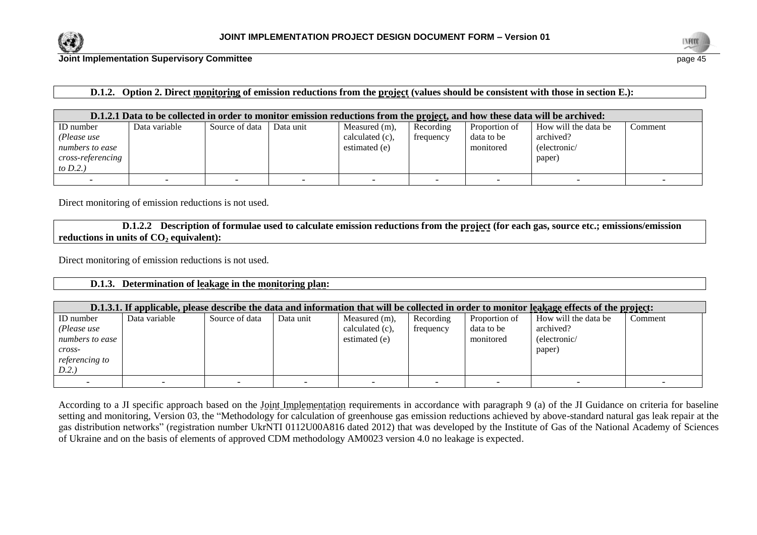**D.1.2. Option 2. Direct monitoring of emission reductions from the project (values should be consistent with those in section E.):**

| D.1.2.1 Data to be collected in order to monitor emission reductions from the project, and how these data will be archived: | | | | | | | | |
|---|---|---|---|---|---|---|---|---|
| ID number *(Please use numbers to ease cross-referencing to D.2.)* | Data variable | Source of data | Data unit | Measured (m), calculated (c), estimated (e) | Recording frequency | Proportion of data to be monitored | How will the data be archived? (electronic/ paper) | Comment |
| - | - | - | - | - | - | - | - | - |

Direct monitoring of emission reductions is not used.

**D.1.2.2 Description of formulae used to calculate emission reductions from the project (for each gas, source etc.; emissions/emission reductions in units of $CO_2$ equivalent):**

Direct monitoring of emission reductions is not used.

**D.1.3. Determination of leakage in the monitoring plan:**

| D.1.3.1. If applicable, please describe the data and information that will be collected in order to monitor leakage effects of the project: | | | | | | | | |
|---|---|---|---|---|---|---|---|---|
| ID number *(Please use numbers to ease cross-referencing to D.2.)* | Data variable | Source of data | Data unit | Measured (m), calculated (c), estimated (e) | Recording frequency | Proportion of data to be monitored | How will the data be archived? (electronic/ paper) | Comment |
| - | - | - | - | - | - | - | - | - |

According to a JI specific approach based on the Joint Implementation requirements in accordance with paragraph 9 (a) of the JI Guidance on criteria for baseline setting and monitoring, Version 03, the "Methodology for calculation of greenhouse gas emission reductions achieved by above-standard natural gas leak repair at the gas distribution networks" (registration number UkrNTI 0112U00A816 dated 2012) that was developed by the Institute of Gas of the National Academy of Sciences of Ukraine and on the basis of elements of approved CDM methodology AM0023 version 4.0 no leakage is expected.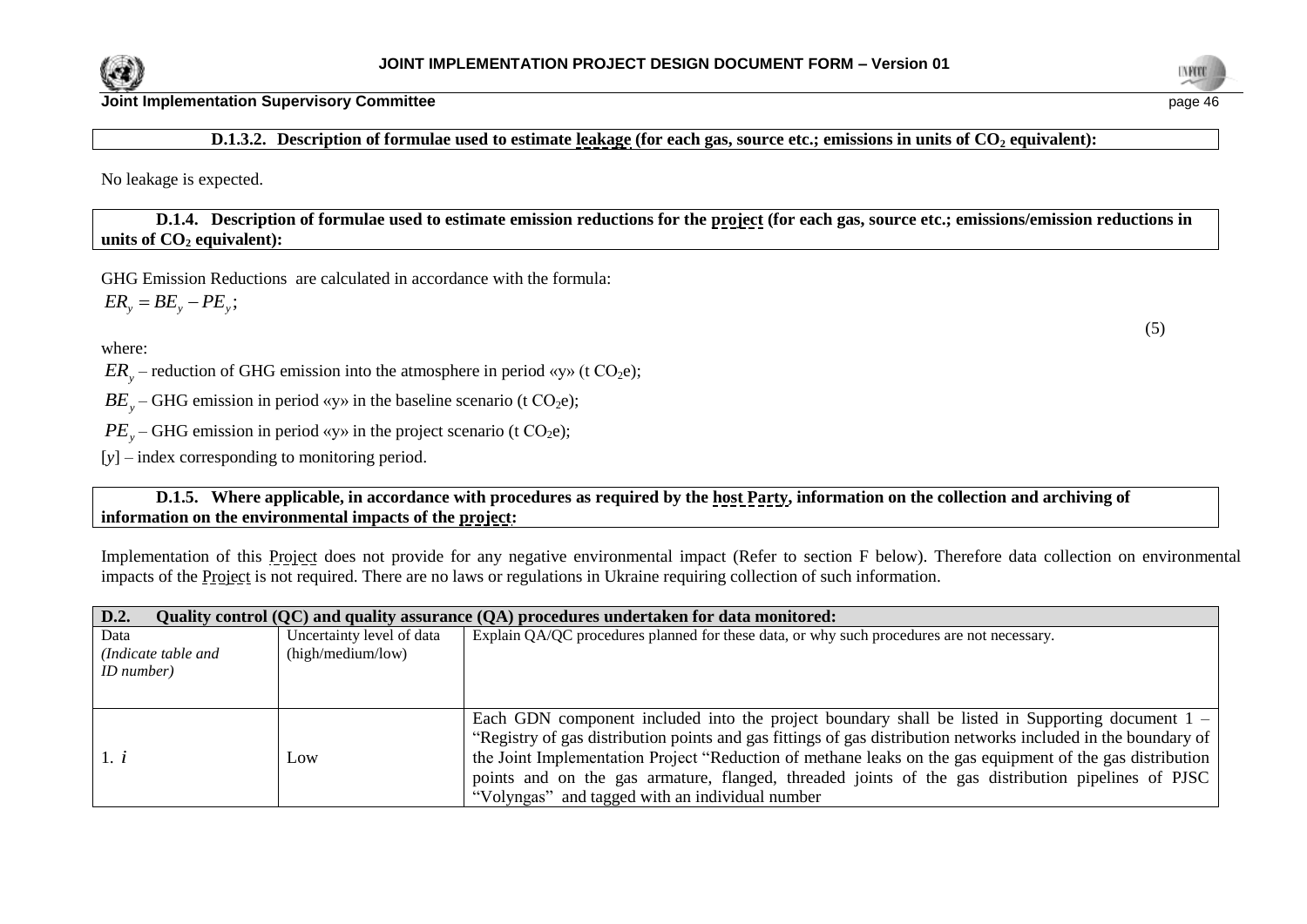**D.1.3.2. Description of formulae used to estimate leakage (for each gas, source etc.; emissions in units of $CO_2$ equivalent):**

No leakage is expected.

**D.1.4. Description of formulae used to estimate emission reductions for the project (for each gas, source etc.; emissions/emission reductions in units of $CO_2$ equivalent):**

GHG Emission Reductions are calculated in accordance with the formula:

$$ER_y = BE_y - PE_y; \tag{5}$$

where:

$ER_y$ – reduction of GHG emission into the atmosphere in period «y» (t $CO_2$e);

$BE_y$ – GHG emission in period «y» in the baseline scenario (t $CO_2$e);

$PE_y$ – GHG emission in period «y» in the project scenario (t $CO_2$e);

[$y$] – index corresponding to monitoring period.

**D.1.5. Where applicable, in accordance with procedures as required by the host Party, information on the collection and archiving of information on the environmental impacts of the project:**

Implementation of this Project does not provide for any negative environmental impact (Refer to section F below). Therefore data collection on environmental impacts of the Project is not required. There are no laws or regulations in Ukraine requiring collection of such information.

| **D.2. Quality control (QC) and quality assurance (QA) procedures undertaken for data monitored:** | | |
|---|---|---|
| Data *(Indicate table and ID number)* | Uncertainty level of data (high/medium/low) | Explain QA/QC procedures planned for these data, or why such procedures are not necessary. |
| 1. $i$ | Low | Each GDN component included into the project boundary shall be listed in Supporting document 1 – "Registry of gas distribution points and gas fittings of gas distribution networks included in the boundary of the Joint Implementation Project "Reduction of methane leaks on the gas equipment of the gas distribution points and on the gas armature, flanged, threaded joints of the gas distribution pipelines of PJSC "Volyngas" and tagged with an individual number |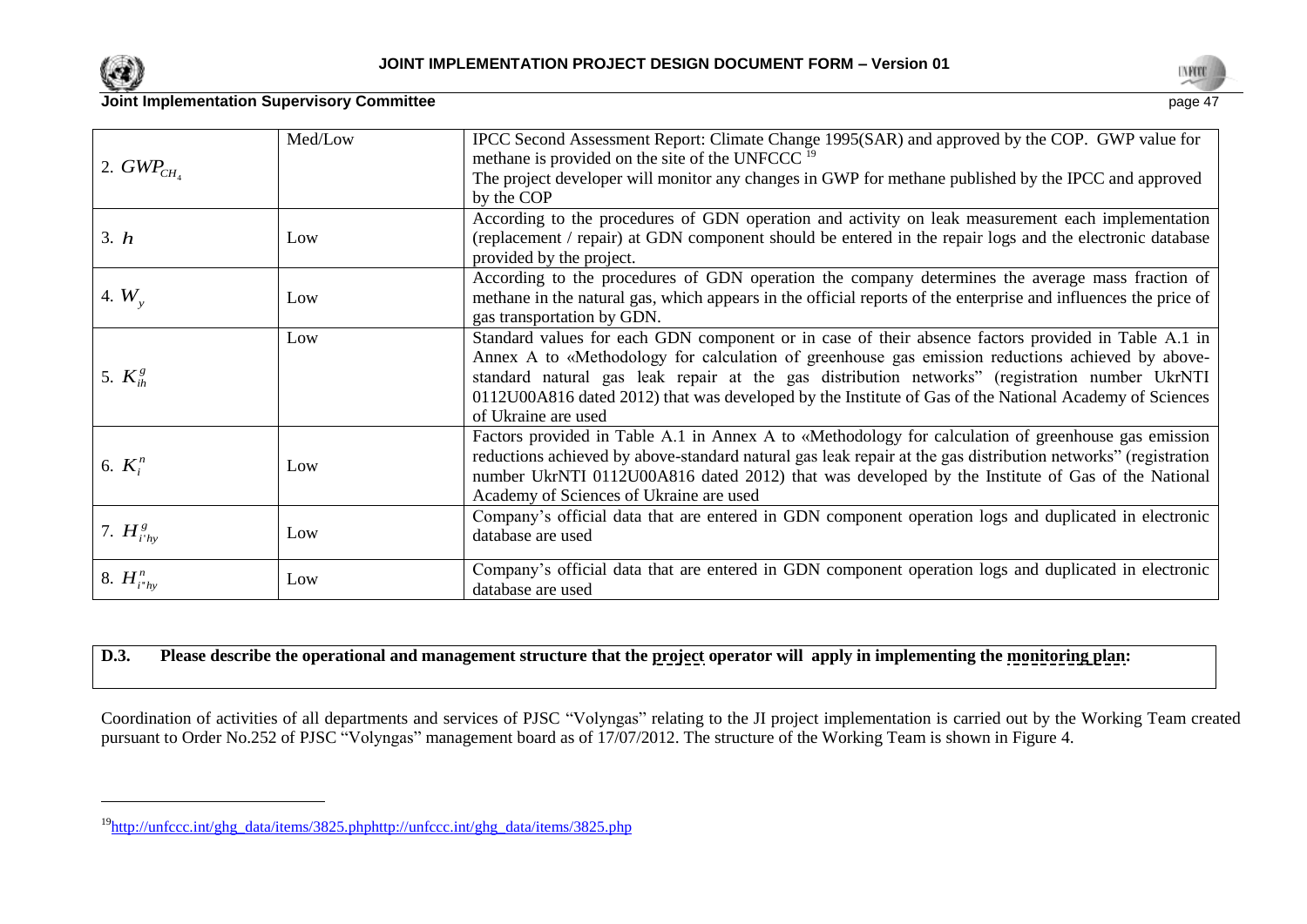| | | |
|---|---|---|
| 2. $GWP_{CH_4}$ | Med/Low | IPCC Second Assessment Report: Climate Change 1995(SAR) and approved by the COP. GWP value for methane is provided on the site of the UNFCCC [19]<br>The project developer will monitor any changes in GWP for methane published by the IPCC and approved by the COP |
| 3. $h$ | Low | According to the procedures of GDN operation and activity on leak measurement each implementation (replacement / repair) at GDN component should be entered in the repair logs and the electronic database provided by the project. |
| 4. $W_y$ | Low | According to the procedures of GDN operation the company determines the average mass fraction of methane in the natural gas, which appears in the official reports of the enterprise and influences the price of gas transportation by GDN. |
| 5. $K_{ih}^{g}$ | Low | Standard values for each GDN component or in case of their absence factors provided in Table A.1 in Annex A to «Methodology for calculation of greenhouse gas emission reductions achieved by above-standard natural gas leak repair at the gas distribution networks" (registration number UkrNTI 0112U00A816 dated 2012) that was developed by the Institute of Gas of the National Academy of Sciences of Ukraine are used |
| 6. $K_{i}^{n}$ | Low | Factors provided in Table A.1 in Annex A to «Methodology for calculation of greenhouse gas emission reductions achieved by above-standard natural gas leak repair at the gas distribution networks" (registration number UkrNTI 0112U00A816 dated 2012) that was developed by the Institute of Gas of the National Academy of Sciences of Ukraine are used |
| 7. $H_{i'hy}^{g}$ | Low | Company's official data that are entered in GDN component operation logs and duplicated in electronic database are used |
| 8. $H_{i''hy}^{n}$ | Low | Company's official data that are entered in GDN component operation logs and duplicated in electronic database are used |

**D.3. Please describe the operational and management structure that the project operator will apply in implementing the monitoring plan:**

Coordination of activities of all departments and services of PJSC "Volyngas" relating to the JI project implementation is carried out by the Working Team created pursuant to Order No.252 of PJSC "Volyngas" management board as of 17/07/2012. The structure of the Working Team is shown in Figure 4.

[19] http://unfccc.int/ghg_data/items/3825.phphttp://unfccc.int/ghg_data/items/3825.php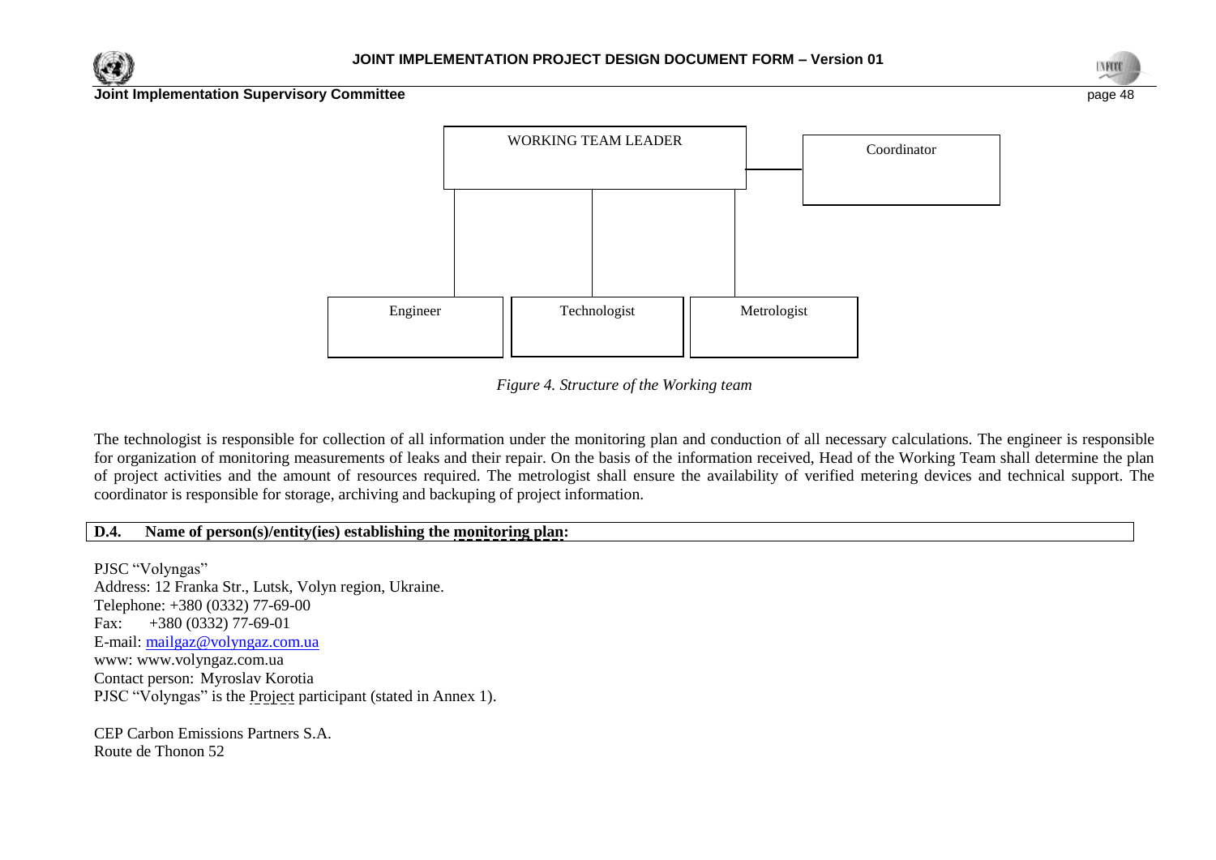WORKING TEAM LEADER

Coordinator

Engineer

Technologist

Metrologist

*Figure 4. Structure of the Working team*

The technologist is responsible for collection of all information under the monitoring plan and conduction of all necessary calculations. The engineer is responsible for organization of monitoring measurements of leaks and their repair. On the basis of the information received, Head of the Working Team shall determine the plan of project activities and the amount of resources required. The metrologist shall ensure the availability of verified metering devices and technical support. The coordinator is responsible for storage, archiving and backuping of project information.

## D.4. Name of person(s)/entity(ies) establishing the monitoring plan:

PJSC "Volyngas"
Address: 12 Franka Str., Lutsk, Volyn region, Ukraine.
Telephone: +380 (0332) 77-69-00
Fax: +380 (0332) 77-69-01
E-mail: mailgaz@volyngaz.com.ua
www: www.volyngaz.com.ua
Contact person: Myroslav Korotia
PJSC "Volyngas" is the Project participant (stated in Annex 1).

CEP Carbon Emissions Partners S.A.
Route de Thonon 52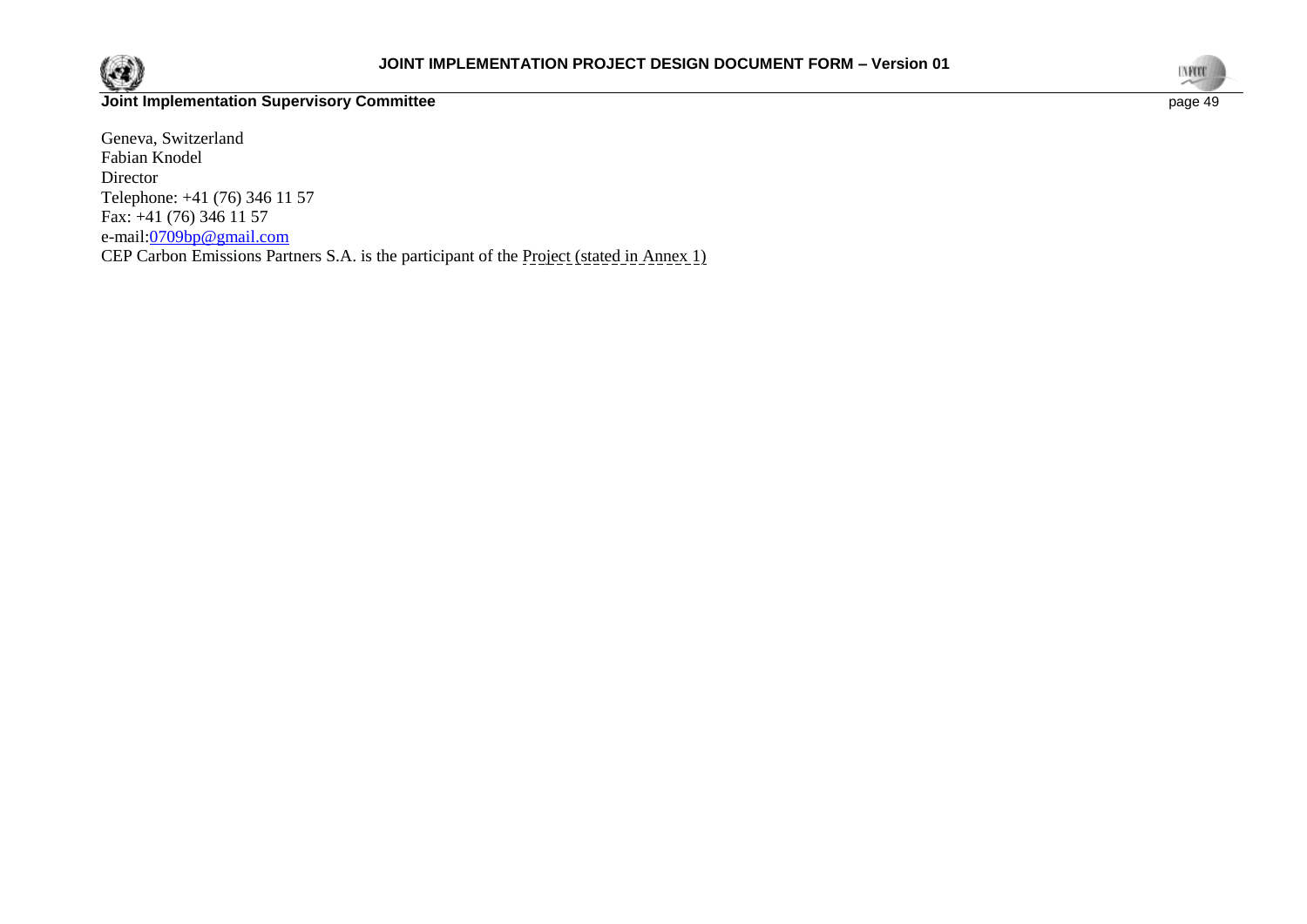Geneva, Switzerland
Fabian Knodel
Director
Telephone: +41 (76) 346 11 57
Fax: +41 (76) 346 11 57
e-mail:0709bp@gmail.com
CEP Carbon Emissions Partners S.A. is the participant of the Project (stated in Annex 1)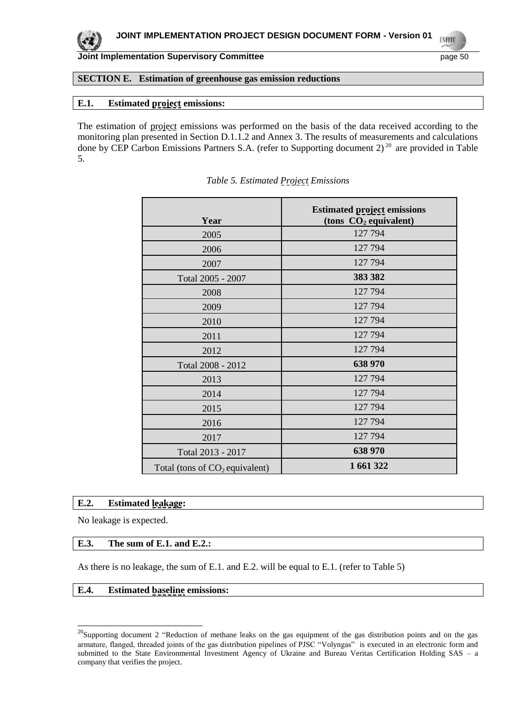## SECTION E. Estimated greenhouse gas emission reductions

### E.1. Estimated project emissions:

The estimation of project emissions was performed on the basis of the data received according to the monitoring plan presented in Section D.1.1.2 and Annex 3. The results of measurements and calculations done by CEP Carbon Emissions Partners S.A. (refer to Supporting document 2)[20] are provided in Table 5.

*Table 5. Estimated Project Emissions*

| Year | Estimated project emissions (tons $CO_2$ equivalent) |
|---|---|
| 2005 | 127 794 |
| 2006 | 127 794 |
| 2007 | 127 794 |
| Total 2005 - 2007 | **383 382** |
| 2008 | 127 794 |
| 2009 | 127 794 |
| 2010 | 127 794 |
| 2011 | 127 794 |
| 2012 | 127 794 |
| Total 2008 - 2012 | **638 970** |
| 2013 | 127 794 |
| 2014 | 127 794 |
| 2015 | 127 794 |
| 2016 | 127 794 |
| 2017 | 127 794 |
| Total 2013 - 2017 | **638 970** |
| Total (tons of $CO_2$ equivalent) | **1 661 322** |

### E.2. Estimated leakage:

No leakage is expected.

### E.3. The sum of E.1. and E.2.:

As there is no leakage, the sum of E.1. and E.2. will be equal to E.1. (refer to Table 5)

### E.4. Estimated baseline emissions:

[20] Supporting document 2 "Reduction of methane leaks on the gas equipment of the gas distribution points and on the gas armature, flanged, threaded joints of the gas distribution pipelines of PJSC "Volyngas" is executed in an electronic form and submitted to the State Environmental Investment Agency of Ukraine and Bureau Veritas Certification Holding SAS – a company that verifies the project.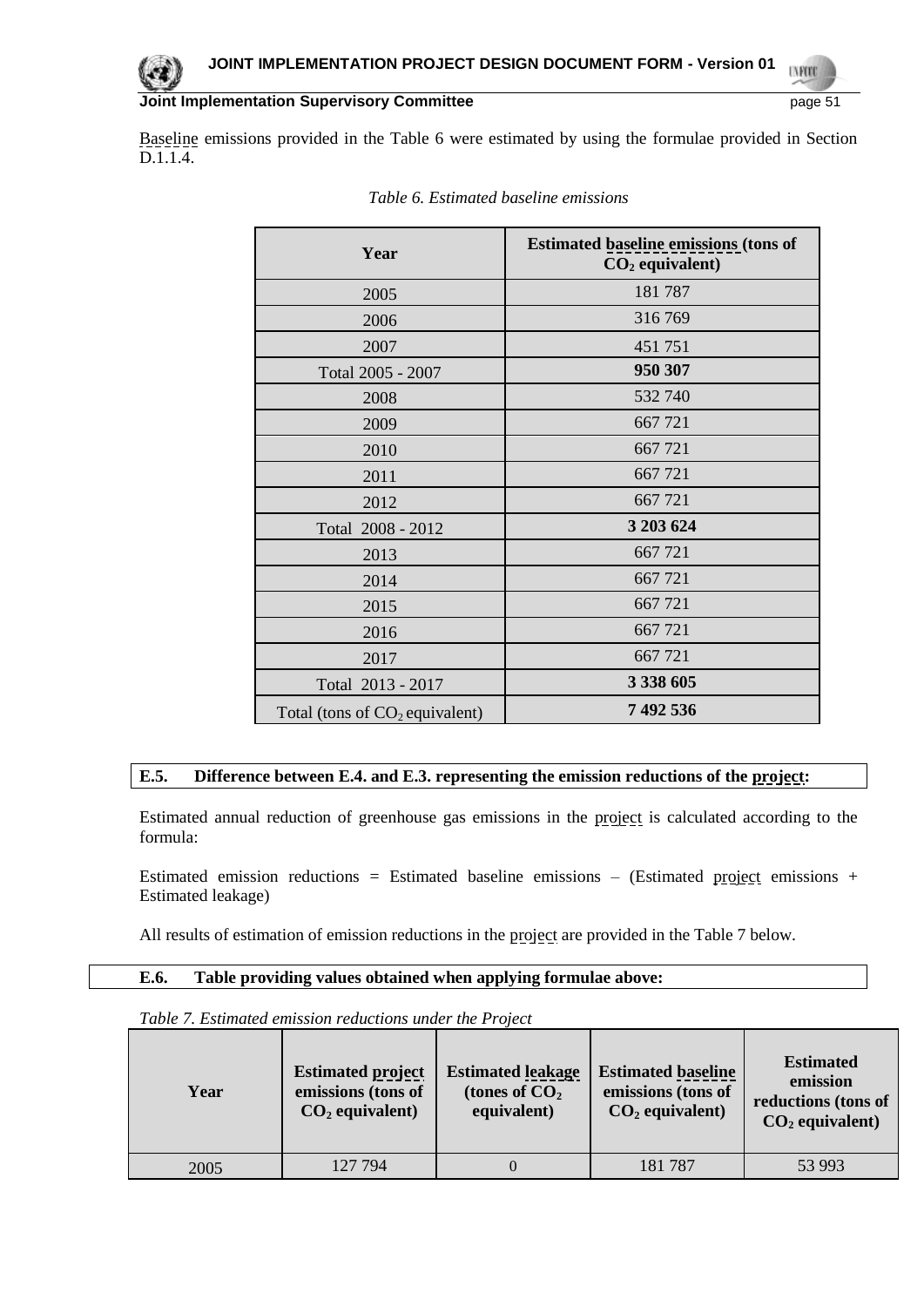Baseline emissions provided in the Table 6 were estimated by using the formulae provided in Section D.1.1.4.

*Table 6. Estimated baseline emissions*

| Year | Estimated baseline emissions (tons of $CO_2$ equivalent) |
|---|---|
| 2005 | 181 787 |
| 2006 | 316 769 |
| 2007 | 451 751 |
| Total 2005 - 2007 | **950 307** |
| 2008 | 532 740 |
| 2009 | 667 721 |
| 2010 | 667 721 |
| 2011 | 667 721 |
| 2012 | 667 721 |
| Total 2008 - 2012 | **3 203 624** |
| 2013 | 667 721 |
| 2014 | 667 721 |
| 2015 | 667 721 |
| 2016 | 667 721 |
| 2017 | 667 721 |
| Total 2013 - 2017 | **3 338 605** |
| Total (tons of $CO_2$ equivalent) | **7 492 536** |

## E.5. Difference between E.4. and E.3. representing the emission reductions of the project:

Estimated annual reduction of greenhouse gas emissions in the project is calculated according to the formula:

Estimated emission reductions = Estimated baseline emissions – (Estimated project emissions + Estimated leakage)

All results of estimation of emission reductions in the project are provided in the Table 7 below.

## E.6. Table providing values obtained when applying formulae above:

*Table 7. Estimated emission reductions under the Project*

| Year | Estimated project emissions (tons of $CO_2$ equivalent) | Estimated leakage (tones of $CO_2$ equivalent) | Estimated baseline emissions (tons of $CO_2$ equivalent) | Estimated emission reductions (tons of $CO_2$ equivalent) |
|---|---|---|---|---|
| 2005 | 127 794 | 0 | 181 787 | 53 993 |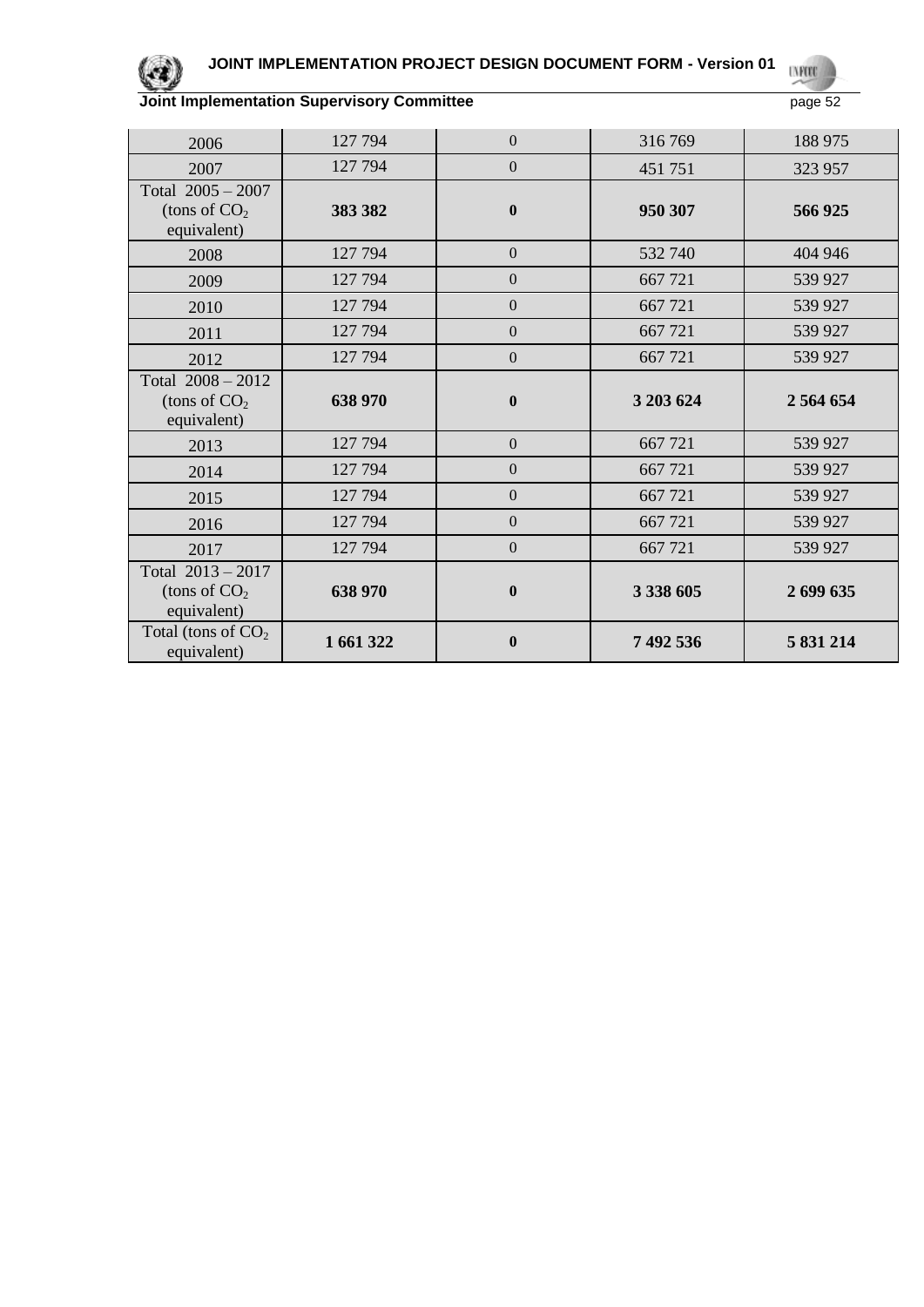| 2006 | 127 794 | 0 | 316 769 | 188 975 |
|---|---|---|---|---|
| 2007 | 127 794 | 0 | 451 751 | 323 957 |
| Total 2005 – 2007 (tons of $CO_2$ equivalent) | **383 382** | **0** | **950 307** | **566 925** |
| 2008 | 127 794 | 0 | 532 740 | 404 946 |
| 2009 | 127 794 | 0 | 667 721 | 539 927 |
| 2010 | 127 794 | 0 | 667 721 | 539 927 |
| 2011 | 127 794 | 0 | 667 721 | 539 927 |
| 2012 | 127 794 | 0 | 667 721 | 539 927 |
| Total 2008 – 2012 (tons of $CO_2$ equivalent) | **638 970** | **0** | **3 203 624** | **2 564 654** |
| 2013 | 127 794 | 0 | 667 721 | 539 927 |
| 2014 | 127 794 | 0 | 667 721 | 539 927 |
| 2015 | 127 794 | 0 | 667 721 | 539 927 |
| 2016 | 127 794 | 0 | 667 721 | 539 927 |
| 2017 | 127 794 | 0 | 667 721 | 539 927 |
| Total 2013 – 2017 (tons of $CO_2$ equivalent) | **638 970** | **0** | **3 338 605** | **2 699 635** |
| Total (tons of $CO_2$ equivalent) | **1 661 322** | **0** | **7 492 536** | **5 831 214** |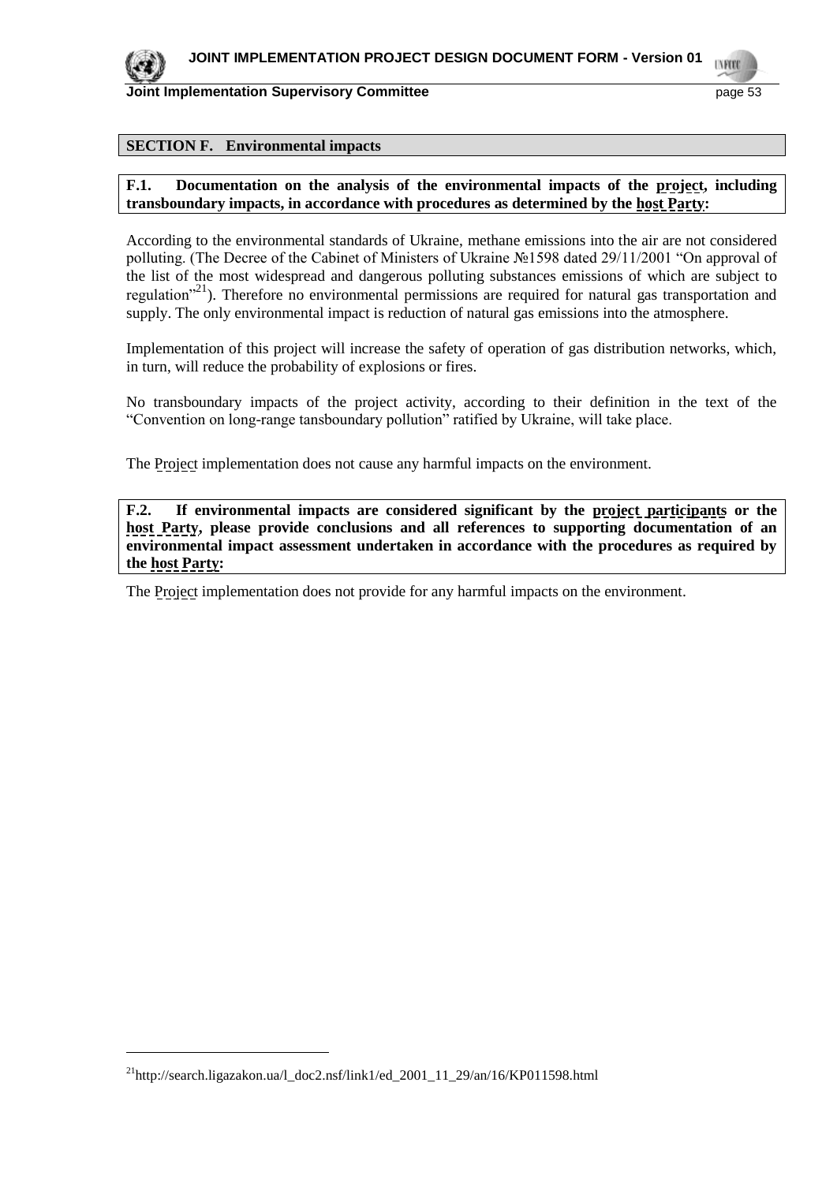## SECTION F. Environmental impacts

**F.1. Documentation on the analysis of the environmental impacts of the project, including transboundary impacts, in accordance with procedures as determined by the host Party:**

According to the environmental standards of Ukraine, methane emissions into the air are not considered polluting. (The Decree of the Cabinet of Ministers of Ukraine №1598 dated 29/11/2001 "On approval of the list of the most widespread and dangerous polluting substances emissions of which are subject to regulation"[21]). Therefore no environmental permissions are required for natural gas transportation and supply. The only environmental impact is reduction of natural gas emissions into the atmosphere.

Implementation of this project will increase the safety of operation of gas distribution networks, which, in turn, will reduce the probability of explosions or fires.

No transboundary impacts of the project activity, according to their definition in the text of the "Convention on long-range tansboundary pollution" ratified by Ukraine, will take place.

The Project implementation does not cause any harmful impacts on the environment.

**F.2. If environmental impacts are considered significant by the project participants or the host Party, please provide conclusions and all references to supporting documentation of an environmental impact assessment undertaken in accordance with the procedures as required by the host Party:**

The Project implementation does not provide for any harmful impacts on the environment.

[21] http://search.ligazakon.ua/l_doc2.nsf/link1/ed_2001_11_29/an/16/KP011598.html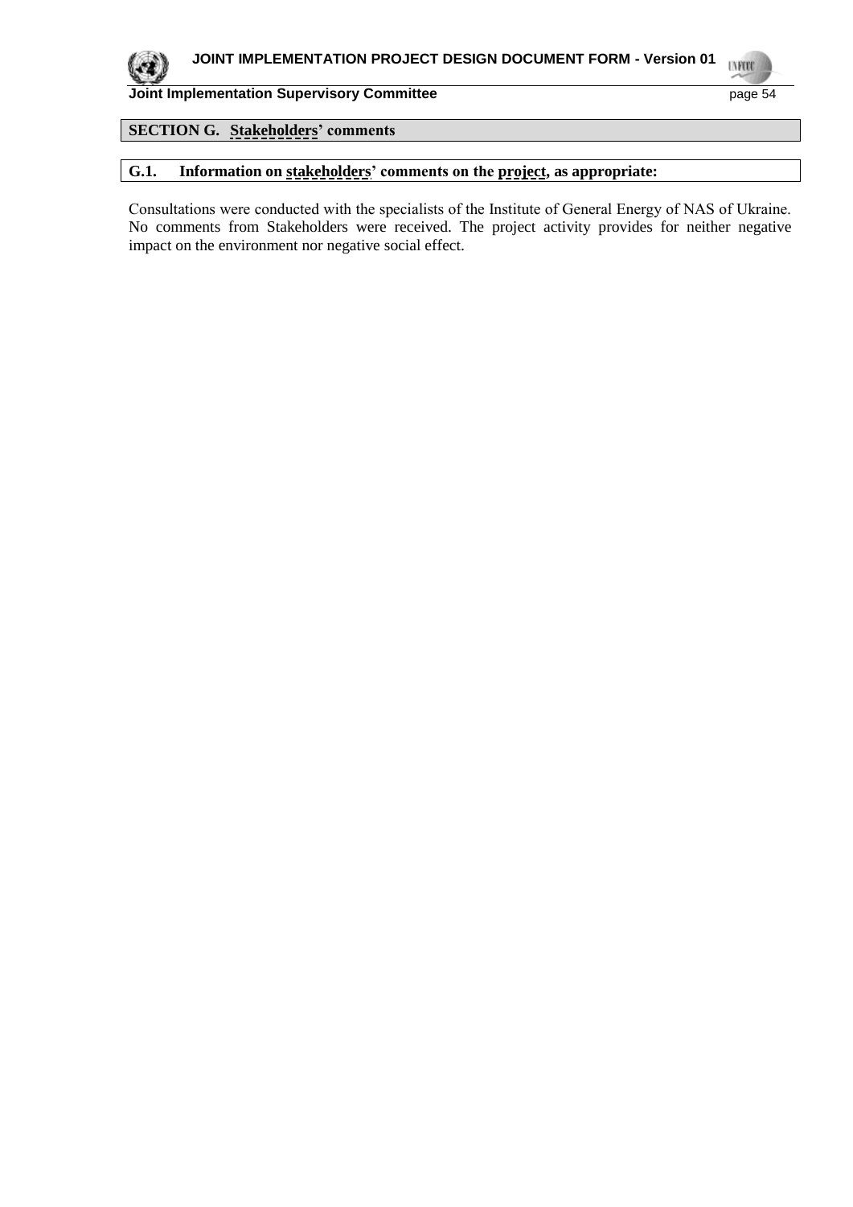## SECTION G. Stakeholders' comments

### G.1. Information on stakeholders' comments on the project, as appropriate:

Consultations were conducted with the specialists of the Institute of General Energy of NAS of Ukraine. No comments from Stakeholders were received. The project activity provides for neither negative impact on the environment nor negative social effect.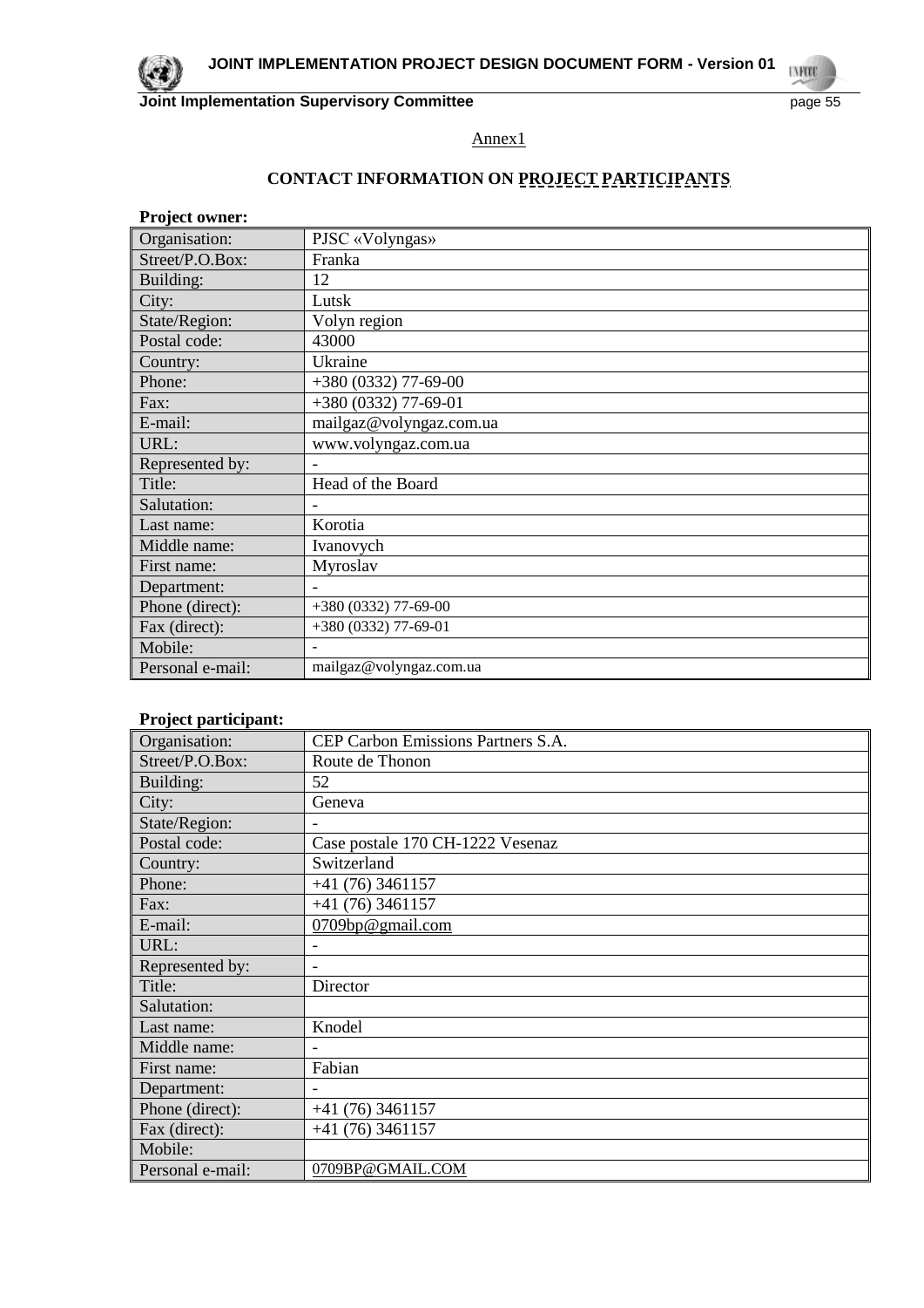Annex1

## CONTACT INFORMATION ON PROJECT PARTICIPANTS

**Project owner:**

| | |
|---|---|
| Organisation: | PJSC «Volyngas» |
| Street/P.O.Box: | Franka |
| Building: | 12 |
| City: | Lutsk |
| State/Region: | Volyn region |
| Postal code: | 43000 |
| Country: | Ukraine |
| Phone: | +380 (0332) 77-69-00 |
| Fax: | +380 (0332) 77-69-01 |
| E-mail: | mailgaz@volyngaz.com.ua |
| URL: | www.volyngaz.com.ua |
| Represented by: | - |
| Title: | Head of the Board |
| Salutation: | - |
| Last name: | Korotia |
| Middle name: | Ivanovych |
| First name: | Myroslav |
| Department: | - |
| Phone (direct): | +380 (0332) 77-69-00 |
| Fax (direct): | +380 (0332) 77-69-01 |
| Mobile: | - |
| Personal e-mail: | mailgaz@volyngaz.com.ua |

**Project participant:**

| | |
|---|---|
| Organisation: | CEP Carbon Emissions Partners S.A. |
| Street/P.O.Box: | Route de Thonon |
| Building: | 52 |
| City: | Geneva |
| State/Region: | - |
| Postal code: | Case postale 170 CH-1222 Vesenaz |
| Country: | Switzerland |
| Phone: | +41 (76) 3461157 |
| Fax: | +41 (76) 3461157 |
| E-mail: | 0709bp@gmail.com |
| URL: | - |
| Represented by: | - |
| Title: | Director |
| Salutation: | |
| Last name: | Knodel |
| Middle name: | - |
| First name: | Fabian |
| Department: | - |
| Phone (direct): | +41 (76) 3461157 |
| Fax (direct): | +41 (76) 3461157 |
| Mobile: | |
| Personal e-mail: | 0709BP@GMAIL.COM |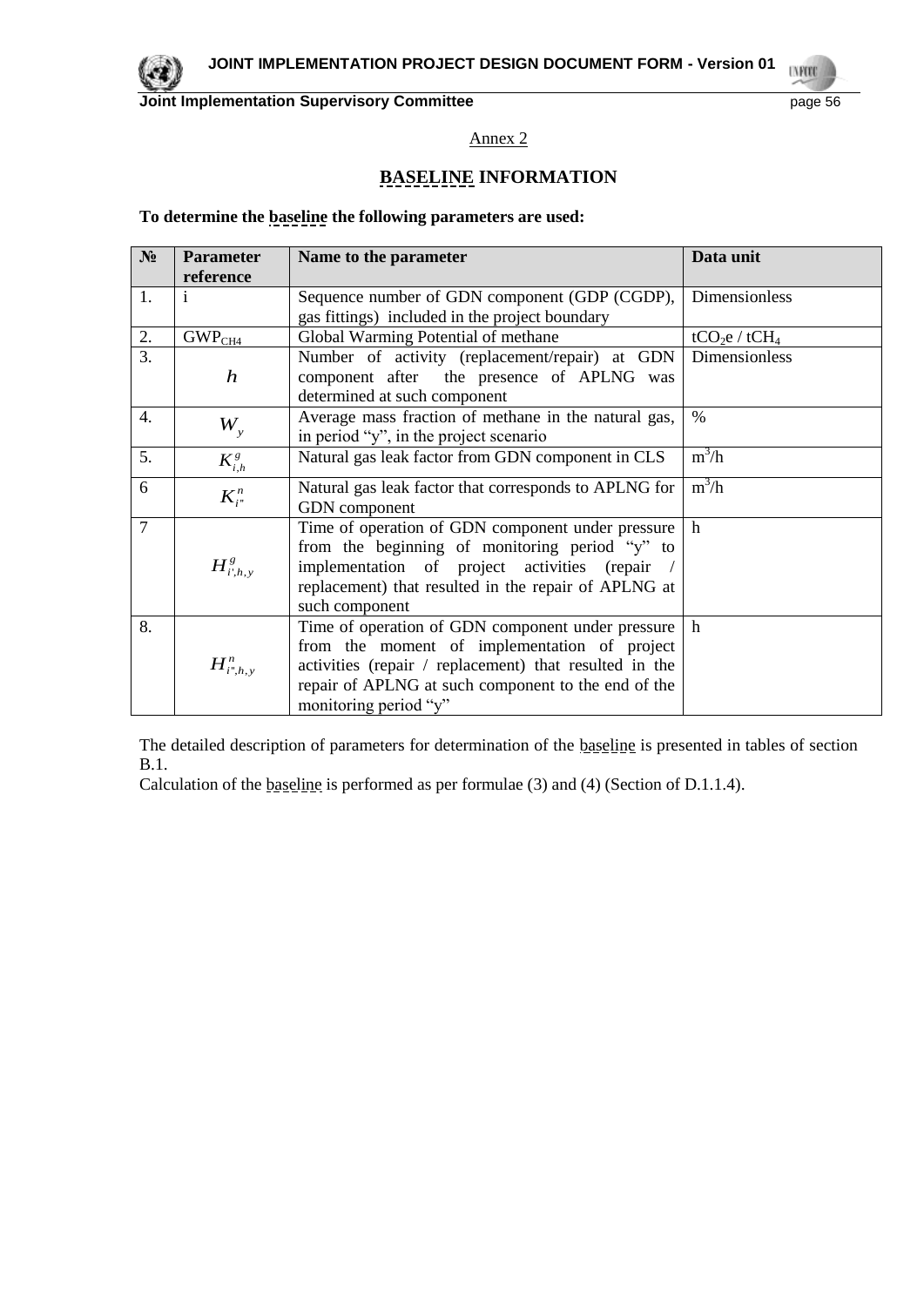Annex 2

# BASELINE INFORMATION

**To determine the baseline the following parameters are used:**

| № | Parameter reference | Name to the parameter | Data unit |
|---|---|---|---|
| 1. | i | Sequence number of GDN component (GDP (CGDP), gas fittings) included in the project boundary | Dimensionless |
| 2. | $GWP_{CH4}$ | Global Warming Potential of methane | $tCO_2e$ / $tCH_4$ |
| 3. | $h$ | Number of activity (replacement/repair) at GDN component after the presence of APLNG was determined at such component | Dimensionless |
| 4. | $W_y$ | Average mass fraction of methane in the natural gas, in period "y", in the project scenario | % |
| 5. | $K_{i,h}^{g}$ | Natural gas leak factor from GDN component in CLS | $m^3/h$ |
| 6 | $K_{i"}^{n}$ | Natural gas leak factor that corresponds to APLNG for GDN component | $m^3/h$ |
| 7 | $H_{i',h,y}^{g}$ | Time of operation of GDN component under pressure from the beginning of monitoring period "y" to implementation of project activities (repair / replacement) that resulted in the repair of APLNG at such component | h |
| 8. | $H_{i",h,y}^{n}$ | Time of operation of GDN component under pressure from the moment of implementation of project activities (repair / replacement) that resulted in the repair of APLNG at such component to the end of the monitoring period "y" | h |

The detailed description of parameters for determination of the baseline is presented in tables of section B.1.

Calculation of the baseline is performed as per formulae (3) and (4) (Section of D.1.1.4).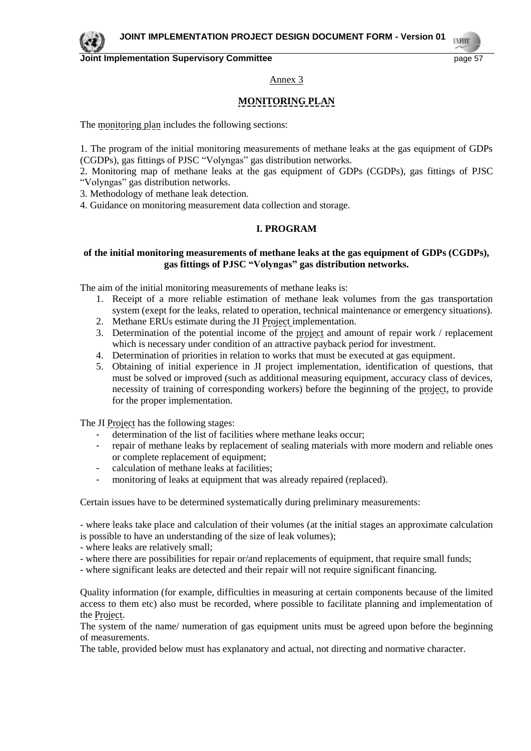Annex 3

## MONITORING PLAN

The monitoring plan includes the following sections:

1. The program of the initial monitoring measurements of methane leaks at the gas equipment of GDPs (CGDPs), gas fittings of PJSC "Volyngas" gas distribution networks.
2. Monitoring map of methane leaks at the gas equipment of GDPs (CGDPs), gas fittings of PJSC "Volyngas" gas distribution networks.
3. Methodology of methane leak detection.
4. Guidance on monitoring measurement data collection and storage.

### I. PROGRAM

**of the initial monitoring measurements of methane leaks at the gas equipment of GDPs (CGDPs), gas fittings of PJSC "Volyngas" gas distribution networks.**

The aim of the initial monitoring measurements of methane leaks is:

1. Receipt of a more reliable estimation of methane leak volumes from the gas transportation system (exept for the leaks, related to operation, technical maintenance or emergency situations).
2. Methane ERUs estimate during the JI Project implementation.
3. Determination of the potential income of the project and amount of repair work / replacement which is necessary under condition of an attractive payback period for investment.
4. Determination of priorities in relation to works that must be executed at gas equipment.
5. Obtaining of initial experience in JI project implementation, identification of questions, that must be solved or improved (such as additional measuring equipment, accuracy class of devices, necessity of training of corresponding workers) before the beginning of the project, to provide for the proper implementation.

The JI Project has the following stages:

- determination of the list of facilities where methane leaks occur;
- repair of methane leaks by replacement of sealing materials with more modern and reliable ones or complete replacement of equipment;
- calculation of methane leaks at facilities;
- monitoring of leaks at equipment that was already repaired (replaced).

Certain issues have to be determined systematically during preliminary measurements:

- where leaks take place and calculation of their volumes (at the initial stages an approximate calculation is possible to have an understanding of the size of leak volumes);
- where leaks are relatively small;
- where there are possibilities for repair or/and replacements of equipment, that require small funds;
- where significant leaks are detected and their repair will not require significant financing.

Quality information (for example, difficulties in measuring at certain components because of the limited access to them etc) also must be recorded, where possible to facilitate planning and implementation of the Project.

The system of the name/ numeration of gas equipment units must be agreed upon before the beginning of measurements.

The table, provided below must has explanatory and actual, not directing and normative character.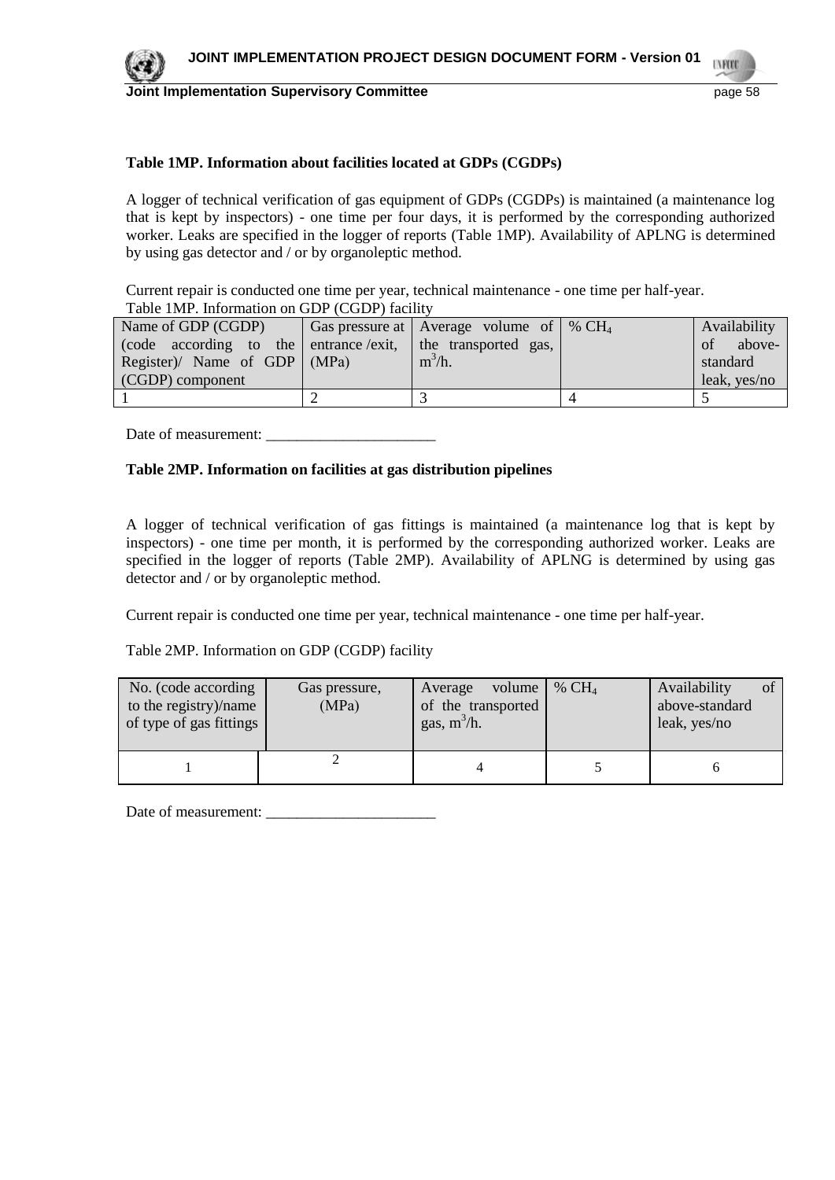**Table 1MP. Information about facilities located at GDPs (CGDPs)**

A logger of technical verification of gas equipment of GDPs (CGDPs) is maintained (a maintenance log that is kept by inspectors) - one time per four days, it is performed by the corresponding authorized worker. Leaks are specified in the logger of reports (Table 1MP). Availability of APLNG is determined by using gas detector and / or by organoleptic method.

Current repair is conducted one time per year, technical maintenance - one time per half-year.

Table 1MP. Information on GDP (CGDP) facility

| Name of GDP (CGDP) (code according to the Register)/ Name of GDP (CGDP) component | Gas pressure at entrance /exit, (MPa) | Average volume of the transported gas, $m^3/h$. | % $CH_4$ | Availability of above-standard leak, yes/no |
|---|---|---|---|---|
| 1 | 2 | 3 | 4 | 5 |

Date of measurement: ______________________

**Table 2MP. Information on facilities at gas distribution pipelines**

A logger of technical verification of gas fittings is maintained (a maintenance log that is kept by inspectors) - one time per month, it is performed by the corresponding authorized worker. Leaks are specified in the logger of reports (Table 2MP). Availability of APLNG is determined by using gas detector and / or by organoleptic method.

Current repair is conducted one time per year, technical maintenance - one time per half-year.

Table 2MP. Information on GDP (CGDP) facility

| No. (code according to the registry)/name of type of gas fittings | Gas pressure, (MPa) | Average volume of the transported gas, $m^3/h$. | % $CH_4$ | Availability of above-standard leak, yes/no |
|---|---|---|---|---|
| 1 | 2 | 4 | 5 | 6 |

Date of measurement: ______________________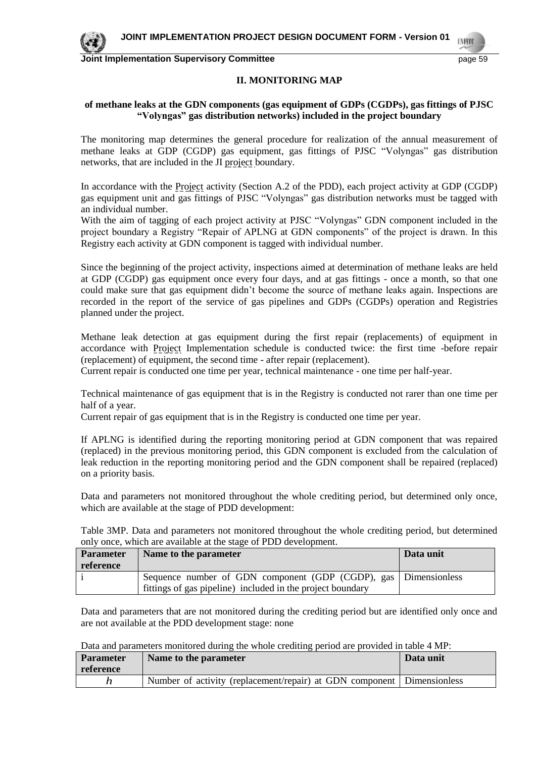## II. MONITORING MAP

**of methane leaks at the GDN components (gas equipment of GDPs (CGDPs), gas fittings of PJSC "Volyngas" gas distribution networks) included in the project boundary**

The monitoring map determines the general procedure for realization of the annual measurement of methane leaks at GDP (CGDP) gas equipment, gas fittings of PJSC "Volyngas" gas distribution networks, that are included in the JI project boundary.

In accordance with the Project activity (Section A.2 of the PDD), each project activity at GDP (CGDP) gas equipment unit and gas fittings of PJSC "Volyngas" gas distribution networks must be tagged with an individual number.

With the aim of tagging of each project activity at PJSC "Volyngas" GDN component included in the project boundary a Registry "Repair of APLNG at GDN components" of the project is drawn. In this Registry each activity at GDN component is tagged with individual number.

Since the beginning of the project activity, inspections aimed at determination of methane leaks are held at GDP (CGDP) gas equipment once every four days, and at gas fittings - once a month, so that one could make sure that gas equipment didn't become the source of methane leaks again. Inspections are recorded in the report of the service of gas pipelines and GDPs (CGDPs) operation and Registries planned under the project.

Methane leak detection at gas equipment during the first repair (replacements) of equipment in accordance with Project Implementation schedule is conducted twice: the first time -before repair (replacement) of equipment, the second time - after repair (replacement).

Current repair is conducted one time per year, technical maintenance - one time per half-year.

Technical maintenance of gas equipment that is in the Registry is conducted not rarer than one time per half of a year.

Current repair of gas equipment that is in the Registry is conducted one time per year.

If APLNG is identified during the reporting monitoring period at GDN component that was repaired (replaced) in the previous monitoring period, this GDN component is excluded from the calculation of leak reduction in the reporting monitoring period and the GDN component shall be repaired (replaced) on a priority basis.

Data and parameters not monitored throughout the whole crediting period, but determined only once, which are available at the stage of PDD development:

Table 3MP. Data and parameters not monitored throughout the whole crediting period, but determined only once, which are available at the stage of PDD development.

| Parameter reference | Name to the parameter | Data unit |
|---|---|---|
| i | Sequence number of GDN component (GDP (CGDP), gas fittings of gas pipeline) included in the project boundary | Dimensionless |

Data and parameters that are not monitored during the crediting period but are identified only once and are not available at the PDD development stage: none

Data and parameters monitored during the whole crediting period are provided in table 4 MP:

| Parameter reference | Name to the parameter | Data unit |
|---|---|---|
| $h$ | Number of activity (replacement/repair) at GDN component | Dimensionless |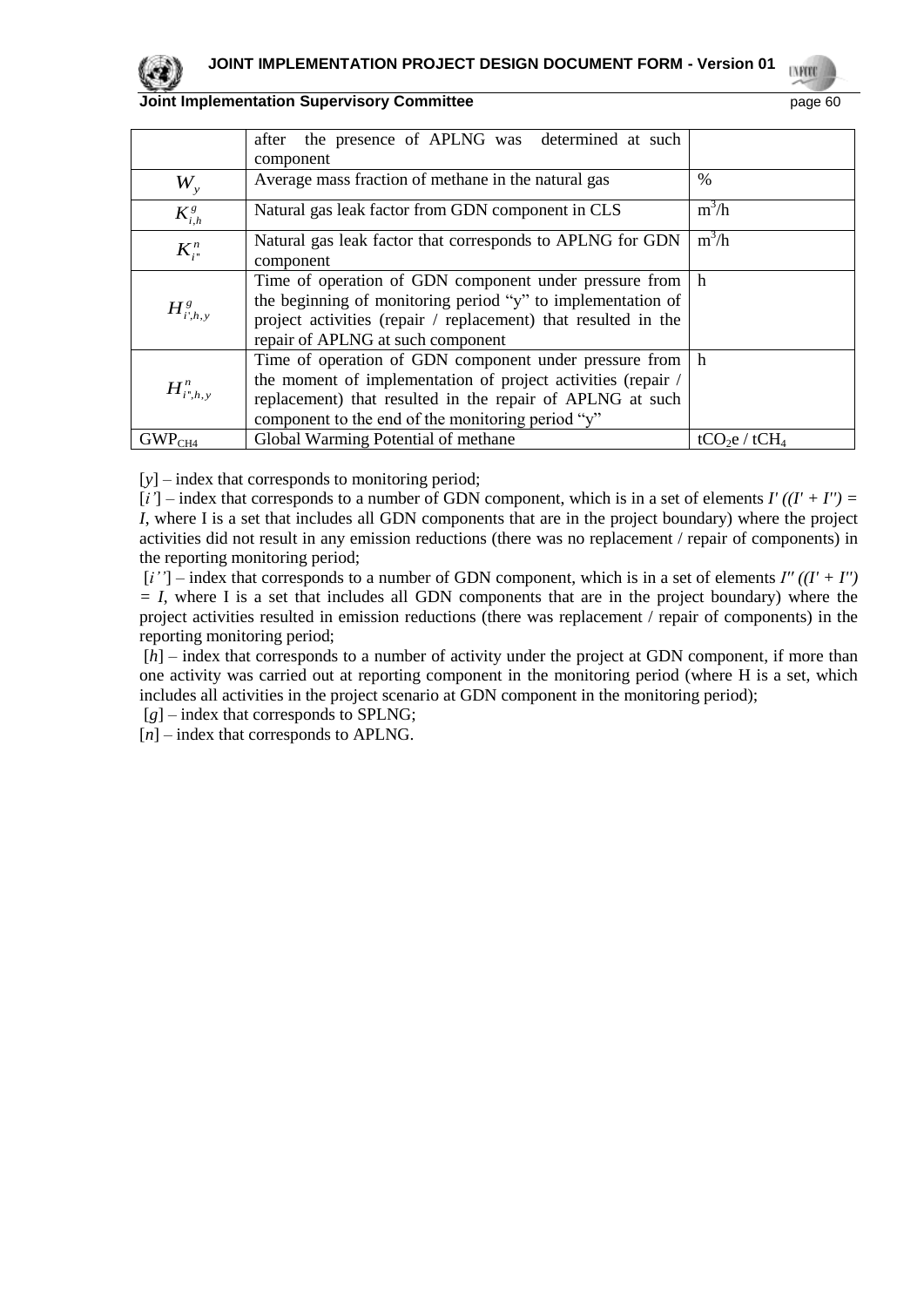|  | after the presence of APLNG was determined at such component |  |
| --- | --- | --- |
| $W_y$ | Average mass fraction of methane in the natural gas | % |
| $K^g_{i,h}$ | Natural gas leak factor from GDN component in CLS | $m^3/h$ |
| $K^n_{i''}$ | Natural gas leak factor that corresponds to APLNG for GDN component | $m^3/h$ |
| $H^g_{i',h,y}$ | Time of operation of GDN component under pressure from the beginning of monitoring period "y" to implementation of project activities (repair / replacement) that resulted in the repair of APLNG at such component | h |
| $H^n_{i'',h,y}$ | Time of operation of GDN component under pressure from the moment of implementation of project activities (repair / replacement) that resulted in the repair of APLNG at such component to the end of the monitoring period "y" | h |
| $GWP_{CH4}$ | Global Warming Potential of methane | $tCO_2e$ / $tCH_4$ |

[*y*] – index that corresponds to monitoring period;

[*i'*] – index that corresponds to a number of GDN component, which is in a set of elements *I' ((I' + I'') = I*, where I is a set that includes all GDN components that are in the project boundary) where the project activities did not result in any emission reductions (there was no replacement / repair of components) in the reporting monitoring period;

[*i''*] – index that corresponds to a number of GDN component, which is in a set of elements *I'' ((I' + I'') = I*, where I is a set that includes all GDN components that are in the project boundary) where the project activities resulted in emission reductions (there was replacement / repair of components) in the reporting monitoring period;

[*h*] – index that corresponds to a number of activity under the project at GDN component, if more than one activity was carried out at reporting component in the monitoring period (where H is a set, which includes all activities in the project scenario at GDN component in the monitoring period);

[*g*] – index that corresponds to SPLNG;

[*n*] – index that corresponds to APLNG.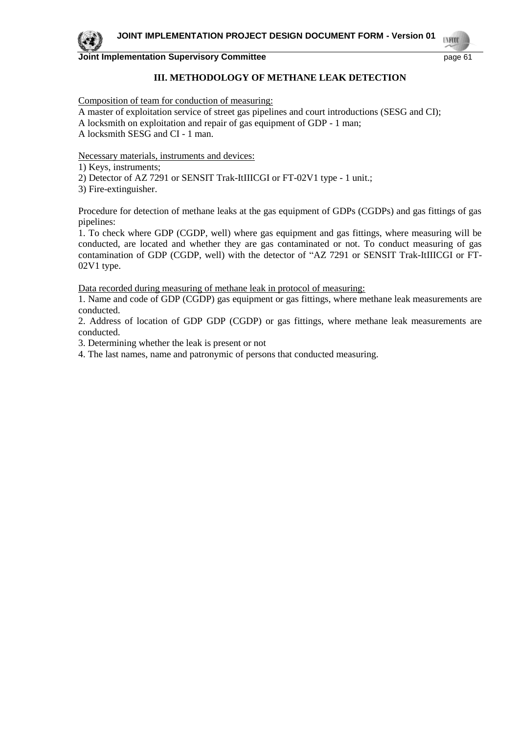## III. METHODOLOGY OF METHANE LEAK DETECTION

Composition of team for conduction of measuring:

A master of exploitation service of street gas pipelines and court introductions (SESG and CI);
A locksmith on exploitation and repair of gas equipment of GDP - 1 man;
A locksmith SESG and CI - 1 man.

Necessary materials, instruments and devices:

1) Keys, instruments;
2) Detector of AZ 7291 or SENSIT Trak-ItIIICGI or FT-02V1 type - 1 unit.;
3) Fire-extinguisher.

Procedure for detection of methane leaks at the gas equipment of GDPs (CGDPs) and gas fittings of gas pipelines:

1. To check where GDP (CGDP, well) where gas equipment and gas fittings, where measuring will be conducted, are located and whether they are gas contaminated or not. To conduct measuring of gas contamination of GDP (CGDP, well) with the detector of "AZ 7291 or SENSIT Trak-ItIIICGI or FT-02V1 type.

Data recorded during measuring of methane leak in protocol of measuring:

1. Name and code of GDP (CGDP) gas equipment or gas fittings, where methane leak measurements are conducted.
2. Address of location of GDP GDP (CGDP) or gas fittings, where methane leak measurements are conducted.
3. Determining whether the leak is present or not
4. The last names, name and patronymic of persons that conducted measuring.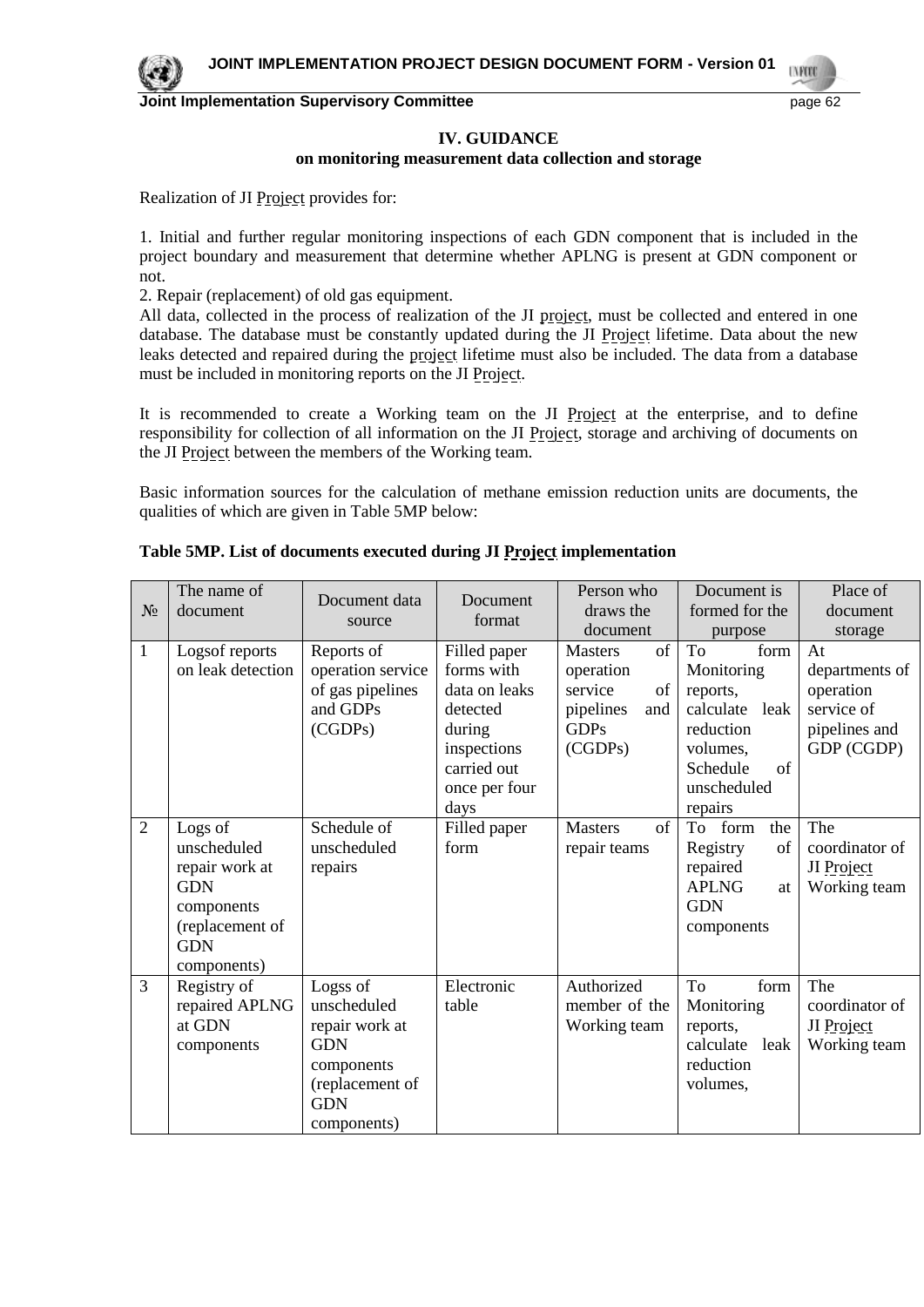## IV. GUIDANCE
### on monitoring measurement data collection and storage

Realization of JI Project provides for:

1. Initial and further regular monitoring inspections of each GDN component that is included in the project boundary and measurement that determine whether APLNG is present at GDN component or not.
2. Repair (replacement) of old gas equipment.

All data, collected in the process of realization of the JI project, must be collected and entered in one database. The database must be constantly updated during the JI Project lifetime. Data about the new leaks detected and repaired during the project lifetime must also be included. The data from a database must be included in monitoring reports on the JI Project.

It is recommended to create a Working team on the JI Project at the enterprise, and to define responsibility for collection of all information on the JI Project, storage and archiving of documents on the JI Project between the members of the Working team.

Basic information sources for the calculation of methane emission reduction units are documents, the qualities of which are given in Table 5MP below:

**Table 5MP. List of documents executed during JI Project implementation**

| № | The name of document | Document data source | Document format | Person who draws the document | Document is formed for the purpose | Place of document storage |
|---|---|---|---|---|---|---|
| 1 | Logsof reports on leak detection | Reports of operation service of gas pipelines and GDPs (CGDPs) | Filled paper forms with data on leaks detected during inspections carried out once per four days | Masters of operation service of pipelines and GDPs (CGDPs) | To form Monitoring reports, calculate leak reduction volumes, Schedule of unscheduled repairs | At departments of operation service of pipelines and GDP (CGDP) |
| 2 | Logs of unscheduled repair work at GDN components (replacement of GDN components) | Schedule of unscheduled repairs | Filled paper form | Masters of repair teams | To form the Registry of repaired APLNG at GDN components | The coordinator of JI Project Working team |
| 3 | Registry of repaired APLNG at GDN components | Logss of unscheduled repair work at GDN components (replacement of GDN components) | Electronic table | Authorized member of the Working team | To form Monitoring reports, calculate leak reduction volumes, | The coordinator of JI Project Working team |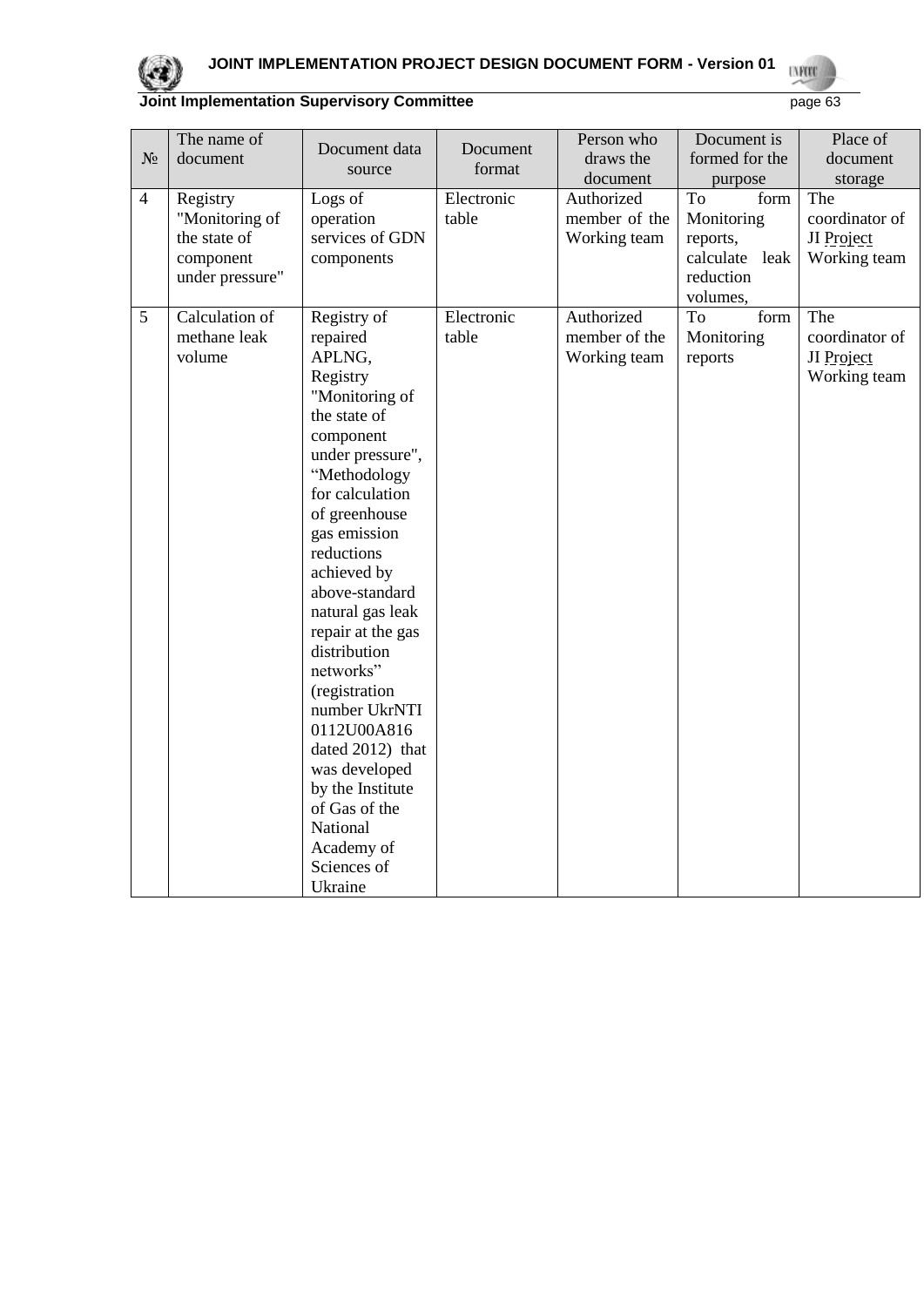| № | The name of document | Document data source | Document format | Person who draws the document | Document is formed for the purpose | Place of document storage |
|---|---|---|---|---|---|---|
| 4 | Registry "Monitoring of the state of component under pressure" | Logs of operation services of GDN components | Electronic table | Authorized member of the Working team | To form Monitoring reports, calculate leak reduction volumes, | The coordinator of JI Project Working team |
| 5 | Calculation of methane leak volume | Registry of repaired APLNG, Registry "Monitoring of the state of component under pressure", "Methodology for calculation of greenhouse gas emission reductions achieved by above-standard natural gas leak repair at the gas distribution networks" (registration number UkrNTI 0112U00A816 dated 2012) that was developed by the Institute of Gas of the National Academy of Sciences of Ukraine | Electronic table | Authorized member of the Working team | To form Monitoring reports | The coordinator of JI Project Working team |